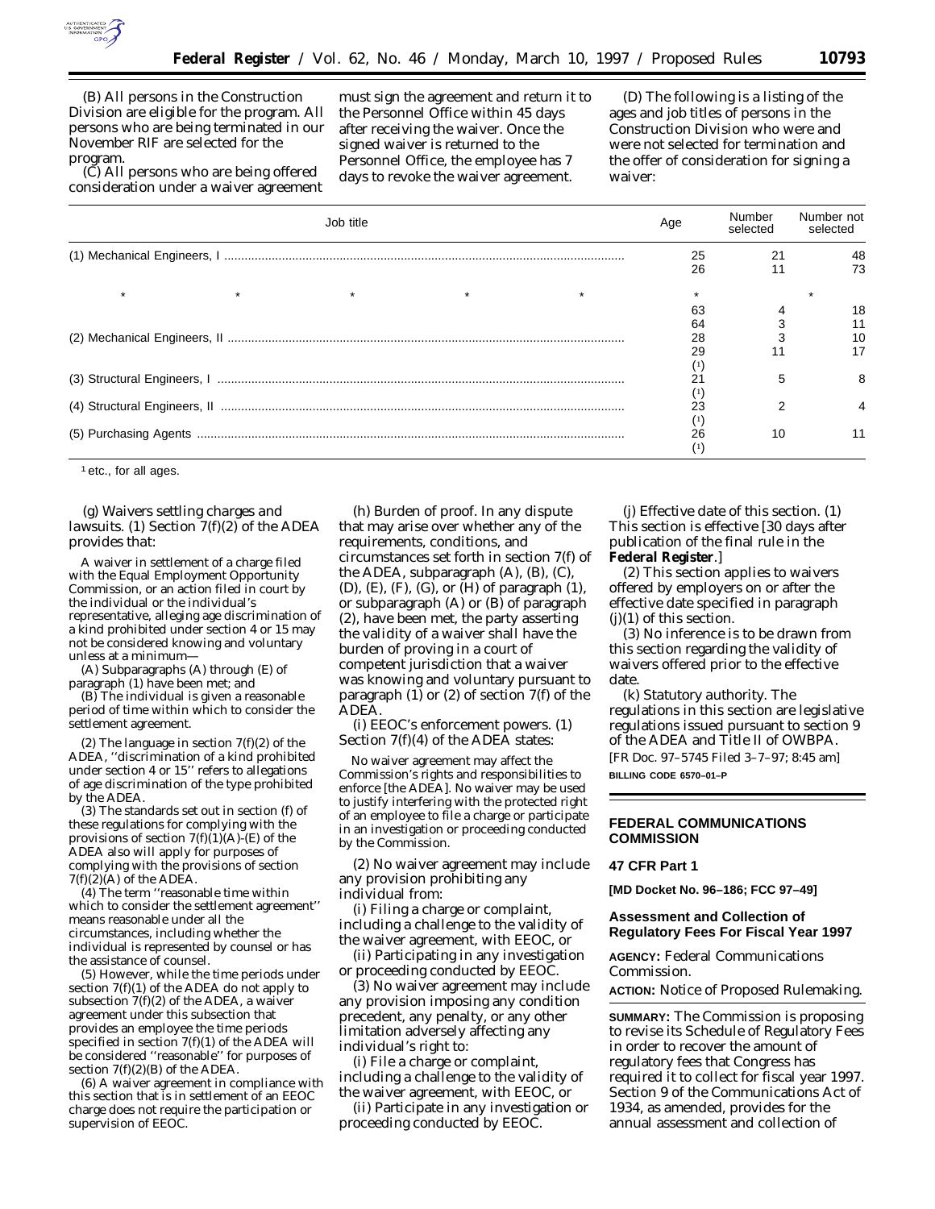(B) All persons in the Construction Division are eligible for the program. All persons who are being terminated in our November RIF are selected for the program.

(C) All persons who are being offered consideration under a waiver agreement must sign the agreement and return it to the Personnel Office within 45 days after receiving the waiver. Once the signed waiver is returned to the Personnel Office, the employee has 7 days to revoke the waiver agreement.

(D) The following is a listing of the ages and job titles of persons in the Construction Division who were and were not selected for termination and the offer of consideration for signing a waiver:

| Job title | Age | Number selected | Number not selected |
|---|---|---|---|
| (1) Mechanical Engineers, I | 25 | 21 | 48 |
| | 26 | 11 | 73 |
| * * * * * | * | | * |
| | 63 | 4 | 18 |
| | 64 | 3 | 11 |
| (2) Mechanical Engineers, II | 28 | 3 | 10 |
| | 29 | 11 | 17 |
| | [1] | | |
| (3) Structural Engineers, I | 21 | 5 | 8 |
| | [1] | | |
| (4) Structural Engineers, II | 23 | 2 | 4 |
| | [1] | | |
| (5) Purchasing Agents | 26 | 10 | 11 |
| | [1] | | |

[1] etc., for all ages.

(g) *Waivers settling charges and lawsuits.* (1) Section 7(f)(2) of the ADEA provides that:

> A waiver in settlement of a charge filed with the Equal Employment Opportunity Commission, or an action filed in court by the individual or the individual's representative, alleging age discrimination of a kind prohibited under section 4 or 15 may not be considered knowing and voluntary unless at a minimum—
>
> (A) Subparagraphs (A) through (E) of paragraph (1) have been met; and
>
> (B) The individual is given a reasonable period of time within which to consider the settlement agreement.

(2) The language in section 7(f)(2) of the ADEA, ''discrimination of a kind prohibited under section 4 or 15'' refers to allegations of age discrimination of the type prohibited by the ADEA.

(3) The standards set out in section (f) of these regulations for complying with the provisions of section 7(f)(1)(A)-(E) of the ADEA also will apply for purposes of complying with the provisions of section 7(f)(2)(A) of the ADEA.

(4) The term ''reasonable time within which to consider the settlement agreement'' means reasonable under all the circumstances, including whether the individual is represented by counsel or has the assistance of counsel.

(5) However, while the time periods under section 7(f)(1) of the ADEA do not apply to subsection 7(f)(2) of the ADEA, a waiver agreement under this subsection that provides an employee the time periods specified in section 7(f)(1) of the ADEA will be considered ''reasonable'' for purposes of section 7(f)(2)(B) of the ADEA.

(6) A waiver agreement in compliance with this section that is in settlement of an EEOC charge does not require the participation or supervision of EEOC.

(h) *Burden of proof.* In any dispute that may arise over whether any of the requirements, conditions, and circumstances set forth in section 7(f) of the ADEA, subparagraph (A), (B), (C), (D), (E), (F), (G), or (H) of paragraph (1), or subparagraph (A) or (B) of paragraph (2), have been met, the party asserting the validity of a waiver shall have the burden of proving in a court of competent jurisdiction that a waiver was knowing and voluntary pursuant to paragraph (1) or (2) of section 7(f) of the ADEA.

(i) *EEOC's enforcement powers.* (1) Section 7(f)(4) of the ADEA states:

> No waiver agreement may affect the Commission's rights and responsibilities to enforce [the ADEA]. No waiver may be used to justify interfering with the protected right of an employee to file a charge or participate in an investigation or proceeding conducted by the Commission.

(2) No waiver agreement may include any provision prohibiting any individual from:

(i) Filing a charge or complaint, including a challenge to the validity of the waiver agreement, with EEOC, or

(ii) Participating in any investigation or proceeding conducted by EEOC.

(3) No waiver agreement may include any provision imposing any condition precedent, any penalty, or any other limitation adversely affecting any individual's right to:

(i) File a charge or complaint, including a challenge to the validity of the waiver agreement, with EEOC, or

(ii) Participate in any investigation or proceeding conducted by EEOC.

(j) *Effective date of this section.* (1) This section is effective [30 days after publication of the final rule in the **Federal Register**.]

(2) This section applies to waivers offered by employers on or after the effective date specified in paragraph (j)(1) of this section.

(3) No inference is to be drawn from this section regarding the validity of waivers offered prior to the effective date.

(k) *Statutory authority.* The regulations in this section are legislative regulations issued pursuant to section 9 of the ADEA and Title II of OWBPA.

[FR Doc. 97–5745 Filed 3–7–97; 8:45 am]

**BILLING CODE 6570–01–P**

---

## FEDERAL COMMUNICATIONS COMMISSION

### 47 CFR Part 1

**[MD Docket No. 96–186; FCC 97–49]**

### Assessment and Collection of Regulatory Fees For Fiscal Year 1997

**AGENCY:** Federal Communications Commission.

**ACTION:** Notice of Proposed Rulemaking.

**SUMMARY:** The Commission is proposing to revise its Schedule of Regulatory Fees in order to recover the amount of regulatory fees that Congress has required it to collect for fiscal year 1997. Section 9 of the Communications Act of 1934, as amended, provides for the annual assessment and collection of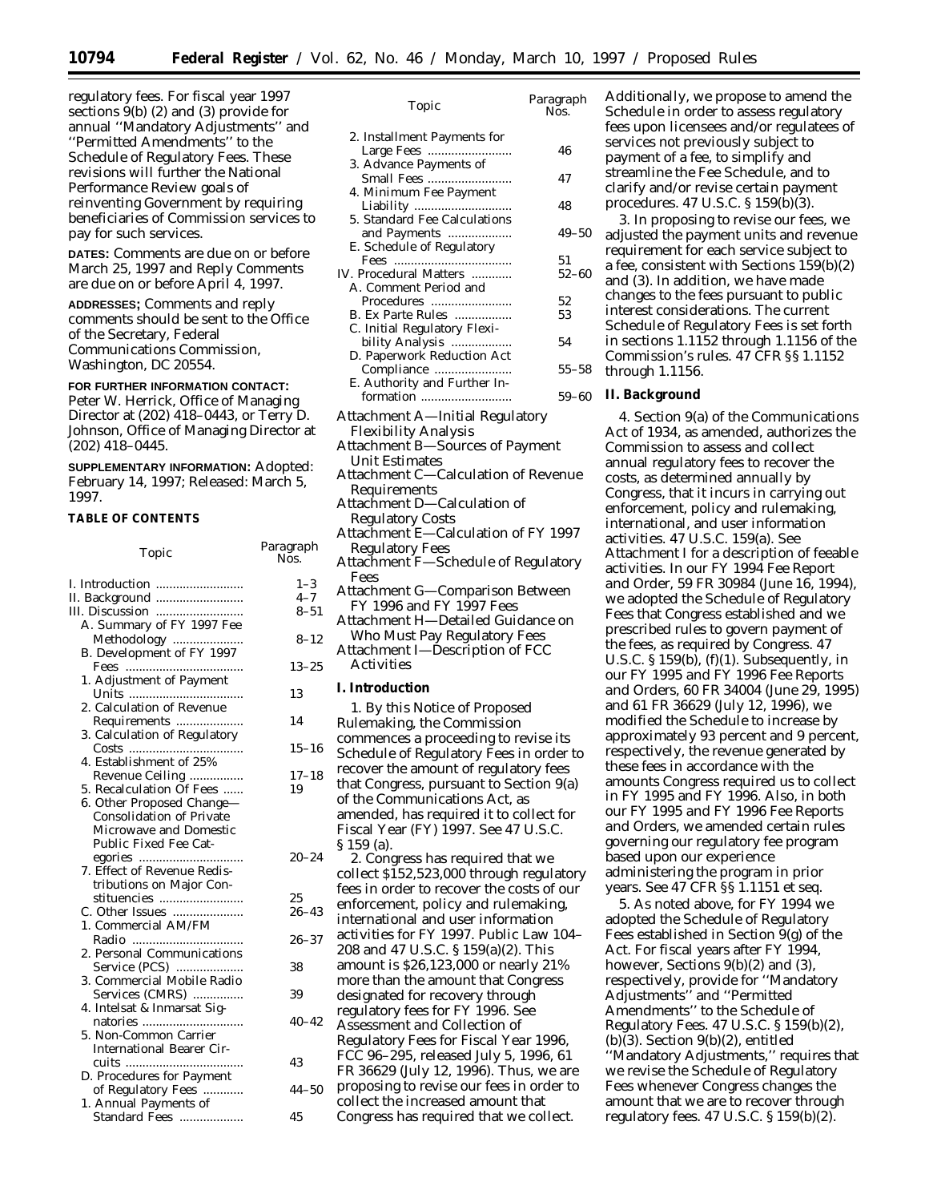regulatory fees. For fiscal year 1997 sections 9(b) (2) and (3) provide for annual ''Mandatory Adjustments'' and ''Permitted Amendments'' to the Schedule of Regulatory Fees. These revisions will further the National Performance Review goals of reinventing Government by requiring beneficiaries of Commission services to pay for such services.

**DATES:** Comments are due on or before March 25, 1997 and Reply Comments are due on or before April 4, 1997.

**ADDRESSES;** Comments and reply comments should be sent to the Office of the Secretary, Federal Communications Commission, Washington, DC 20554.

**FOR FURTHER INFORMATION CONTACT:** Peter W. Herrick, Office of Managing Director at (202) 418–0443, or Terry D. Johnson, Office of Managing Director at (202) 418–0445.

**SUPPLEMENTARY INFORMATION:** Adopted: February 14, 1997; Released: March 5, 1997.

**TABLE OF CONTENTS**

| Topic | Paragraph Nos. |
|---|---|
| I. Introduction | 1–3 |
| II. Background | 4–7 |
| III. Discussion | 8–51 |
| A. Summary of FY 1997 Fee Methodology | 8–12 |
| B. Development of FY 1997 Fees | 13–25 |
| 1. Adjustment of Payment Units | 13 |
| 2. Calculation of Revenue Requirements | 14 |
| 3. Calculation of Regulatory Costs | 15–16 |
| 4. Establishment of 25% Revenue Ceiling | 17–18 |
| 5. Recalculation Of Fees | 19 |
| 6. Other Proposed Change—Consolidation of Private Microwave and Domestic Public Fixed Fee Categories | 20–24 |
| 7. Effect of Revenue Redistributions on Major Constituencies | 25 |
| C. Other Issues | 26–43 |
| 1. Commercial AM/FM Radio | 26–37 |
| 2. Personal Communications Service (PCS) | 38 |
| 3. Commercial Mobile Radio Services (CMRS) | 39 |
| 4. Intelsat & Inmarsat Signatories | 40–42 |
| 5. Non-Common Carrier International Bearer Circuits | 43 |
| D. Procedures for Payment of Regulatory Fees | 44–50 |
| 1. Annual Payments of Standard Fees | 45 |
| 2. Installment Payments for Large Fees | 46 |
| 3. Advance Payments of Small Fees | 47 |
| 4. Minimum Fee Payment Liability | 48 |
| 5. Standard Fee Calculations and Payments | 49–50 |
| E. Schedule of Regulatory Fees | 51 |
| IV. Procedural Matters | 52–60 |
| A. Comment Period and Procedures | 52 |
| B. Ex Parte Rules | 53 |
| C. Initial Regulatory Flexibility Analysis | 54 |
| D. Paperwork Reduction Act Compliance | 55–58 |
| E. Authority and Further Information | 59–60 |

Attachment A—Initial Regulatory Flexibility Analysis
Attachment B—Sources of Payment Unit Estimates
Attachment C—Calculation of Revenue Requirements
Attachment D—Calculation of Regulatory Costs
Attachment E—Calculation of FY 1997 Regulatory Fees
Attachment F—Schedule of Regulatory Fees
Attachment G—Comparison Between FY 1996 and FY 1997 Fees
Attachment H—Detailed Guidance on Who Must Pay Regulatory Fees
Attachment I—Description of FCC Activities

## I. Introduction

1. By this Notice of Proposed Rulemaking, the Commission commences a proceeding to revise its Schedule of Regulatory Fees in order to recover the amount of regulatory fees that Congress, pursuant to Section 9(a) of the Communications Act, as amended, has required it to collect for Fiscal Year (FY) 1997. See 47 U.S.C. § 159 (a).

2. Congress has required that we collect $152,523,000 through regulatory fees in order to recover the costs of our enforcement, policy and rulemaking, international and user information activities for FY 1997. Public Law 104–208 and 47 U.S.C. § 159(a)(2). This amount is $26,123,000 or nearly 21% more than the amount that Congress designated for recovery through regulatory fees for FY 1996. See *Assessment and Collection of Regulatory Fees for Fiscal Year 1996*, FCC 96–295, released July 5, 1996, 61 FR 36629 (July 12, 1996). Thus, we are proposing to revise our fees in order to collect the increased amount that Congress has required that we collect. Additionally, we propose to amend the Schedule in order to assess regulatory fees upon licensees and/or regulatees of services not previously subject to payment of a fee, to simplify and streamline the Fee Schedule, and to clarify and/or revise certain payment procedures. 47 U.S.C. § 159(b)(3).

3. In proposing to revise our fees, we adjusted the payment units and revenue requirement for each service subject to a fee, consistent with Sections 159(b)(2) and (3). In addition, we have made changes to the fees pursuant to public interest considerations. The current Schedule of Regulatory Fees is set forth in sections 1.1152 through 1.1156 of the Commission's rules. 47 CFR §§ 1.1152 through 1.1156.

## II. Background

4. Section 9(a) of the Communications Act of 1934, as amended, authorizes the Commission to assess and collect annual regulatory fees to recover the costs, as determined annually by Congress, that it incurs in carrying out enforcement, policy and rulemaking, international, and user information activities. 47 U.S.C. 159(a). See Attachment I for a description of feeable activities. In our *FY 1994 Fee Report and Order*, 59 FR 30984 (June 16, 1994), we adopted the Schedule of Regulatory Fees that Congress established and we prescribed rules to govern payment of the fees, as required by Congress. 47 U.S.C. § 159(b), (f)(1). Subsequently, in our *FY 1995 and FY 1996 Fee Reports and Orders*, 60 FR 34004 (June 29, 1995) and 61 FR 36629 (July 12, 1996), we modified the Schedule to increase by approximately 93 percent and 9 percent, respectively, the revenue generated by these fees in accordance with the amounts Congress required us to collect in FY 1995 and FY 1996. Also, in both our *FY 1995 and FY 1996 Fee Reports and Orders*, we amended certain rules governing our regulatory fee program based upon our experience administering the program in prior years. See 47 CFR §§ 1.1151 *et seq.*

5. As noted above, for FY 1994 we adopted the Schedule of Regulatory Fees established in Section 9(g) of the Act. For fiscal years after FY 1994, however, Sections 9(b)(2) and (3), respectively, provide for ''Mandatory Adjustments'' and ''Permitted Amendments'' to the Schedule of Regulatory Fees. 47 U.S.C. § 159(b)(2), (b)(3). Section 9(b)(2), entitled ''Mandatory Adjustments,'' requires that we revise the Schedule of Regulatory Fees whenever Congress changes the amount that we are to recover through regulatory fees. 47 U.S.C. § 159(b)(2).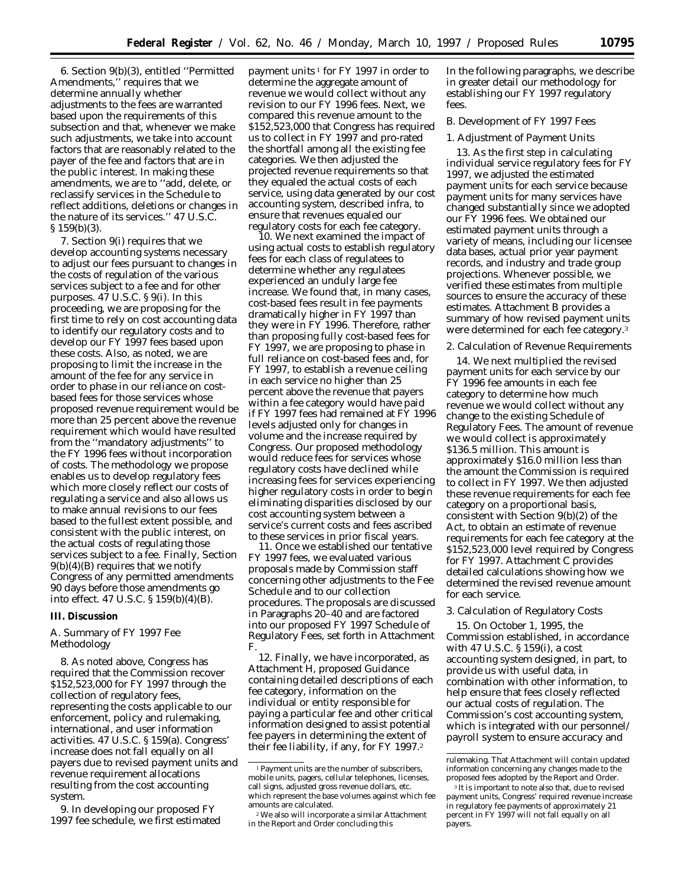6. Section 9(b)(3), entitled ''Permitted Amendments,'' requires that we determine annually whether adjustments to the fees are warranted based upon the requirements of this subsection and that, whenever we make such adjustments, we take into account factors that are reasonably related to the payer of the fee and factors that are in the public interest. In making these amendments, we are to ''add, delete, or reclassify services in the Schedule to reflect additions, deletions or changes in the nature of its services.'' 47 U.S.C. § 159(b)(3).

7. Section 9(i) requires that we develop accounting systems necessary to adjust our fees pursuant to changes in the costs of regulation of the various services subject to a fee and for other purposes. 47 U.S.C. § 9(i). In this proceeding, we are proposing for the first time to rely on cost accounting data to identify our regulatory costs and to develop our FY 1997 fees based upon these costs. Also, as noted, we are proposing to limit the increase in the amount of the fee for any service in order to phase in our reliance on cost-based fees for those services whose proposed revenue requirement would be more than 25 percent above the revenue requirement which would have resulted from the ''mandatory adjustments'' to the FY 1996 fees without incorporation of costs. The methodology we propose enables us to develop regulatory fees which more closely reflect our costs of regulating a service and also allows us to make annual revisions to our fees based to the fullest extent possible, and consistent with the public interest, on the actual costs of regulating those services subject to a fee. Finally, Section 9(b)(4)(B) requires that we notify Congress of any permitted amendments 90 days before those amendments go into effect. 47 U.S.C. § 159(b)(4)(B).

## III. Discussion

### A. Summary of FY 1997 Fee Methodology

8. As noted above, Congress has required that the Commission recover $152,523,000 for FY 1997 through the collection of regulatory fees, representing the costs applicable to our enforcement, policy and rulemaking, international, and user information activities. 47 U.S.C. § 159(a). Congress' increase does not fall equally on all payers due to revised payment units and revenue requirement allocations resulting from the cost accounting system.

9. In developing our proposed FY 1997 fee schedule, we first estimated payment units [1] for FY 1997 in order to determine the aggregate amount of revenue we would collect without any revision to our FY 1996 fees. Next, we compared this revenue amount to the $152,523,000 that Congress has required us to collect in FY 1997 and pro-rated the shortfall among all the existing fee categories. We then adjusted the projected revenue requirements so that they equaled the actual costs of each service, using data generated by our cost accounting system, described *infra*, to ensure that revenues equaled our regulatory costs for each fee category.

10. We next examined the impact of using actual costs to establish regulatory fees for each class of regulatees to determine whether any regulatees experienced an unduly large fee increase. We found that, in many cases, cost-based fees result in fee payments dramatically higher in FY 1997 than they were in FY 1996. Therefore, rather than proposing fully cost-based fees for FY 1997, we are proposing to phase in full reliance on cost-based fees and, for FY 1997, to establish a revenue ceiling in each service no higher than 25 percent above the revenue that payers within a fee category would have paid if FY 1997 fees had remained at FY 1996 levels adjusted only for changes in volume and the increase required by Congress. Our proposed methodology would reduce fees for services whose regulatory costs have declined while increasing fees for services experiencing higher regulatory costs in order to begin eliminating disparities disclosed by our cost accounting system between a service's current costs and fees ascribed to these services in prior fiscal years.

11. Once we established our tentative FY 1997 fees, we evaluated various proposals made by Commission staff concerning other adjustments to the Fee Schedule and to our collection procedures. The proposals are discussed in Paragraphs 20–40 and are factored into our proposed FY 1997 Schedule of Regulatory Fees, set forth in Attachment F.

12. Finally, we have incorporated, as Attachment H, proposed Guidance containing detailed descriptions of each fee category, information on the individual or entity responsible for paying a particular fee and other critical information designed to assist potential fee payers in determining the extent of their fee liability, if any, for FY 1997.[2] In the following paragraphs, we describe in greater detail our methodology for establishing our FY 1997 regulatory fees.

### B. Development of FY 1997 Fees

#### 1. Adjustment of Payment Units

13. As the first step in calculating individual service regulatory fees for FY 1997, we adjusted the estimated payment units for each service because payment units for many services have changed substantially since we adopted our FY 1996 fees. We obtained our estimated payment units through a variety of means, including our licensee data bases, actual prior year payment records, and industry and trade group projections. Whenever possible, we verified these estimates from multiple sources to ensure the accuracy of these estimates. Attachment B provides a summary of how revised payment units were determined for each fee category.[3]

#### 2. Calculation of Revenue Requirements

14. We next multiplied the revised payment units for each service by our FY 1996 fee amounts in each fee category to determine how much revenue we would collect without any change to the existing Schedule of Regulatory Fees. The amount of revenue we would collect is approximately $136.5 million. This amount is approximately $16.0 million less than the amount the Commission is required to collect in FY 1997. We then adjusted these revenue requirements for each fee category on a proportional basis, consistent with Section 9(b)(2) of the Act, to obtain an estimate of revenue requirements for each fee category at the $152,523,000 level required by Congress for FY 1997. Attachment C provides detailed calculations showing how we determined the revised revenue amount for each service.

#### 3. Calculation of Regulatory Costs

15. On October 1, 1995, the Commission established, in accordance with 47 U.S.C. § 159(i), a cost accounting system designed, in part, to provide us with useful data, in combination with other information, to help ensure that fees closely reflected our actual costs of regulation. The Commission's cost accounting system, which is integrated with our personnel/payroll system to ensure accuracy and

---

[1] Payment units are the number of subscribers, mobile units, pagers, cellular telephones, licenses, call signs, adjusted gross revenue dollars, etc. which represent the base volumes against which fee amounts are calculated.

[2] We also will incorporate a similar Attachment in the Report and Order concluding this rulemaking. That Attachment will contain updated information concerning any changes made to the proposed fees adopted by the Report and Order.

[3] It is important to note also that, due to revised payment units, Congress' required revenue increase in regulatory fee payments of approximately 21 percent in FY 1997 will not fall equally on all payers.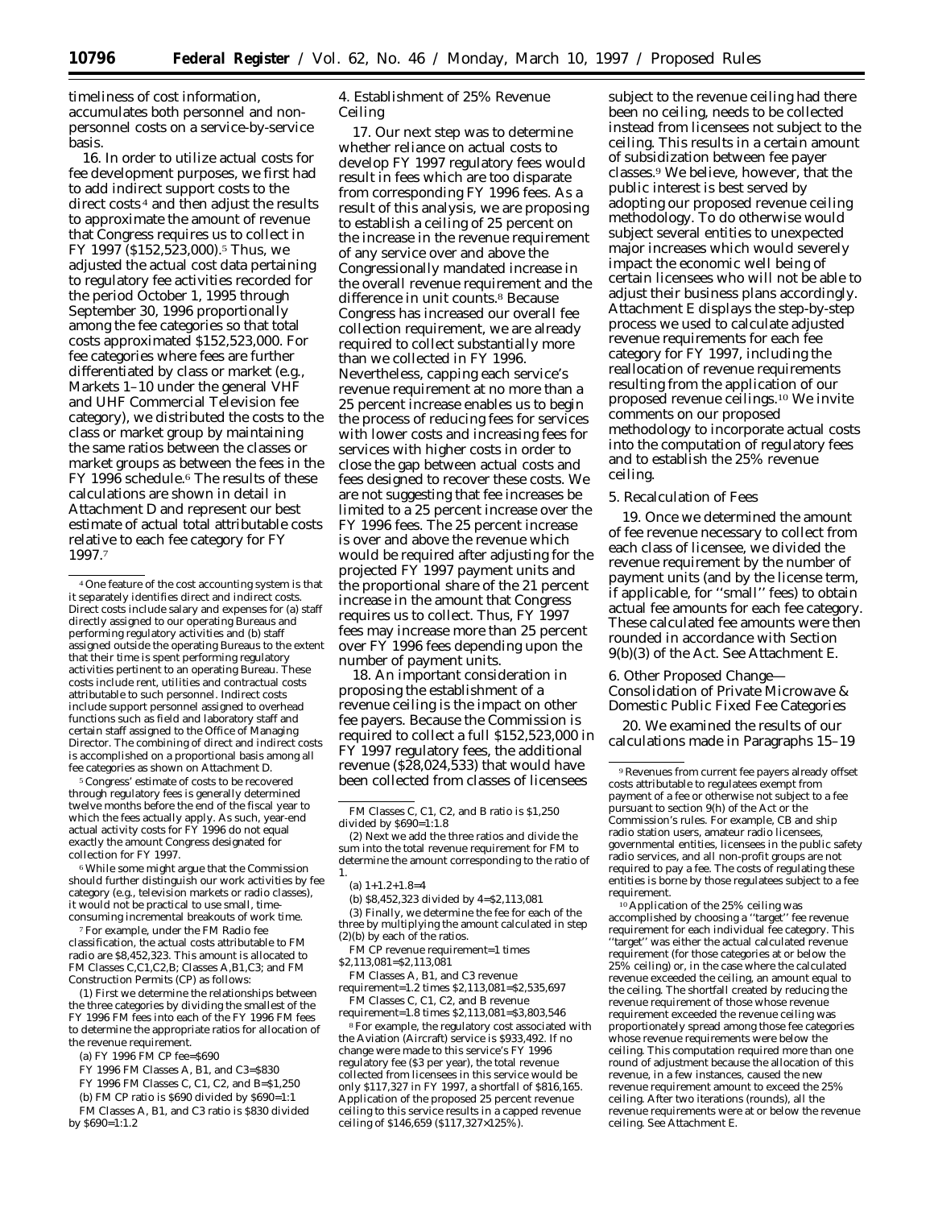timeliness of cost information, accumulates both personnel and non-personnel costs on a service-by-service basis.

16. In order to utilize actual costs for fee development purposes, we first had to add indirect support costs to the direct costs[4] and then adjust the results to approximate the amount of revenue that Congress requires us to collect in FY 1997 ($152,523,000).[5] Thus, we adjusted the actual cost data pertaining to regulatory fee activities recorded for the period October 1, 1995 through September 30, 1996 proportionally among the fee categories so that total costs approximated $152,523,000. For fee categories where fees are further differentiated by class or market (e.g., Markets 1–10 under the general VHF and UHF Commercial Television fee category), we distributed the costs to the class or market group by maintaining the same ratios between the classes or market groups as between the fees in the FY 1996 schedule.[6] The results of these calculations are shown in detail in Attachment D and represent our best estimate of actual total attributable costs relative to each fee category for FY 1997.[7]

### 4. Establishment of 25% Revenue Ceiling

17. Our next step was to determine whether reliance on actual costs to develop FY 1997 regulatory fees would result in fees which are too disparate from corresponding FY 1996 fees. As a result of this analysis, we are proposing to establish a ceiling of 25 percent on the increase in the revenue requirement of any service over and above the Congressionally mandated increase in the overall revenue requirement and the difference in unit counts.[8] Because Congress has increased our overall fee collection requirement, we are already required to collect substantially more than we collected in FY 1996. Nevertheless, capping each service's revenue requirement at no more than a 25 percent increase enables us to begin the process of reducing fees for services with lower costs and increasing fees for services with higher costs in order to close the gap between actual costs and fees designed to recover these costs. We are not suggesting that fee increases be limited to a 25 percent increase over the FY 1996 fees. The 25 percent increase is over and above the revenue which would be required after adjusting for the projected FY 1997 payment units and the proportional share of the 21 percent increase in the amount that Congress requires us to collect. Thus, FY 1997 fees may increase more than 25 percent over FY 1996 fees depending upon the number of payment units.

18. An important consideration in proposing the establishment of a revenue ceiling is the impact on other fee payers. Because the Commission is required to collect a full $152,523,000 in FY 1997 regulatory fees, the additional revenue ($28,024,533) that would have been collected from classes of licensees subject to the revenue ceiling had there been no ceiling, needs to be collected instead from licensees not subject to the ceiling. This results in a certain amount of subsidization between fee payer classes.[9] We believe, however, that the public interest is best served by adopting our proposed revenue ceiling methodology. To do otherwise would subject several entities to unexpected major increases which would severely impact the economic well being of certain licensees who will not be able to adjust their business plans accordingly. Attachment E displays the step-by-step process we used to calculate adjusted revenue requirements for each fee category for FY 1997, including the reallocation of revenue requirements resulting from the application of our proposed revenue ceilings.[10] We invite comments on our proposed methodology to incorporate actual costs into the computation of regulatory fees and to establish the 25% revenue ceiling.

### 5. Recalculation of Fees

19. Once we determined the amount of fee revenue necessary to collect from each class of licensee, we divided the revenue requirement by the number of payment units (and by the license term, if applicable, for ''small'' fees) to obtain actual fee amounts for each fee category. These calculated fee amounts were then rounded in accordance with Section 9(b)(3) of the Act. See Attachment E.

### 6. Other Proposed Change—Consolidation of Private Microwave & Domestic Public Fixed Fee Categories

20. We examined the results of our calculations made in Paragraphs 15–19

---

[4] One feature of the cost accounting system is that it separately identifies direct and indirect costs. Direct costs include salary and expenses for (a) staff directly assigned to our operating Bureaus and performing regulatory activities and (b) staff assigned outside the operating Bureaus to the extent that their time is spent performing regulatory activities pertinent to an operating Bureau. These costs include rent, utilities and contractual costs attributable to such personnel. Indirect costs include support personnel assigned to overhead functions such as field and laboratory staff and certain staff assigned to the Office of Managing Director. The combining of direct and indirect costs is accomplished on a proportional basis among all fee categories as shown on Attachment D.

[5] Congress' estimate of costs to be recovered through regulatory fees is generally determined twelve months before the end of the fiscal year to which the fees actually apply. As such, year-end actual activity costs for FY 1996 do not equal exactly the amount Congress designated for collection for FY 1997.

[6] While some might argue that the Commission should further distinguish our work activities by fee category (e.g., television markets or radio classes), it would not be practical to use small, time-consuming incremental breakouts of work time.

[7] For example, under the FM Radio fee classification, the actual costs attributable to FM radio are $8,452,323. This amount is allocated to FM Classes C,C1,C2,B; Classes A,B1,C3; and FM Construction Permits (CP) as follows:

(1) First we determine the relationships between the three categories by dividing the smallest of the FY 1996 FM fees into each of the FY 1996 FM fees to determine the appropriate ratios for allocation of the revenue requirement.

(a) FY 1996 FM CP fee=$690

FY 1996 FM Classes A, B1, and C3=$830

FY 1996 FM Classes C, C1, C2, and B=$1,250

(b) FM CP ratio is $690 divided by $690=1:1

FM Classes A, B1, and C3 ratio is $830 divided by $690=1:1.2

FM Classes C, C1, C2, and B ratio is $1,250 divided by $690=1:1.8

(2) Next we add the three ratios and divide the sum into the total revenue requirement for FM to determine the amount corresponding to the ratio of 1.

(a) 1+1.2+1.8=4

(b) $8,452,323 divided by 4=$2,113,081

(3) Finally, we determine the fee for each of the three by multiplying the amount calculated in step (2)(b) by each of the ratios.

FM CP revenue requirement=1 times $2,113,081=$2,113,081

FM Classes A, B1, and C3 revenue requirement=1.2 times $2,113,081=$2,535,697

FM Classes C, C1, C2, and B revenue requirement=1.8 times $2,113,081=$3,803,546

[8] For example, the regulatory cost associated with the Aviation (Aircraft) service is $933,492. If no change were made to this service's FY 1996 regulatory fee ($3 per year), the total revenue collected from licensees in this service would be only $117,327 in FY 1997, a shortfall of $816,165. Application of the proposed 25 percent revenue ceiling to this service results in a capped revenue ceiling of $146,659 ($117,327×125%).

[9] Revenues from current fee payers already offset costs attributable to regulatees exempt from payment of a fee or otherwise not subject to a fee pursuant to section 9(h) of the Act or the Commission's rules. For example, CB and ship radio station users, amateur radio licensees, governmental entities, licensees in the public safety radio services, and all non-profit groups are not required to pay a fee. The costs of regulating these entities is borne by those regulatees subject to a fee requirement.

[10] Application of the 25% ceiling was accomplished by choosing a ''target'' fee revenue requirement for each individual fee category. This ''target'' was either the actual calculated revenue requirement (for those categories at or below the 25% ceiling) or, in the case where the calculated revenue exceeded the ceiling, an amount equal to the ceiling. The shortfall created by reducing the revenue requirement of those whose revenue requirement exceeded the revenue ceiling was proportionately spread among those fee categories whose revenue requirements were below the ceiling. This computation required more than one round of adjustment because the allocation of this revenue, in a few instances, caused the new revenue requirement amount to exceed the 25% ceiling. After two iterations (rounds), all the revenue requirements were at or below the revenue ceiling. See Attachment E.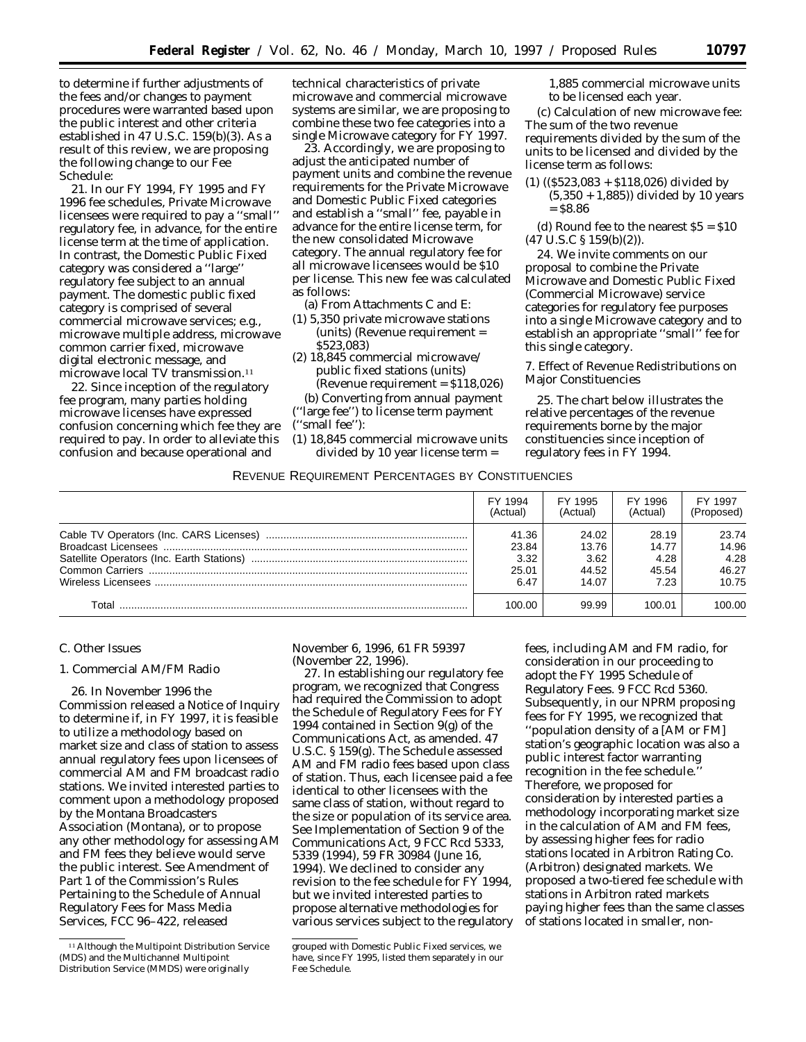to determine if further adjustments of the fees and/or changes to payment procedures were warranted based upon the public interest and other criteria established in 47 U.S.C. 159(b)(3). As a result of this review, we are proposing the following change to our Fee Schedule:

21. In our FY 1994, FY 1995 and FY 1996 fee schedules, Private Microwave licensees were required to pay a ''small'' regulatory fee, in advance, for the entire license term at the time of application. In contrast, the Domestic Public Fixed category was considered a ''large'' regulatory fee subject to an annual payment. The domestic public fixed category is comprised of several commercial microwave services; e.g., microwave multiple address, microwave common carrier fixed, microwave digital electronic message, and microwave local TV transmission.[11]

22. Since inception of the regulatory fee program, many parties holding microwave licenses have expressed confusion concerning which fee they are required to pay. In order to alleviate this confusion and because operational and technical characteristics of private microwave and commercial microwave systems are similar, we are proposing to combine these two fee categories into a single Microwave category for FY 1997.

23. Accordingly, we are proposing to adjust the anticipated number of payment units and combine the revenue requirements for the Private Microwave and Domestic Public Fixed categories and establish a ''small'' fee, payable in advance for the entire license term, for the new consolidated Microwave category. The annual regulatory fee for all microwave licensees would be $10 per license. This new fee was calculated as follows:

(a) From Attachments C and E:

(1) 5,350 private microwave stations (units) (Revenue requirement = $523,083)

(2) 18,845 commercial microwave/public fixed stations (units) (Revenue requirement = $118,026)

(b) Converting from annual payment (''large fee'') to license term payment (''small fee''):

(1) 18,845 commercial microwave units divided by 10 year license term = 1,885 commercial microwave units to be licensed each year.

(c) Calculation of new microwave fee: The sum of the two revenue requirements divided by the sum of the units to be licensed and divided by the license term as follows:

(1) (($523,083 + $118,026) divided by (5,350 + 1,885)) divided by 10 years = $8.86

(d) Round fee to the nearest $5 = $10 (47 U.S.C § 159(b)(2)).

24. We invite comments on our proposal to combine the Private Microwave and Domestic Public Fixed (Commercial Microwave) service categories for regulatory fee purposes into a single Microwave category and to establish an appropriate ''small'' fee for this single category.

7. Effect of Revenue Redistributions on Major Constituencies

25. The chart below illustrates the relative percentages of the revenue requirements borne by the major constituencies since inception of regulatory fees in FY 1994.

REVENUE REQUIREMENT PERCENTAGES BY CONSTITUENCIES

| | FY 1994 (Actual) | FY 1995 (Actual) | FY 1996 (Actual) | FY 1997 (Proposed) |
|---|---|---|---|---|
| Cable TV Operators (Inc. CARS Licenses) | 41.36 | 24.02 | 28.19 | 23.74 |
| Broadcast Licensees | 23.84 | 13.76 | 14.77 | 14.96 |
| Satellite Operators (Inc. Earth Stations) | 3.32 | 3.62 | 4.28 | 4.28 |
| Common Carriers | 25.01 | 44.52 | 45.54 | 46.27 |
| Wireless Licensees | 6.47 | 14.07 | 7.23 | 10.75 |
| Total | 100.00 | 99.99 | 100.01 | 100.00 |

C. Other Issues

1. Commercial AM/FM Radio

26. In November 1996 the Commission released a Notice of Inquiry to determine if, in FY 1997, it is feasible to utilize a methodology based on market size and class of station to assess annual regulatory fees upon licensees of commercial AM and FM broadcast radio stations. We invited interested parties to comment upon a methodology proposed by the Montana Broadcasters Association (Montana), or to propose any other methodology for assessing AM and FM fees they believe would serve the public interest. See Amendment of Part 1 of the Commission's Rules Pertaining to the Schedule of Annual Regulatory Fees for Mass Media Services, FCC 96–422, released November 6, 1996, 61 FR 59397 (November 22, 1996).

27. In establishing our regulatory fee program, we recognized that Congress had required the Commission to adopt the Schedule of Regulatory Fees for FY 1994 contained in Section 9(g) of the Communications Act, as amended. 47 U.S.C. § 159(g). The Schedule assessed AM and FM radio fees based upon class of station. Thus, each licensee paid a fee identical to other licensees with the same class of station, without regard to the size or population of its service area. See Implementation of Section 9 of the Communications Act, 9 FCC Rcd 5333, 5339 (1994), 59 FR 30984 (June 16, 1994). We declined to consider any revision to the fee schedule for FY 1994, but we invited interested parties to propose alternative methodologies for various services subject to the regulatory fees, including AM and FM radio, for consideration in our proceeding to adopt the FY 1995 Schedule of Regulatory Fees. 9 FCC Rcd 5360. Subsequently, in our NPRM proposing fees for FY 1995, we recognized that ''population density of a [AM or FM] station's geographic location was also a public interest factor warranting recognition in the fee schedule.'' Therefore, we proposed for consideration by interested parties a methodology incorporating market size in the calculation of AM and FM fees, by assessing higher fees for radio stations located in Arbitron Rating Co. (Arbitron) designated markets. We proposed a two-tiered fee schedule with stations in Arbitron rated markets paying higher fees than the same classes of stations located in smaller, non-

[11] Although the Multipoint Distribution Service (MDS) and the Multichannel Multipoint Distribution Service (MMDS) were originally grouped with Domestic Public Fixed services, we have, since FY 1995, listed them separately in our Fee Schedule.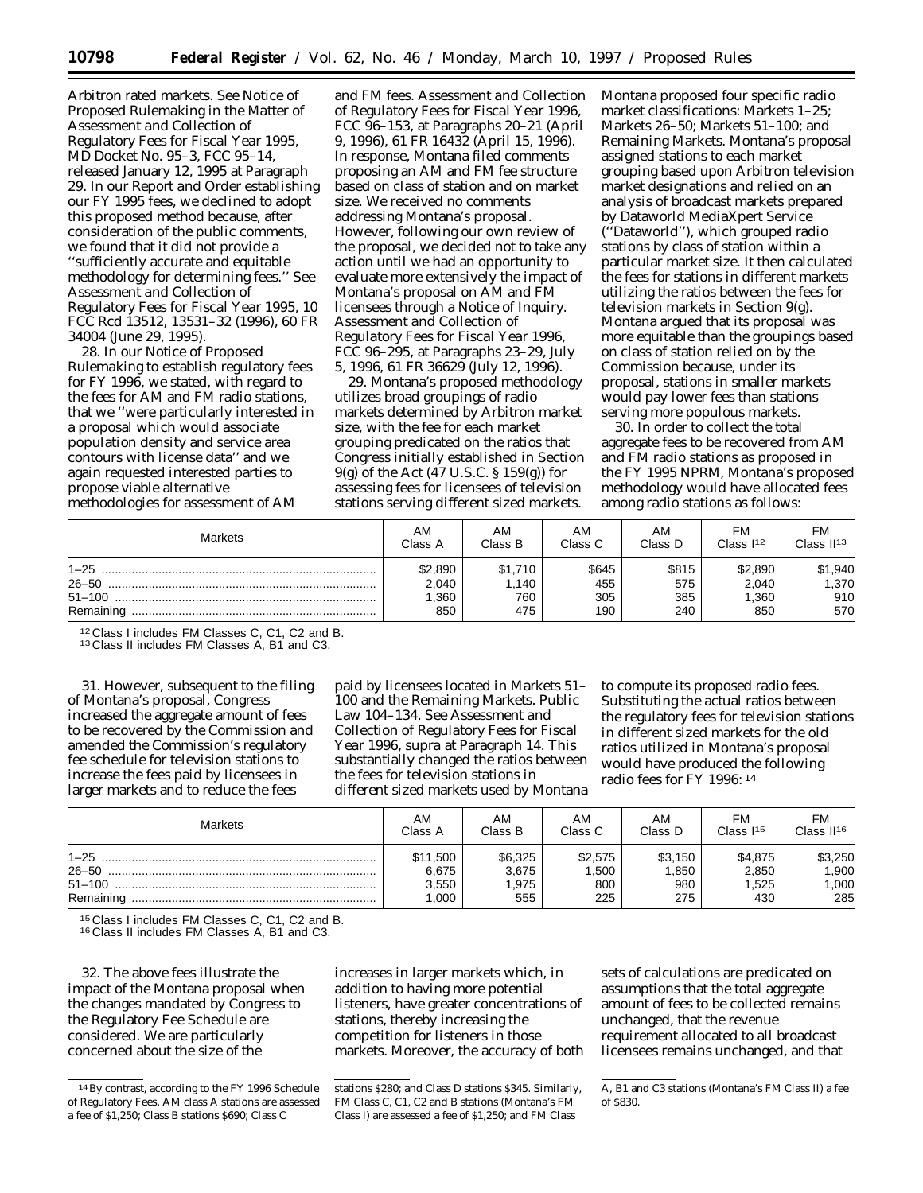Arbitron rated markets. See Notice of Proposed Rulemaking in the Matter of Assessment and Collection of Regulatory Fees for Fiscal Year 1995, MD Docket No. 95–3, FCC 95–14, released January 12, 1995 at Paragraph 29. In our Report and Order establishing our FY 1995 fees, we declined to adopt this proposed method because, after consideration of the public comments, we found that it did not provide a ''sufficiently accurate and equitable methodology for determining fees.'' See *Assessment and Collection of Regulatory Fees for Fiscal Year 1995,* 10 FCC Rcd 13512, 13531–32 (1996), 60 FR 34004 (June 29, 1995).

28. In our Notice of Proposed Rulemaking to establish regulatory fees for FY 1996, we stated, with regard to the fees for AM and FM radio stations, that we ''were particularly interested in a proposal which would associate population density and service area contours with license data'' and we again requested interested parties to propose viable alternative methodologies for assessment of AM and FM fees. Assessment and Collection of Regulatory Fees for Fiscal Year 1996, FCC 96–153, at Paragraphs 20–21 (April 9, 1996), 61 FR 16432 (April 15, 1996). In response, Montana filed comments proposing an AM and FM fee structure based on class of station and on market size. We received no comments addressing Montana's proposal. However, following our own review of the proposal, we decided not to take any action until we had an opportunity to evaluate more extensively the impact of Montana's proposal on AM and FM licensees through a Notice of Inquiry. Assessment and Collection of Regulatory Fees for Fiscal Year 1996, FCC 96–295, at Paragraphs 23–29, July 5, 1996, 61 FR 36629 (July 12, 1996).

29. Montana's proposed methodology utilizes broad groupings of radio markets determined by Arbitron market size, with the fee for each market grouping predicated on the ratios that Congress initially established in Section 9(g) of the Act (47 U.S.C. § 159(g)) for assessing fees for licensees of television stations serving different sized markets. Montana proposed four specific radio market classifications: Markets 1–25; Markets 26–50; Markets 51–100; and Remaining Markets. Montana's proposal assigned stations to each market grouping based upon Arbitron television market designations and relied on an analysis of broadcast markets prepared by Dataworld MediaXpert Service (''Dataworld''), which grouped radio stations by class of station within a particular market size. It then calculated the fees for stations in different markets utilizing the ratios between the fees for television markets in Section 9(g). Montana argued that its proposal was more equitable than the groupings based on class of station relied on by the Commission because, under its proposal, stations in smaller markets would pay lower fees than stations serving more populous markets.

30. In order to collect the total aggregate fees to be recovered from AM and FM radio stations as proposed in the FY 1995 NPRM, Montana's proposed methodology would have allocated fees among radio stations as follows:

| Markets | AM Class A | AM Class B | AM Class C | AM Class D | FM Class I[12] | FM Class II[13] |
|---|---|---|---|---|---|---|
| 1–25 | $2,890 | $1,710 | $645 | $815 | $2,890 | $1,940 |
| 26–50 | 2,040 | 1,140 | 455 | 575 | 2,040 | 1,370 |
| 51–100 | 1,360 | 760 | 305 | 385 | 1,360 | 910 |
| Remaining | 850 | 475 | 190 | 240 | 850 | 570 |

[12] Class I includes FM Classes C, C1, C2 and B.

[13] Class II includes FM Classes A, B1 and C3.

31. However, subsequent to the filing of Montana's proposal, Congress increased the aggregate amount of fees to be recovered by the Commission and amended the Commission's regulatory fee schedule for television stations to increase the fees paid by licensees in larger markets and to reduce the fees paid by licensees located in Markets 51–100 and the Remaining Markets. Public Law 104–134. See Assessment and Collection of Regulatory Fees for Fiscal Year 1996, supra at Paragraph 14. This substantially changed the ratios between the fees for television stations in different sized markets used by Montana to compute its proposed radio fees. Substituting the actual ratios between the regulatory fees for television stations in different sized markets for the old ratios utilized in Montana's proposal would have produced the following radio fees for FY 1996:[14]

| Markets | AM Class A | AM Class B | AM Class C | AM Class D | FM Class I[15] | FM Class II[16] |
|---|---|---|---|---|---|---|
| 1–25 | $11,500 | $6,325 | $2,575 | $3,150 | $4,875 | $3,250 |
| 26–50 | 6,675 | 3,675 | 1,500 | 1,850 | 2,850 | 1,900 |
| 51–100 | 3,550 | 1,975 | 800 | 980 | 1,525 | 1,000 |
| Remaining | 1,000 | 555 | 225 | 275 | 430 | 285 |

[15] Class I includes FM Classes C, C1, C2 and B.

[16] Class II includes FM Classes A, B1 and C3.

32. The above fees illustrate the impact of the Montana proposal when the changes mandated by Congress to the Regulatory Fee Schedule are considered. We are particularly concerned about the size of the increases in larger markets which, in addition to having more potential listeners, have greater concentrations of stations, thereby increasing the competition for listeners in those markets. Moreover, the accuracy of both sets of calculations are predicated on assumptions that the total aggregate amount of fees to be collected remains unchanged, that the revenue requirement allocated to all broadcast licensees remains unchanged, and that

[14] By contrast, according to the FY 1996 Schedule of Regulatory Fees, AM class A stations are assessed a fee of $1,250; Class B stations $690; Class C stations $280; and Class D stations $345. Similarly, FM Class C, C1, C2 and B stations (Montana's FM Class I) are assessed a fee of $1,250; and FM Class A, B1 and C3 stations (Montana's FM Class II) a fee of $830.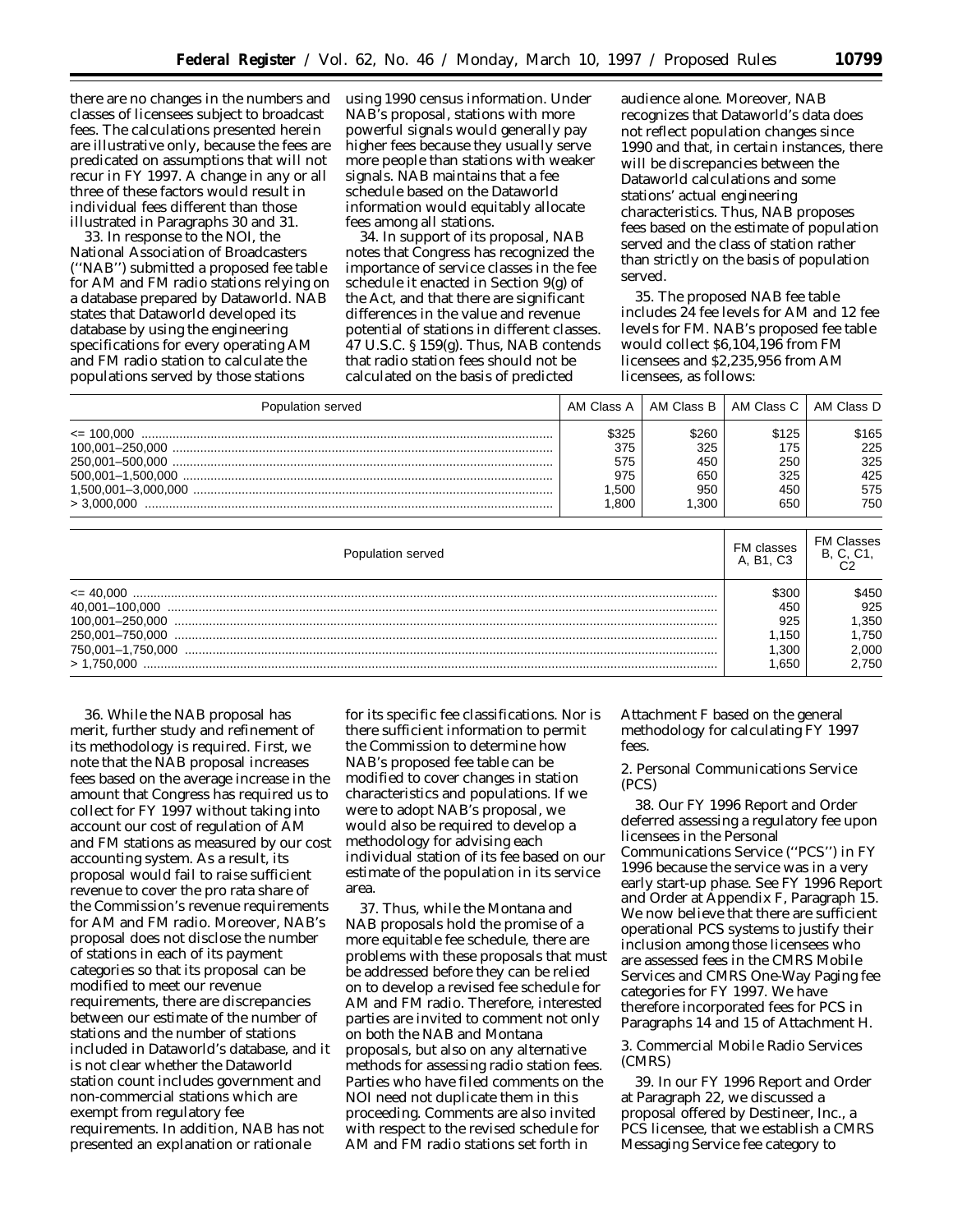there are no changes in the numbers and classes of licensees subject to broadcast fees. The calculations presented herein are illustrative only, because the fees are predicated on assumptions that will not recur in FY 1997. A change in any or all three of these factors would result in individual fees different than those illustrated in Paragraphs 30 and 31.

33. In response to the NOI, the National Association of Broadcasters (''NAB'') submitted a proposed fee table for AM and FM radio stations relying on a database prepared by Dataworld. NAB states that Dataworld developed its database by using the engineering specifications for every operating AM and FM radio station to calculate the populations served by those stations using 1990 census information. Under NAB's proposal, stations with more powerful signals would generally pay higher fees because they usually serve more people than stations with weaker signals. NAB maintains that a fee schedule based on the Dataworld information would equitably allocate fees among all stations.

34. In support of its proposal, NAB notes that Congress has recognized the importance of service classes in the fee schedule it enacted in Section 9(g) of the Act, and that there are significant differences in the value and revenue potential of stations in different classes. 47 U.S.C. § 159(g). Thus, NAB contends that radio station fees should not be calculated on the basis of predicted audience alone. Moreover, NAB recognizes that Dataworld's data does not reflect population changes since 1990 and that, in certain instances, there will be discrepancies between the Dataworld calculations and some stations' actual engineering characteristics. Thus, NAB proposes fees based on the estimate of population served and the class of station rather than strictly on the basis of population served.

35. The proposed NAB fee table includes 24 fee levels for AM and 12 fee levels for FM. NAB's proposed fee table would collect $6,104,196 from FM licensees and $2,235,956 from AM licensees, as follows:

| Population served | AM Class A | AM Class B | AM Class C | AM Class D |
|---|---|---|---|---|
| <= 100,000 | $325 | $260 | $125 | $165 |
| 100,001–250,000 | 375 | 325 | 175 | 225 |
| 250,001–500,000 | 575 | 450 | 250 | 325 |
| 500,001–1,500,000 | 975 | 650 | 325 | 425 |
| 1,500,001–3,000,000 | 1,500 | 950 | 450 | 575 |
| > 3,000,000 | 1,800 | 1,300 | 650 | 750 |

| Population served | FM classes A, B1, C3 | FM Classes B, C, C1, C2 |
|---|---|---|
| <= 40,000 | $300 | $450 |
| 40,001–100,000 | 450 | 925 |
| 100,001–250,000 | 925 | 1,350 |
| 250,001–750,000 | 1,150 | 1,750 |
| 750,001–1,750,000 | 1,300 | 2,000 |
| > 1,750,000 | 1,650 | 2,750 |

36. While the NAB proposal has merit, further study and refinement of its methodology is required. First, we note that the NAB proposal increases fees based on the average increase in the amount that Congress has required us to collect for FY 1997 without taking into account our cost of regulation of AM and FM stations as measured by our cost accounting system. As a result, its proposal would fail to raise sufficient revenue to cover the pro rata share of the Commission's revenue requirements for AM and FM radio. Moreover, NAB's proposal does not disclose the number of stations in each of its payment categories so that its proposal can be modified to meet our revenue requirements, there are discrepancies between our estimate of the number of stations and the number of stations included in Dataworld's database, and it is not clear whether the Dataworld station count includes government and non-commercial stations which are exempt from regulatory fee requirements. In addition, NAB has not presented an explanation or rationale for its specific fee classifications. Nor is there sufficient information to permit the Commission to determine how NAB's proposed fee table can be modified to cover changes in station characteristics and populations. If we were to adopt NAB's proposal, we would also be required to develop a methodology for advising each individual station of its fee based on our estimate of the population in its service area.

37. Thus, while the Montana and NAB proposals hold the promise of a more equitable fee schedule, there are problems with these proposals that must be addressed before they can be relied on to develop a revised fee schedule for AM and FM radio. Therefore, interested parties are invited to comment not only on both the NAB and Montana proposals, but also on any alternative methods for assessing radio station fees. Parties who have filed comments on the NOI need not duplicate them in this proceeding. Comments are also invited with respect to the revised schedule for AM and FM radio stations set forth in Attachment F based on the general methodology for calculating FY 1997 fees.

2. Personal Communications Service (PCS)

38. Our FY 1996 Report and Order deferred assessing a regulatory fee upon licensees in the Personal Communications Service (''PCS'') in FY 1996 because the service was in a very early start-up phase. See FY 1996 Report and Order at Appendix F, Paragraph 15. We now believe that there are sufficient operational PCS systems to justify their inclusion among those licensees who are assessed fees in the CMRS Mobile Services and CMRS One-Way Paging fee categories for FY 1997. We have therefore incorporated fees for PCS in Paragraphs 14 and 15 of Attachment H.

3. Commercial Mobile Radio Services (CMRS)

39. In our FY 1996 Report and Order at Paragraph 22, we discussed a proposal offered by Destineer, Inc., a PCS licensee, that we establish a CMRS Messaging Service fee category to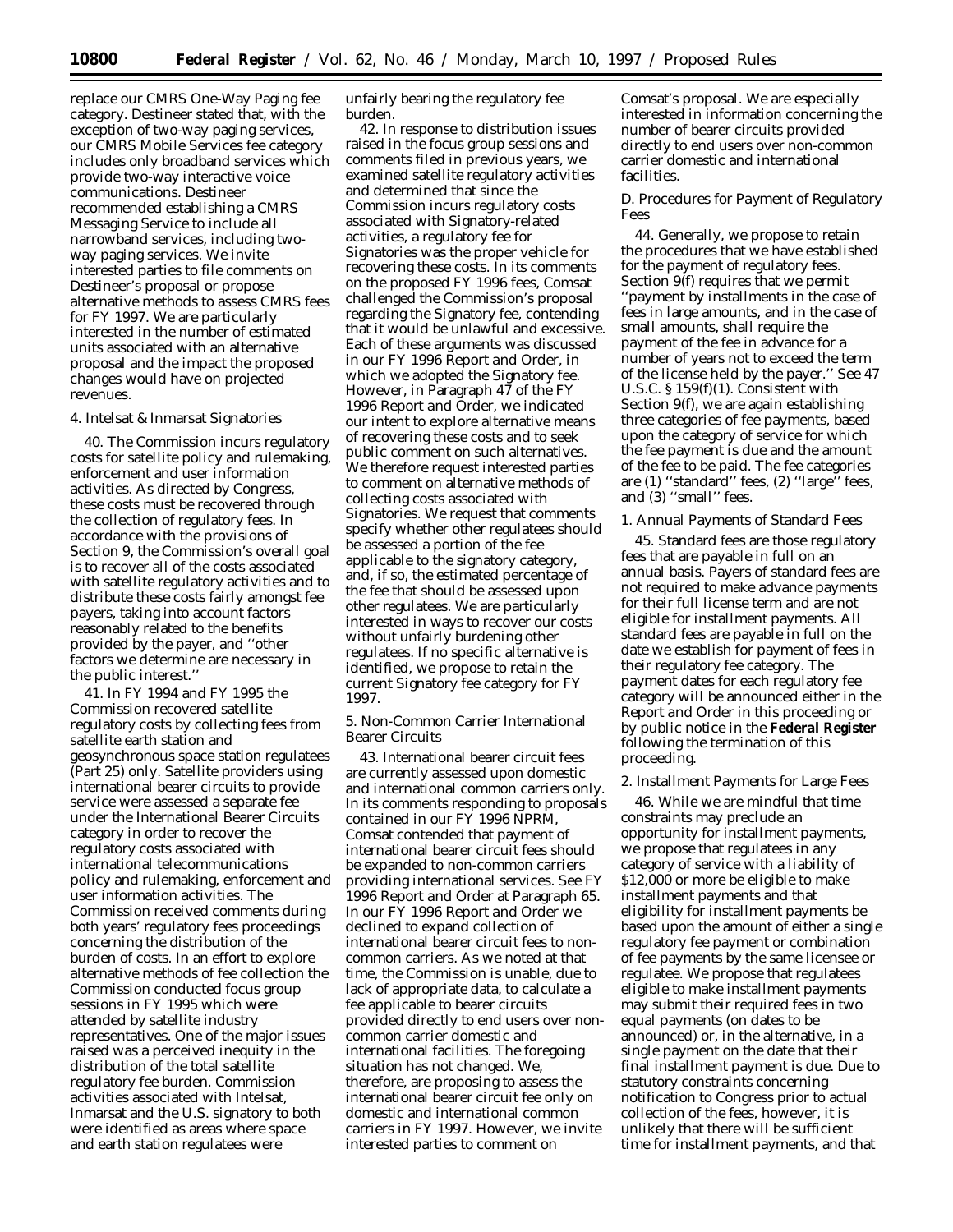replace our CMRS One-Way Paging fee category. Destineer stated that, with the exception of two-way paging services, our CMRS Mobile Services fee category includes only broadband services which provide two-way interactive voice communications. Destineer recommended establishing a CMRS Messaging Service to include all narrowband services, including two-way paging services. We invite interested parties to file comments on Destineer's proposal or propose alternative methods to assess CMRS fees for FY 1997. We are particularly interested in the number of estimated units associated with an alternative proposal and the impact the proposed changes would have on projected revenues.

### 4. Intelsat & Inmarsat Signatories

40. The Commission incurs regulatory costs for satellite policy and rulemaking, enforcement and user information activities. As directed by Congress, these costs must be recovered through the collection of regulatory fees. In accordance with the provisions of Section 9, the Commission's overall goal is to recover all of the costs associated with satellite regulatory activities and to distribute these costs fairly amongst fee payers, taking into account factors reasonably related to the benefits provided by the payer, and ''other factors we determine are necessary in the public interest.''

41. In FY 1994 and FY 1995 the Commission recovered satellite regulatory costs by collecting fees from satellite earth station and geosynchronous space station regulatees (Part 25) only. Satellite providers using international bearer circuits to provide service were assessed a separate fee under the International Bearer Circuits category in order to recover the regulatory costs associated with international telecommunications policy and rulemaking, enforcement and user information activities. The Commission received comments during both years' regulatory fees proceedings concerning the distribution of the burden of costs. In an effort to explore alternative methods of fee collection the Commission conducted focus group sessions in FY 1995 which were attended by satellite industry representatives. One of the major issues raised was a perceived inequity in the distribution of the total satellite regulatory fee burden. Commission activities associated with Intelsat, Inmarsat and the U.S. signatory to both were identified as areas where space and earth station regulatees were unfairly bearing the regulatory fee burden.

42. In response to distribution issues raised in the focus group sessions and comments filed in previous years, we examined satellite regulatory activities and determined that since the Commission incurs regulatory costs associated with Signatory-related activities, a regulatory fee for Signatories was the proper vehicle for recovering these costs. In its comments on the proposed FY 1996 fees, Comsat challenged the Commission's proposal regarding the Signatory fee, contending that it would be unlawful and excessive. Each of these arguments was discussed in our FY 1996 *Report and Order,* in which we adopted the Signatory fee. However, in Paragraph 47 of the FY 1996 *Report and Order,* we indicated our intent to explore alternative means of recovering these costs and to seek public comment on such alternatives. We therefore request interested parties to comment on alternative methods of collecting costs associated with Signatories. We request that comments specify whether other regulatees should be assessed a portion of the fee applicable to the signatory category, and, if so, the estimated percentage of the fee that should be assessed upon other regulatees. We are particularly interested in ways to recover our costs without unfairly burdening other regulatees. If no specific alternative is identified, we propose to retain the current Signatory fee category for FY 1997.

### 5. Non-Common Carrier International Bearer Circuits

43. International bearer circuit fees are currently assessed upon domestic and international common carriers only. In its comments responding to proposals contained in our FY 1996 NPRM, Comsat contended that payment of international bearer circuit fees should be expanded to non-common carriers providing international services. *See* FY 1996 *Report and Order* at Paragraph 65. In our FY 1996 *Report and Order* we declined to expand collection of international bearer circuit fees to non-common carriers. As we noted at that time, the Commission is unable, due to lack of appropriate data, to calculate a fee applicable to bearer circuits provided directly to end users over non-common carrier domestic and international facilities. The foregoing situation has not changed. We, therefore, are proposing to assess the international bearer circuit fee only on domestic and international common carriers in FY 1997. However, we invite interested parties to comment on Comsat's proposal. We are especially interested in information concerning the number of bearer circuits provided directly to end users over non-common carrier domestic and international facilities.

## *D. Procedures for Payment of Regulatory Fees*

44. Generally, we propose to retain the procedures that we have established for the payment of regulatory fees. Section 9(f) requires that we permit ''payment by installments in the case of fees in large amounts, and in the case of small amounts, shall require the payment of the fee in advance for a number of years not to exceed the term of the license held by the payer.'' *See* 47 U.S.C. § 159(f)(1). Consistent with Section 9(f), we are again establishing three categories of fee payments, based upon the category of service for which the fee payment is due and the amount of the fee to be paid. The fee categories are (1) ''standard'' fees, (2) ''large'' fees, and (3) ''small'' fees.

### 1. Annual Payments of Standard Fees

45. Standard fees are those regulatory fees that are payable in full on an annual basis. Payers of standard fees are not required to make advance payments for their full license term and are not eligible for installment payments. All standard fees are payable in full on the date we establish for payment of fees in their regulatory fee category. The payment dates for each regulatory fee category will be announced either in the Report and Order in this proceeding or by public notice in the **Federal Register** following the termination of this proceeding.

### 2. Installment Payments for Large Fees

46. While we are mindful that time constraints may preclude an opportunity for installment payments, we propose that regulatees in any category of service with a liability of $12,000 or more be eligible to make installment payments and that eligibility for installment payments be based upon the amount of either a single regulatory fee payment or combination of fee payments by the same licensee or regulatee. We propose that regulatees eligible to make installment payments may submit their required fees in two equal payments (on dates to be announced) or, in the alternative, in a single payment on the date that their final installment payment is due. Due to statutory constraints concerning notification to Congress prior to actual collection of the fees, however, it is unlikely that there will be sufficient time for installment payments, and that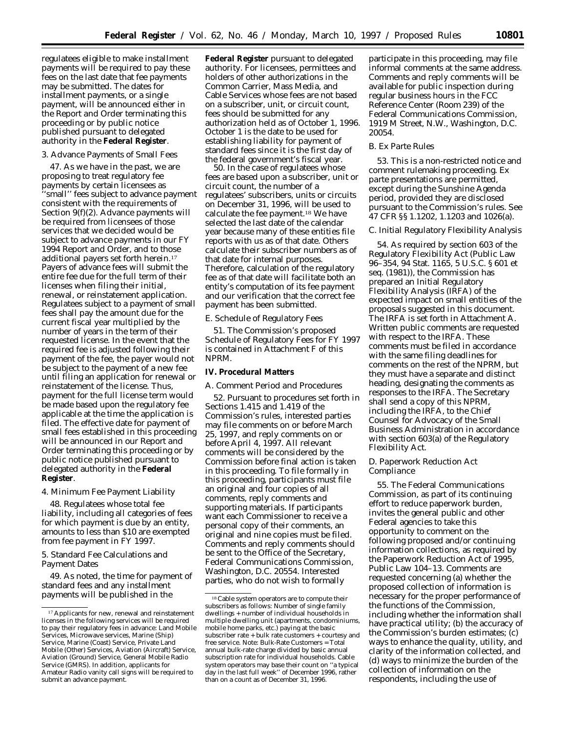regulatees eligible to make installment payments will be required to pay these fees on the last date that fee payments may be submitted. The dates for installment payments, or a single payment, will be announced either in the Report and Order terminating this proceeding or by public notice published pursuant to delegated authority in the **Federal Register**.

3. Advance Payments of Small Fees

47. As we have in the past, we are proposing to treat regulatory fee payments by certain licensees as ''small'' fees subject to advance payment consistent with the requirements of Section 9(f)(2). Advance payments will be required from licensees of those services that we decided would be subject to advance payments in our FY 1994 Report and Order, and to those additional payers set forth herein.[17] Payers of advance fees will submit the entire fee due for the full term of their licenses when filing their initial, renewal, or reinstatement application. Regulatees subject to a payment of small fees shall pay the amount due for the current fiscal year multiplied by the number of years in the term of their requested license. In the event that the required fee is adjusted following their payment of the fee, the payer would not be subject to the payment of a new fee until filing an application for renewal or reinstatement of the license. Thus, payment for the full license term would be made based upon the regulatory fee applicable at the time the application is filed. The effective date for payment of small fees established in this proceeding will be announced in our Report and Order terminating this proceeding or by public notice published pursuant to delegated authority in the **Federal Register**.

4. Minimum Fee Payment Liability

48. Regulatees whose total fee liability, including all categories of fees for which payment is due by an entity, amounts to less than $10 are exempted from fee payment in FY 1997.

5. Standard Fee Calculations and Payment Dates

49. As noted, the time for payment of standard fees and any installment payments will be published in the **Federal Register** pursuant to delegated authority. For licensees, permittees and holders of other authorizations in the Common Carrier, Mass Media, and Cable Services whose fees are not based on a subscriber, unit, or circuit count, fees should be submitted for any authorization held as of October 1, 1996. October 1 is the date to be used for establishing liability for payment of standard fees since it is the first day of the federal government's fiscal year.

50. In the case of regulatees whose fees are based upon a subscriber, unit or circuit count, the number of a regulatees' subscribers, units or circuits on December 31, 1996, will be used to calculate the fee payment.[18] We have selected the last date of the calendar year because many of these entities file reports with us as of that date. Others calculate their subscriber numbers as of that date for internal purposes. Therefore, calculation of the regulatory fee as of that date will facilitate both an entity's computation of its fee payment and our verification that the correct fee payment has been submitted.

E. Schedule of Regulatory Fees

51. The Commission's proposed Schedule of Regulatory Fees for FY 1997 is contained in Attachment F of this NPRM.

## IV. Procedural Matters

A. Comment Period and Procedures

52. Pursuant to procedures set forth in Sections 1.415 and 1.419 of the Commission's rules, interested parties may file comments on or before March 25, 1997, and reply comments on or before April 4, 1997. All relevant comments will be considered by the Commission before final action is taken in this proceeding. To file formally in this proceeding, participants must file an original and four copies of all comments, reply comments and supporting materials. If participants want each Commissioner to receive a personal copy of their comments, an original and nine copies must be filed. Comments and reply comments should be sent to the Office of the Secretary, Federal Communications Commission, Washington, D.C. 20554. Interested parties, who do not wish to formally participate in this proceeding, may file informal comments at the same address. Comments and reply comments will be available for public inspection during regular business hours in the FCC Reference Center (Room 239) of the Federal Communications Commission, 1919 M Street, N.W., Washington, D.C. 20054.

B. Ex Parte Rules

53. This is a non-restricted notice and comment rulemaking proceeding. Ex parte presentations are permitted, except during the Sunshine Agenda period, provided they are disclosed pursuant to the Commission's rules. See 47 CFR §§ 1.1202, 1.1203 and 1026(a).

C. Initial Regulatory Flexibility Analysis

54. As required by section 603 of the Regulatory Flexibility Act (Public Law 96–354, 94 Stat. 1165, 5 U.S.C. § 601 et seq. (1981)), the Commission has prepared an Initial Regulatory Flexibility Analysis (IRFA) of the expected impact on small entities of the proposals suggested in this document. The IRFA is set forth in Attachment A. Written public comments are requested with respect to the IRFA. These comments must be filed in accordance with the same filing deadlines for comments on the rest of the NPRM, but they must have a separate and distinct heading, designating the comments as responses to the IRFA. The Secretary shall send a copy of this NPRM, including the IRFA, to the Chief Counsel for Advocacy of the Small Business Administration in accordance with section 603(a) of the Regulatory Flexibility Act.

D. Paperwork Reduction Act Compliance

55. The Federal Communications Commission, as part of its continuing effort to reduce paperwork burden, invites the general public and other Federal agencies to take this opportunity to comment on the following proposed and/or continuing information collections, as required by the Paperwork Reduction Act of 1995, Public Law 104–13. Comments are requested concerning (a) whether the proposed collection of information is necessary for the proper performance of the functions of the Commission, including whether the information shall have practical utility; (b) the accuracy of the Commission's burden estimates; (c) ways to enhance the quality, utility, and clarity of the information collected, and (d) ways to minimize the burden of the collection of information on the respondents, including the use of

---

[17] Applicants for new, renewal and reinstatement licenses in the following services will be required to pay their regulatory fees in advance: Land Mobile Services, Microwave services, Marine (Ship) Service, Marine (Coast) Service, Private Land Mobile (Other) Services, Aviation (Aircraft) Service, Aviation (Ground) Service, General Mobile Radio Service (GMRS). In addition, applicants for Amateur Radio vanity call signs will be required to submit an advance payment.

[18] Cable system operators are to compute their subscribers as follows: Number of single family dwellings + number of individual households in multiple dwelling unit (apartments, condominiums, mobile home parks, etc.) paying at the basic subscriber rate + bulk rate customers + courtesy and free service. Note: Bulk-Rate Customers = Total annual bulk-rate charge divided by basic annual subscription rate for individual households. Cable system operators may base their count on ''a typical day in the last full week'' of December 1996, rather than on a count as of December 31, 1996.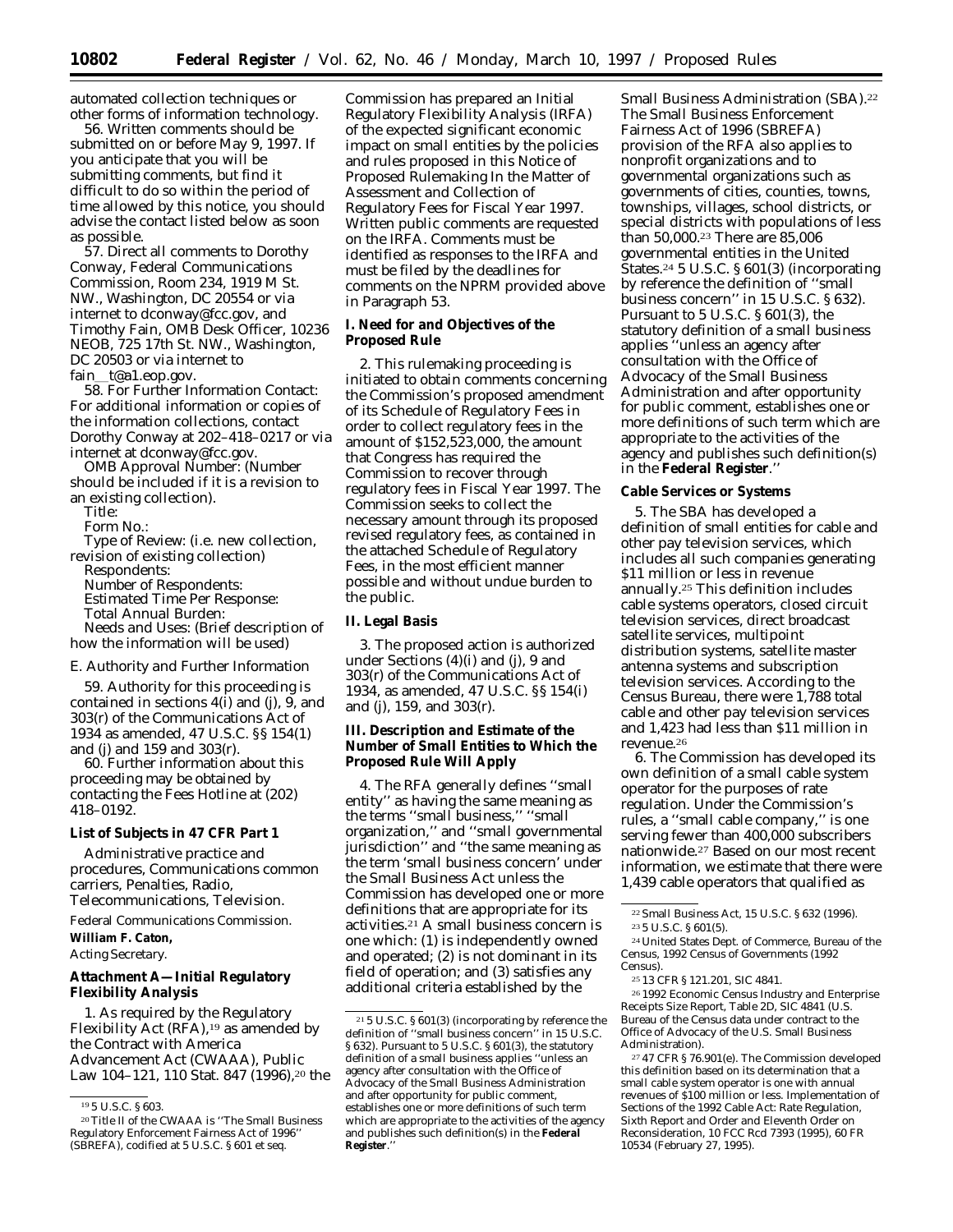automated collection techniques or other forms of information technology.

56. Written comments should be submitted on or before May 9, 1997. If you anticipate that you will be submitting comments, but find it difficult to do so within the period of time allowed by this notice, you should advise the contact listed below as soon as possible.

57. Direct all comments to Dorothy Conway, Federal Communications Commission, Room 234, 1919 M St. NW., Washington, DC 20554 or via internet to dconway@fcc.gov, and Timothy Fain, OMB Desk Officer, 10236 NEOB, 725 17th St. NW., Washington, DC 20503 or via internet to fain_t@a1.eop.gov.

58. For Further Information Contact: For additional information or copies of the information collections, contact Dorothy Conway at 202–418–0217 or via internet at dconway@fcc.gov.

OMB Approval Number: (Number should be included if it is a revision to an existing collection).

Title:

Form No.:

Type of Review: (i.e. new collection, revision of existing collection)

Respondents:

Number of Respondents:

Estimated Time Per Response:

Total Annual Burden:

Needs and Uses: (Brief description of how the information will be used)

*E. Authority and Further Information*

59. Authority for this proceeding is contained in sections 4(i) and (j), 9, and 303(r) of the Communications Act of 1934 as amended, 47 U.S.C. §§ 154(1) and (j) and 159 and 303(r).

60. Further information about this proceeding may be obtained by contacting the Fees Hotline at (202) 418–0192.

**List of Subjects in 47 CFR Part 1**

Administrative practice and procedures, Communications common carriers, Penalties, Radio, Telecommunications, Television.

Federal Communications Commission.

**William F. Caton,**

*Acting Secretary.*

**Attachment A—Initial Regulatory Flexibility Analysis**

1. As required by the Regulatory Flexibility Act (RFA),[19] as amended by the Contract with America Advancement Act (CWAAA), Public Law 104–121, 110 Stat. 847 (1996),[20] the Commission has prepared an Initial Regulatory Flexibility Analysis (IRFA) of the expected significant economic impact on small entities by the policies and rules proposed in this Notice of Proposed Rulemaking In the Matter of Assessment and Collection of Regulatory Fees for Fiscal Year 1997. Written public comments are requested on the IRFA. Comments must be identified as responses to the IRFA and must be filed by the deadlines for comments on the NPRM provided above in Paragraph 53.

**I. Need for and Objectives of the Proposed Rule**

2. This rulemaking proceeding is initiated to obtain comments concerning the Commission's proposed amendment of its Schedule of Regulatory Fees in order to collect regulatory fees in the amount of $152,523,000, the amount that Congress has required the Commission to recover through regulatory fees in Fiscal Year 1997. The Commission seeks to collect the necessary amount through its proposed revised regulatory fees, as contained in the attached Schedule of Regulatory Fees, in the most efficient manner possible and without undue burden to the public.

**II. Legal Basis**

3. The proposed action is authorized under Sections (4)(i) and (j), 9 and 303(r) of the Communications Act of 1934, as amended, 47 U.S.C. §§ 154(i) and (j), 159, and 303(r).

**III. Description and Estimate of the Number of Small Entities to Which the Proposed Rule Will Apply**

4. The RFA generally defines "small entity" as having the same meaning as the terms "small business," "small organization," and "small governmental jurisdiction" and "the same meaning as the term 'small business concern' under the Small Business Act unless the Commission has developed one or more definitions that are appropriate for its activities.[21] A small business concern is one which: (1) is independently owned and operated; (2) is not dominant in its field of operation; and (3) satisfies any additional criteria established by the Small Business Administration (SBA).[22] The Small Business Enforcement Fairness Act of 1996 (SBREFA) provision of the RFA also applies to nonprofit organizations and to governmental organizations such as governments of cities, counties, towns, townships, villages, school districts, or special districts with populations of less than 50,000.[23] There are 85,006 governmental entities in the United States.[24] 5 U.S.C. § 601(3) (incorporating by reference the definition of "small business concern" in 15 U.S.C. § 632). Pursuant to 5 U.S.C. § 601(3), the statutory definition of a small business applies "unless an agency after consultation with the Office of Advocacy of the Small Business Administration and after opportunity for public comment, establishes one or more definitions of such term which are appropriate to the activities of the agency and publishes such definition(s) in the **Federal Register**."

**Cable Services or Systems**

5. The SBA has developed a definition of small entities for cable and other pay television services, which includes all such companies generating $11 million or less in revenue annually.[25] This definition includes cable systems operators, closed circuit television services, direct broadcast satellite services, multipoint distribution systems, satellite master antenna systems and subscription television services. According to the Census Bureau, there were 1,788 total cable and other pay television services and 1,423 had less than $11 million in revenue.[26]

6. The Commission has developed its own definition of a small cable system operator for the purposes of rate regulation. Under the Commission's rules, a "small cable company," is one serving fewer than 400,000 subscribers nationwide.[27] Based on our most recent information, we estimate that there were 1,439 cable operators that qualified as

---

[19] 5 U.S.C. § 603.

[20] Title II of the CWAAA is "The Small Business Regulatory Enforcement Fairness Act of 1996" (SBREFA), codified at 5 U.S.C. § 601 et seq.

[21] 5 U.S.C. § 601(3) (incorporating by reference the definition of "small business concern" in 15 U.S.C. § 632). Pursuant to 5 U.S.C. § 601(3), the statutory definition of a small business applies "unless an agency after consultation with the Office of Advocacy of the Small Business Administration and after opportunity for public comment, establishes one or more definitions of such term which are appropriate to the activities of the agency and publishes such definition(s) in the **Federal Register**."

[22] Small Business Act, 15 U.S.C. § 632 (1996).

[23] 5 U.S.C. § 601(5).

[24] United States Dept. of Commerce, Bureau of the Census, 1992 Census of Governments (1992 Census).

[25] 13 CFR § 121.201, SIC 4841.

[26] 1992 Economic Census Industry and Enterprise Receipts Size Report, Table 2D, SIC 4841 (U.S. Bureau of the Census data under contract to the Office of Advocacy of the U.S. Small Business Administration).

[27] 47 CFR § 76.901(e). The Commission developed this definition based on its determination that a small cable system operator is one with annual revenues of $100 million or less. Implementation of Sections of the 1992 Cable Act: Rate Regulation, Sixth Report and Order and Eleventh Order on Reconsideration, 10 FCC Rcd 7393 (1995), 60 FR 10534 (February 27, 1995).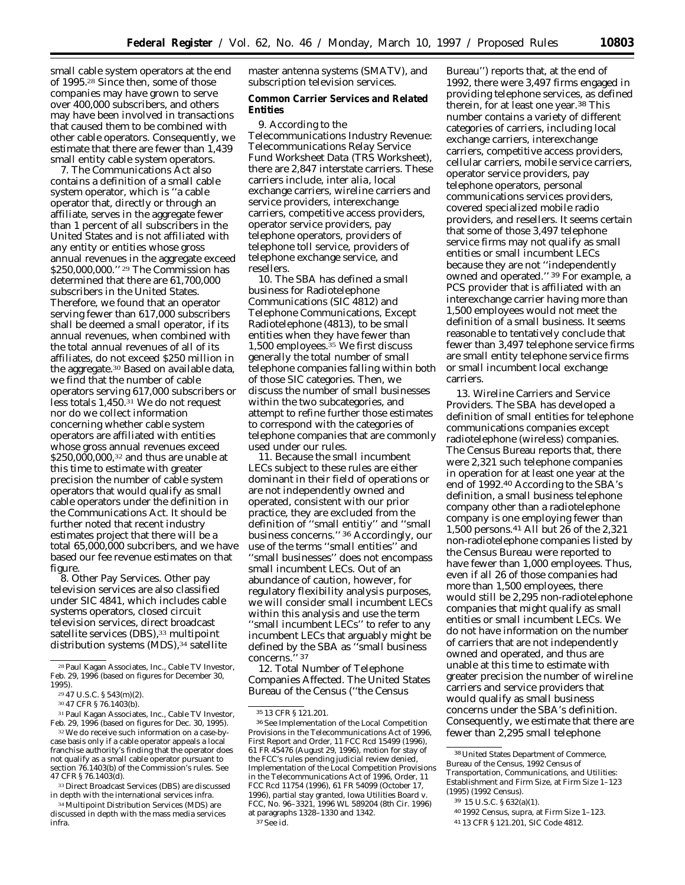small cable system operators at the end of 1995.[28] Since then, some of those companies may have grown to serve over 400,000 subscribers, and others may have been involved in transactions that caused them to be combined with other cable operators. Consequently, we estimate that there are fewer than 1,439 small entity cable system operators.

7. The Communications Act also contains a definition of a small cable system operator, which is ''a cable operator that, directly or through an affiliate, serves in the aggregate fewer than 1 percent of all subscribers in the United States and is not affiliated with any entity or entities whose gross annual revenues in the aggregate exceed $250,000,000.'' [29] The Commission has determined that there are 61,700,000 subscribers in the United States. Therefore, we found that an operator serving fewer than 617,000 subscribers shall be deemed a small operator, if its annual revenues, when combined with the total annual revenues of all of its affiliates, do not exceed $250 million in the aggregate.[30] Based on available data, we find that the number of cable operators serving 617,000 subscribers or less totals 1,450.[31] We do not request nor do we collect information concerning whether cable system operators are affiliated with entities whose gross annual revenues exceed $250,000,000,[32] and thus are unable at this time to estimate with greater precision the number of cable system operators that would qualify as small cable operators under the definition in the Communications Act. It should be further noted that recent industry estimates project that there will be a total 65,000,000 subcribers, and we have based our fee revenue estimates on that figure.

8. *Other Pay Services.* Other pay television services are also classified under SIC 4841, which includes cable systems operators, closed circuit television services, direct broadcast satellite services (DBS),[33] multipoint distribution systems (MDS),[34] satellite master antenna systems (SMATV), and subscription television services.

**Common Carrier Services and Related Entities**

9. According to the Telecommunications Industry Revenue: Telecommunications Relay Service Fund Worksheet Data (TRS Worksheet), there are 2,847 interstate carriers. These carriers include, *inter alia,* local exchange carriers, wireline carriers and service providers, interexchange carriers, competitive access providers, operator service providers, pay telephone operators, providers of telephone toll service, providers of telephone exchange service, and resellers.

10. The SBA has defined a small business for Radiotelephone Communications (SIC 4812) and Telephone Communications, Except Radiotelephone (4813), to be small entities when they have fewer than 1,500 employees.[35] We first discuss generally the total number of small telephone companies falling within both of those SIC categories. Then, we discuss the number of small businesses within the two subcategories, and attempt to refine further those estimates to correspond with the categories of telephone companies that are commonly used under our rules.

11. Because the small incumbent LECs subject to these rules are either dominant in their field of operations or are not independently owned and operated, consistent with our prior practice, they are excluded from the definition of ''small entitiy'' and ''small business concerns.'' [36] Accordingly, our use of the terms ''small entities'' and ''small businesses'' does not encompass small incumbent LECs. Out of an abundance of caution, however, for regulatory flexibility analysis purposes, we will consider small incumbent LECs within this analysis and use the term ''small incumbent LECs'' to refer to any incumbent LECs that arguably might be defined by the SBA as ''small business concerns.'' [37]

12. *Total Number of Telephone Companies Affected.* The United States Bureau of the Census (''the Census Bureau'') reports that, at the end of 1992, there were 3,497 firms engaged in providing telephone services, as defined therein, for at least one year.[38] This number contains a variety of different categories of carriers, including local exchange carriers, interexchange carriers, competitive access providers, cellular carriers, mobile service carriers, operator service providers, pay telephone operators, personal communications services providers, covered specialized mobile radio providers, and resellers. It seems certain that some of those 3,497 telephone service firms may not qualify as small entities or small incumbent LECs because they are not ''independently owned and operated.'' [39] For example, a PCS provider that is affiliated with an interexchange carrier having more than 1,500 employees would not meet the definition of a small business. It seems reasonable to tentatively conclude that fewer than 3,497 telephone service firms are small entity telephone service firms or small incumbent local exchange carriers.

13. *Wireline Carriers and Service Providers.* The SBA has developed a definition of small entities for telephone communications companies except radiotelephone (wireless) companies. The Census Bureau reports that, there were 2,321 such telephone companies in operation for at least one year at the end of 1992.[40] According to the SBA's definition, a small business telephone company other than a radiotelephone company is one employing fewer than 1,500 persons.[41] All but 26 of the 2,321 non-radiotelephone companies listed by the Census Bureau were reported to have fewer than 1,000 employees. Thus, even if all 26 of those companies had more than 1,500 employees, there would still be 2,295 non-radiotelephone companies that might qualify as small entities or small incumbent LECs. We do not have information on the number of carriers that are not independently owned and operated, and thus are unable at this time to estimate with greater precision the number of wireline carriers and service providers that would qualify as small business concerns under the SBA's definition. Consequently, we estimate that there are fewer than 2,295 small telephone

---

[28] Paul Kagan Associates, Inc., Cable TV Investor, Feb. 29, 1996 (based on figures for December 30, 1995).

[29] 47 U.S.C. § 543(m)(2).

[30] 47 CFR § 76.1403(b).

[31] Paul Kagan Associates, Inc., Cable TV Investor, Feb. 29, 1996 (based on figures for Dec. 30, 1995).

[32] We do receive such information on a case-by-case basis only if a cable operator appeals a local franchise authority's finding that the operator does not qualify as a small cable operator pursuant to section 76.1403(b) of the Commission's rules. See 47 CFR § 76.1403(d).

[33] Direct Broadcast Services (DBS) are discussed in depth with the international services infra.

[34] Multipoint Distribution Services (MDS) are discussed in depth with the mass media services infra.

[35] 13 CFR § 121.201.

[36] See Implementation of the Local Competition Provisions in the Telecommunications Act of 1996, First Report and Order, 11 FCC Rcd 15499 (1996), 61 FR 45476 (August 29, 1996), motion for stay of the FCC's rules pending judicial review denied, Implementation of the Local Competition Provisions in the Telecommunications Act of 1996, Order, 11 FCC Rcd 11754 (1996), 61 FR 54099 (October 17, 1996), partial stay granted, Iowa Utilities Board v. FCC, No. 96–3321, 1996 WL 589204 (8th Cir. 1996) at paragraphs 1328–1330 and 1342.

[37] See id.

[38] United States Department of Commerce, Bureau of the Census, 1992 Census of Transportation, Communications, and Utilities: Establishment and Firm Size, at Firm Size 1–123 (1995) (1992 Census).

[39] 15 U.S.C. § 632(a)(1).

[40] 1992 Census, supra, at Firm Size 1–123.

[41] 13 CFR § 121.201, SIC Code 4812.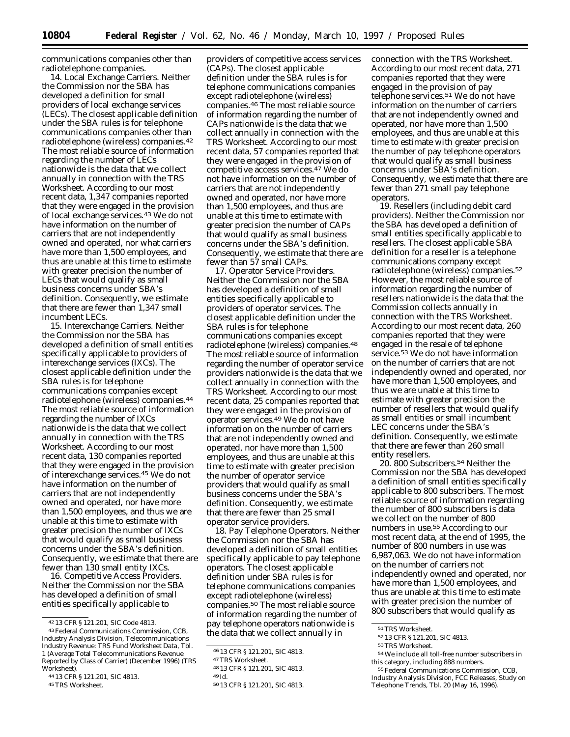communications companies other than radiotelephone companies.

14. Local Exchange Carriers. Neither the Commission nor the SBA has developed a definition for small providers of local exchange services (LECs). The closest applicable definition under the SBA rules is for telephone communications companies other than radiotelephone (wireless) companies.[42] The most reliable source of information regarding the number of LECs nationwide is the data that we collect annually in connection with the TRS Worksheet. According to our most recent data, 1,347 companies reported that they were engaged in the provision of local exchange services.[43] We do not have information on the number of carriers that are not independently owned and operated, nor what carriers have more than 1,500 employees, and thus are unable at this time to estimate with greater precision the number of LECs that would qualify as small business concerns under SBA's definition. Consequently, we estimate that there are fewer than 1,347 small incumbent LECs.

15. Interexchange Carriers. Neither the Commission nor the SBA has developed a definition of small entities specifically applicable to providers of interexchange services (IXCs). The closest applicable definition under the SBA rules is for telephone communications companies except radiotelephone (wireless) companies.[44] The most reliable source of information regarding the number of IXCs nationwide is the data that we collect annually in connection with the TRS Worksheet. According to our most recent data, 130 companies reported that they were engaged in the provision of interexchange services.[45] We do not have information on the number of carriers that are not independently owned and operated, nor have more than 1,500 employees, and thus we are unable at this time to estimate with greater precision the number of IXCs that would qualify as small business concerns under the SBA's definition. Consequently, we estimate that there are fewer than 130 small entity IXCs.

16. Competitive Access Providers. Neither the Commission nor the SBA has developed a definition of small entities specifically applicable to providers of competitive access services (CAPs). The closest applicable definition under the SBA rules is for telephone communications companies except radiotelephone (wireless) companies.[46] The most reliable source of information regarding the number of CAPs nationwide is the data that we collect annually in connection with the TRS Worksheet. According to our most recent data, 57 companies reported that they were engaged in the provision of competitive access services.[47] We do not have information on the number of carriers that are not independently owned and operated, nor have more than 1,500 employees, and thus are unable at this time to estimate with greater precision the number of CAPs that would qualify as small business concerns under the SBA's definition. Consequently, we estimate that there are fewer than 57 small CAPs.

17. Operator Service Providers. Neither the Commission nor the SBA has developed a definition of small entities specifically applicable to providers of operator services. The closest applicable definition under the SBA rules is for telephone communications companies except radiotelephone (wireless) companies.[48] The most reliable source of information regarding the number of operator service providers nationwide is the data that we collect annually in connection with the TRS Worksheet. According to our most recent data, 25 companies reported that they were engaged in the provision of operator services.[49] We do not have information on the number of carriers that are not independently owned and operated, nor have more than 1,500 employees, and thus are unable at this time to estimate with greater precision the number of operator service providers that would qualify as small business concerns under the SBA's definition. Consequently, we estimate that there are fewer than 25 small operator service providers.

18. Pay Telephone Operators. Neither the Commission nor the SBA has developed a definition of small entities specifically applicable to pay telephone operators. The closest applicable definition under SBA rules is for telephone communications companies except radiotelephone (wireless) companies.[50] The most reliable source of information regarding the number of pay telephone operators nationwide is the data that we collect annually in connection with the TRS Worksheet. According to our most recent data, 271 companies reported that they were engaged in the provision of pay telephone services.[51] We do not have information on the number of carriers that are not independently owned and operated, nor have more than 1,500 employees, and thus are unable at this time to estimate with greater precision the number of pay telephone operators that would qualify as small business concerns under SBA's definition. Consequently, we estimate that there are fewer than 271 small pay telephone operators.

19. Resellers (including debit card providers). Neither the Commission nor the SBA has developed a definition of small entities specifically applicable to resellers. The closest applicable SBA definition for a reseller is a telephone communications company except radiotelephone (wireless) companies.[52] However, the most reliable source of information regarding the number of resellers nationwide is the data that the Commission collects annually in connection with the TRS Worksheet. According to our most recent data, 260 companies reported that they were engaged in the resale of telephone service.[53] We do not have information on the number of carriers that are not independently owned and operated, nor have more than 1,500 employees, and thus we are unable at this time to estimate with greater precision the number of resellers that would qualify as small entities or small incumbent LEC concerns under the SBA's definition. Consequently, we estimate that there are fewer than 260 small entity resellers.

20. 800 Subscribers.[54] Neither the Commission nor the SBA has developed a definition of small entities specifically applicable to 800 subscribers. The most reliable source of information regarding the number of 800 subscribers is data we collect on the number of 800 numbers in use.[55] According to our most recent data, at the end of 1995, the number of 800 numbers in use was 6,987,063. We do not have information on the number of carriers not independently owned and operated, nor have more than 1,500 employees, and thus are unable at this time to estimate with greater precision the number of 800 subscribers that would qualify as

---

[42] 13 CFR § 121.201, SIC Code 4813.

[43] Federal Communications Commission, CCB, Industry Analysis Division, Telecommunications Industry Revenue: TRS Fund Worksheet Data, Tbl. 1 (Average Total Telecommunications Revenue Reported by Class of Carrier) (December 1996) (TRS Worksheet).

[44] 13 CFR § 121.201, SIC 4813.

[45] TRS Worksheet.

[46] 13 CFR § 121.201, SIC 4813.

[47] TRS Worksheet.

[48] 13 CFR § 121.201, SIC 4813.

[49] Id.

[50] 13 CFR § 121.201, SIC 4813.

[51] TRS Worksheet.

[52] 13 CFR § 121.201, SIC 4813.

[53] TRS Worksheet.

[54] We include all toll-free number subscribers in this category, including 888 numbers.

[55] Federal Communications Commission, CCB, Industry Analysis Division, FCC Releases, Study on Telephone Trends, Tbl. 20 (May 16, 1996).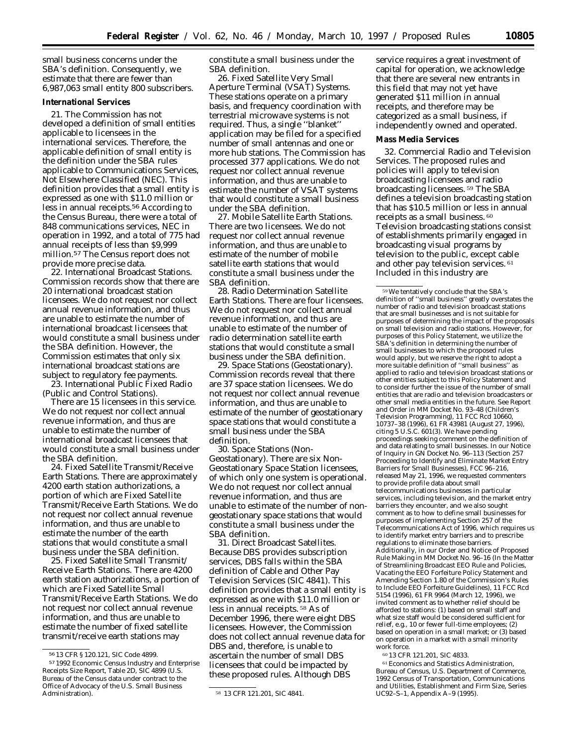small business concerns under the SBA's definition. Consequently, we estimate that there are fewer than 6,987,063 small entity 800 subscribers.

**International Services**

21. The Commission has not developed a definition of small entities applicable to licensees in the international services. Therefore, the applicable definition of small entity is the definition under the SBA rules applicable to Communications Services, Not Elsewhere Classified (NEC). This definition provides that a small entity is expressed as one with $11.0 million or less in annual receipts.[56] According to the Census Bureau, there were a total of 848 communications services, NEC in operation in 1992, and a total of 775 had annual receipts of less than $9,999 million.[57] The Census report does not provide more precise data.

22. International Broadcast Stations. Commission records show that there are 20 international broadcast station licensees. We do not request nor collect annual revenue information, and thus are unable to estimate the number of international broadcast licensees that would constitute a small business under the SBA definition. However, the Commission estimates that only six international broadcast stations are subject to regulatory fee payments.

23. International Public Fixed Radio (Public and Control Stations).

There are 15 licensees in this service. We do not request nor collect annual revenue information, and thus are unable to estimate the number of international broadcast licensees that would constitute a small business under the SBA definition.

24. Fixed Satellite Transmit/Receive Earth Stations. There are approximately 4200 earth station authorizations, a portion of which are Fixed Satellite Transmit/Receive Earth Stations. We do not request nor collect annual revenue information, and thus are unable to estimate the number of the earth stations that would constitute a small business under the SBA definition.

25. Fixed Satellite Small Transmit/Receive Earth Stations. There are 4200 earth station authorizations, a portion of which are Fixed Satellite Small Transmit/Receive Earth Stations. We do not request nor collect annual revenue information, and thus are unable to estimate the number of fixed satellite transmit/receive earth stations may constitute a small business under the SBA definition.

26. Fixed Satellite Very Small Aperture Terminal (VSAT) Systems. These stations operate on a primary basis, and frequency coordination with terrestrial microwave systems is not required. Thus, a single ''blanket'' application may be filed for a specified number of small antennas and one or more hub stations. The Commission has processed 377 applications. We do not request nor collect annual revenue information, and thus are unable to estimate the number of VSAT systems that would constitute a small business under the SBA definition.

27. Mobile Satellite Earth Stations. There are two licensees. We do not request nor collect annual revenue information, and thus are unable to estimate of the number of mobile satellite earth stations that would constitute a small business under the SBA definition.

28. Radio Determination Satellite Earth Stations. There are four licensees. We do not request nor collect annual revenue information, and thus are unable to estimate of the number of radio determination satellite earth stations that would constitute a small business under the SBA definition.

29. Space Stations (Geostationary). Commission records reveal that there are 37 space station licensees. We do not request nor collect annual revenue information, and thus are unable to estimate of the number of geostationary space stations that would constitute a small business under the SBA definition.

30. Space Stations (Non-Geostationary). There are six Non-Geostationary Space Station licensees, of which only one system is operational. We do not request nor collect annual revenue information, and thus are unable to estimate of the number of non-geostationary space stations that would constitute a small business under the SBA definition.

31. Direct Broadcast Satellites. Because DBS provides subscription services, DBS falls within the SBA definition of Cable and Other Pay Television Services (SIC 4841). This definition provides that a small entity is expressed as one with $11.0 million or less in annual receipts.[58] As of December 1996, there were eight DBS licensees. However, the Commission does not collect annual revenue data for DBS and, therefore, is unable to ascertain the number of small DBS licensees that could be impacted by these proposed rules. Although DBS service requires a great investment of capital for operation, we acknowledge that there are several new entrants in this field that may not yet have generated $11 million in annual receipts, and therefore may be categorized as a small business, if independently owned and operated.

**Mass Media Services**

32. Commercial Radio and Television Services. The proposed rules and policies will apply to television broadcasting licensees and radio broadcasting licensees.[59] The SBA defines a television broadcasting station that has $10.5 million or less in annual receipts as a small business.[60] Television broadcasting stations consist of establishments primarily engaged in broadcasting visual programs by television to the public, except cable and other pay television services.[61] Included in this industry are

---

[56] 13 CFR § 120.121, SIC Code 4899.

[57] 1992 Economic Census Industry and Enterprise Receipts Size Report, Table 2D, SIC 4899 (U.S. Bureau of the Census data under contract to the Office of Advocacy of the U.S. Small Business Administration).

[58] 13 CFR 121.201, SIC 4841.

[59] We tentatively conclude that the SBA's definition of ''small business'' greatly overstates the number of radio and television broadcast stations that are small businesses and is not suitable for purposes of determining the impact of the proposals on small television and radio stations. However, for purposes of this Policy Statement, we utilize the SBA's definition in determining the number of small businesses to which the proposed rules would apply, but we reserve the right to adopt a more suitable definition of ''small business'' as applied to radio and television broadcast stations or other entities subject to this Policy Statement and to consider further the issue of the number of small entities that are radio and television broadcasters or other small media entities in the future. See Report and Order in MM Docket No. 93–48 (Children's Television Programming), 11 FCC Rcd 10660, 10737–38 (1996), 61 FR 43981 (August 27, 1996), citing 5 U.S.C. 601(3). We have pending proceedings seeking comment on the definition of and data relating to small businesses. In our Notice of Inquiry in GN Docket No. 96–113 (Section 257 Proceeding to Identify and Eliminate Market Entry Barriers for Small Businesses), FCC 96–216, released May 21, 1996, we requested commenters to provide profile data about small telecommunications businesses in particular services, including television, and the market entry barriers they encounter, and we also sought comment as to how to define small businesses for purposes of implementing Section 257 of the Telecommunications Act of 1996, which requires us to identify market entry barriers and to prescribe regulations to eliminate those barriers. Additionally, in our Order and Notice of Proposed Rule Making in MM Docket No. 96–16 (In the Matter of Streamlining Broadcast EEO Rule and Policies, Vacating the EEO Forfeiture Policy Statement and Amending Section 1.80 of the Commission's Rules to Include EEO Forfeiture Guidelines), 11 FCC Rcd 5154 (1996), 61 FR 9964 (March 12, 1996), we invited comment as to whether relief should be afforded to stations: (1) based on small staff and what size staff would be considered sufficient for relief, e.g., 10 or fewer full-time employees; (2) based on operation in a small market; or (3) based on operation in a market with a small minority work force.

[60] 13 CFR 121.201, SIC 4833.

[61] Economics and Statistics Administration, Bureau of Census, U.S. Department of Commerce, 1992 Census of Transportation, Communications and Utilities, Establishment and Firm Size, Series UC92–S–1, Appendix A–9 (1995).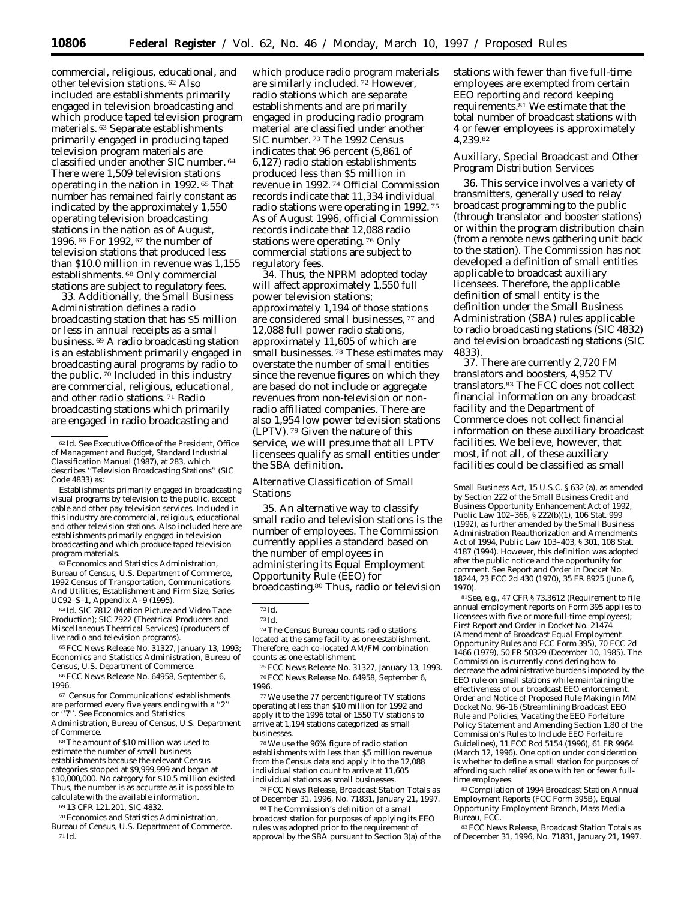commercial, religious, educational, and other television stations.[62] Also included are establishments primarily engaged in television broadcasting and which produce taped television program materials.[63] Separate establishments primarily engaged in producing taped television program materials are classified under another SIC number.[64] There were 1,509 television stations operating in the nation in 1992.[65] That number has remained fairly constant as indicated by the approximately 1,550 operating television broadcasting stations in the nation as of August, 1996.[66] For 1992,[67] the number of television stations that produced less than $10.0 million in revenue was 1,155 establishments.[68] Only commercial stations are subject to regulatory fees.

33. Additionally, the Small Business Administration defines a radio broadcasting station that has $5 million or less in annual receipts as a small business.[69] A radio broadcasting station is an establishment primarily engaged in broadcasting aural programs by radio to the public.[70] Included in this industry are commercial, religious, educational, and other radio stations.[71] Radio broadcasting stations which primarily are engaged in radio broadcasting and which produce radio program materials are similarly included.[72] However, radio stations which are separate establishments and are primarily engaged in producing radio program material are classified under another SIC number.[73] The 1992 Census indicates that 96 percent (5,861 of 6,127) radio station establishments produced less than $5 million in revenue in 1992.[74] Official Commission records indicate that 11,334 individual radio stations were operating in 1992.[75] As of August 1996, official Commission records indicate that 12,088 radio stations were operating.[76] Only commercial stations are subject to regulatory fees.

34. Thus, the NPRM adopted today will affect approximately 1,550 full power television stations; approximately 1,194 of those stations are considered small businesses,[77] and 12,088 full power radio stations, approximately 11,605 of which are small businesses.[78] These estimates may overstate the number of small entities since the revenue figures on which they are based do not include or aggregate revenues from non-television or non-radio affiliated companies. There are also 1,954 low power television stations (LPTV).[79] Given the nature of this service, we will presume that all LPTV licensees qualify as small entities under the SBA definition.

*Alternative Classification of Small Stations*

35. An alternative way to classify small radio and television stations is the number of employees. The Commission currently applies a standard based on the number of employees in administering its Equal Employment Opportunity Rule (EEO) for broadcasting.[80] Thus, radio or television stations with fewer than five full-time employees are exempted from certain EEO reporting and record keeping requirements.[81] We estimate that the total number of broadcast stations with 4 or fewer employees is approximately 4,239.[82]

*Auxiliary, Special Broadcast and Other Program Distribution Services*

36. This service involves a variety of transmitters, generally used to relay broadcast programming to the public (through translator and booster stations) or within the program distribution chain (from a remote news gathering unit back to the station). The Commission has not developed a definition of small entities applicable to broadcast auxiliary licensees. Therefore, the applicable definition of small entity is the definition under the Small Business Administration (SBA) rules applicable to radio broadcasting stations (SIC 4832) and television broadcasting stations (SIC 4833).

37. There are currently 2,720 FM translators and boosters, 4,952 TV translators.[83] The FCC does not collect financial information on any broadcast facility and the Department of Commerce does not collect financial information on these auxiliary broadcast facilities. We believe, however, that most, if not all, of these auxiliary facilities could be classified as small

---

[62] Id. See Executive Office of the President, Office of Management and Budget, Standard Industrial Classification Manual (1987), at 283, which describes ''Television Broadcasting Stations'' (SIC Code 4833) as:

Establishments primarily engaged in broadcasting visual programs by television to the public, except cable and other pay television services. Included in this industry are commercial, religious, educational and other television stations. Also included here are establishments primarily engaged in television broadcasting and which produce taped television program materials.

[63] Economics and Statistics Administration, Bureau of Census, U.S. Department of Commerce, 1992 Census of Transportation, Communications And Utilities, Establishment and Firm Size, Series UC92–S–1, Appendix A–9 (1995).

[64] Id. SIC 7812 (Motion Picture and Video Tape Production); SIC 7922 (Theatrical Producers and Miscellaneous Theatrical Services) (producers of live radio and television programs).

[65] FCC News Release No. 31327, January 13, 1993; Economics and Statistics Administration, Bureau of Census, U.S. Department of Commerce.

[66] FCC News Release No. 64958, September 6, 1996.

[67] Census for Communications' establishments are performed every five years ending with a ''2'' or ''7''. See Economics and Statistics Administration, Bureau of Census, U.S. Department of Commerce.

[68] The amount of $10 million was used to estimate the number of small business establishments because the relevant Census categories stopped at $9,999,999 and began at $10,000,000. No category for $10.5 million existed. Thus, the number is as accurate as it is possible to calculate with the available information.

[69] 13 CFR 121.201, SIC 4832.

[70] Economics and Statistics Administration, Bureau of Census, U.S. Department of Commerce.

[71] Id.

[72] Id.

[73] Id.

[74] The Census Bureau counts radio stations located at the same facility as one establishment. Therefore, each co-located AM/FM combination counts as one establishment.

[75] FCC News Release No. 31327, January 13, 1993.

[76] FCC News Release No. 64958, September 6, 1996.

[77] We use the 77 percent figure of TV stations operating at less than $10 million for 1992 and apply it to the 1996 total of 1550 TV stations to arrive at 1,194 stations categorized as small businesses.

[78] We use the 96% figure of radio station establishments with less than $5 million revenue from the Census data and apply it to the 12,088 individual station count to arrive at 11,605 individual stations as small businesses.

[79] FCC News Release, Broadcast Station Totals as of December 31, 1996, No. 71831, January 21, 1997.

[80] The Commission's definition of a small broadcast station for purposes of applying its EEO rules was adopted prior to the requirement of approval by the SBA pursuant to Section 3(a) of the Small Business Act, 15 U.S.C. § 632 (a), as amended by Section 222 of the Small Business Credit and Business Opportunity Enhancement Act of 1992, Public Law 102–366, § 222(b)(1), 106 Stat. 999 (1992), as further amended by the Small Business Administration Reauthorization and Amendments Act of 1994, Public Law 103–403, § 301, 108 Stat. 4187 (1994). However, this definition was adopted after the public notice and the opportunity for comment. See Report and Order in Docket No. 18244, 23 FCC 2d 430 (1970), 35 FR 8925 (June 6, 1970).

[81] See, e.g., 47 CFR § 73.3612 (Requirement to file annual employment reports on Form 395 applies to licensees with five or more full-time employees); First Report and Order in Docket No. 21474 (Amendment of Broadcast Equal Employment Opportunity Rules and FCC Form 395), 70 FCC 2d 1466 (1979), 50 FR 50329 (December 10, 1985). The Commission is currently considering how to decrease the administrative burdens imposed by the EEO rule on small stations while maintaining the effectiveness of our broadcast EEO enforcement. Order and Notice of Proposed Rule Making in MM Docket No. 96–16 (Streamlining Broadcast EEO Rule and Policies, Vacating the EEO Forfeiture Policy Statement and Amending Section 1.80 of the Commission's Rules to Include EEO Forfeiture Guidelines), 11 FCC Rcd 5154 (1996), 61 FR 9964 (March 12, 1996). One option under consideration is whether to define a small station for purposes of affording such relief as one with ten or fewer full-time employees.

[82] Compilation of 1994 Broadcast Station Annual Employment Reports (FCC Form 395B), Equal Opportunity Employment Branch, Mass Media Bureau, FCC.

[83] FCC News Release, Broadcast Station Totals as of December 31, 1996, No. 71831, January 21, 1997.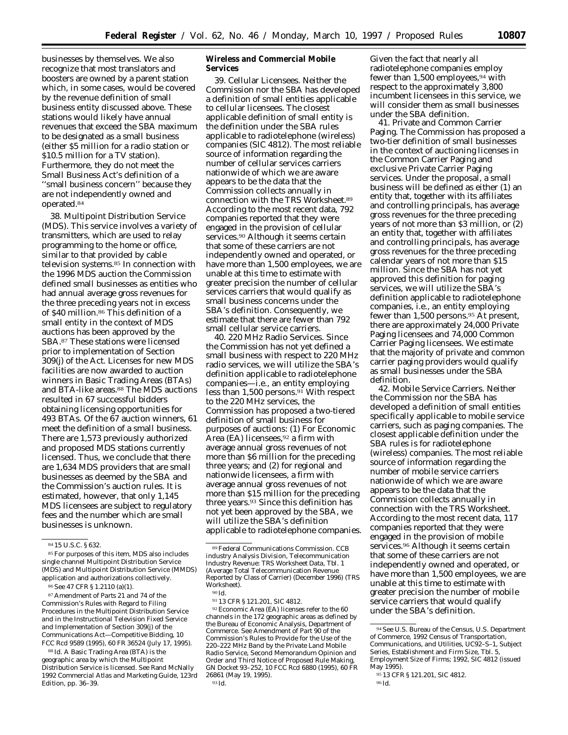businesses by themselves. We also recognize that most translators and boosters are owned by a parent station which, in some cases, would be covered by the revenue definition of small business entity discussed above. These stations would likely have annual revenues that exceed the SBA maximum to be designated as a small business (either $5 million for a radio station or $10.5 million for a TV station). Furthermore, they do not meet the Small Business Act's definition of a ''small business concern'' because they are not independently owned and operated.[84]

38. Multipoint Distribution Service (MDS). This service involves a variety of transmitters, which are used to relay programming to the home or office, similar to that provided by cable television systems.[85] In connection with the 1996 MDS auction the Commission defined small businesses as entities who had annual average gross revenues for the three preceding years not in excess of $40 million.[86] This definition of a small entity in the context of MDS auctions has been approved by the SBA.[87] These stations were licensed prior to implementation of Section 309(j) of the Act. Licenses for new MDS facilities are now awarded to auction winners in Basic Trading Areas (BTAs) and BTA-like areas.[88] The MDS auctions resulted in 67 successful bidders obtaining licensing opportunities for 493 BTAs. Of the 67 auction winners, 61 meet the definition of a small business. There are 1,573 previously authorized and proposed MDS stations currently licensed. Thus, we conclude that there are 1,634 MDS providers that are small businesses as deemed by the SBA and the Commission's auction rules. It is estimated, however, that only 1,145 MDS licensees are subject to regulatory fees and the number which are small businesses is unknown.

**Wireless and Commercial Mobile Services**

39. Cellular Licensees. Neither the Commission nor the SBA has developed a definition of small entities applicable to cellular licensees. The closest applicable definition of small entity is the definition under the SBA rules applicable to radiotelephone (wireless) companies (SIC 4812). The most reliable source of information regarding the number of cellular services carriers nationwide of which we are aware appears to be the data that the Commission collects annually in connection with the TRS Worksheet.[89] According to the most recent data, 792 companies reported that they were engaged in the provision of cellular services.[90] Although it seems certain that some of these carriers are not independently owned and operated, or have more than 1,500 employees, we are unable at this time to estimate with greater precision the number of cellular services carriers that would qualify as small business concerns under the SBA's definition. Consequently, we estimate that there are fewer than 792 small cellular service carriers.

40. 220 MHz Radio Services. Since the Commission has not yet defined a small business with respect to 220 MHz radio services, we will utilize the SBA's definition applicable to radiotelephone companies—i.e., an entity employing less than 1,500 persons.[91] With respect to the 220 MHz services, the Commission has proposed a two-tiered definition of small business for purposes of auctions: (1) For Economic Area (EA) licensees,[92] a firm with average annual gross revenues of not more than $6 million for the preceding three years; and (2) for regional and nationwide licensees, a firm with average annual gross revenues of not more than $15 million for the preceding three years.[93] Since this definition has not yet been approved by the SBA, we will utilize the SBA's definition applicable to radiotelephone companies. Given the fact that nearly all radiotelephone companies employ fewer than 1,500 employees,[94] with respect to the approximately 3,800 incumbent licensees in this service, we will consider them as small businesses under the SBA definition.

41. Private and Common Carrier Paging. The Commission has proposed a two-tier definition of small businesses in the context of auctioning licenses in the Common Carrier Paging and exclusive Private Carrier Paging services. Under the proposal, a small business will be defined as either (1) an entity that, together with its affiliates and controlling principals, has average gross revenues for the three preceding years of not more than $3 million, or (2) an entity that, together with affiliates and controlling principals, has average gross revenues for the three preceding calendar years of not more than $15 million. Since the SBA has not yet approved this definition for paging services, we will utilize the SBA's definition applicable to radiotelephone companies, i.e., an entity employing fewer than 1,500 persons.[95] At present, there are approximately 24,000 Private Paging licensees and 74,000 Common Carrier Paging licensees. We estimate that the majority of private and common carrier paging providers would qualify as small businesses under the SBA definition.

42. Mobile Service Carriers. Neither the Commission nor the SBA has developed a definition of small entities specifically applicable to mobile service carriers, such as paging companies. The closest applicable definition under the SBA rules is for radiotelephone (wireless) companies. The most reliable source of information regarding the number of mobile service carriers nationwide of which we are aware appears to be the data that the Commission collects annually in connection with the TRS Worksheet. According to the most recent data, 117 companies reported that they were engaged in the provision of mobile services.[96] Although it seems certain that some of these carriers are not independently owned and operated, or have more than 1,500 employees, we are unable at this time to estimate with greater precision the number of mobile service carriers that would qualify under the SBA's definition.

---

[84] 15 U.S.C. § 632.

[85] For purposes of this item, MDS also includes single channel Multipoint Distribution Service (MDS) and Multipoint Distribution Service (MMDS) application and authorizations collectively.

[86] See 47 CFR § 1.2110 (a)(1).

[87] Amendment of Parts 21 and 74 of the Commission's Rules with Regard to Filing Procedures in the Multipoint Distribution Service and in the Instructional Television Fixed Service and Implementation of Section 309(j) of the Communications Act—Competitive Bidding, 10 FCC Rcd 9589 (1995), 60 FR 36524 (July 17, 1995).

[88] Id. A Basic Trading Area (BTA) is the geographic area by which the Multipoint Distribution Service is licensed. See Rand McNally 1992 Commercial Atlas and Marketing Guide, 123rd Edition, pp. 36–39.

[89] Federal Communications Commission. CCB industry Analysis Division, Telecommunication Industry Revenue: TRS Worksheet Data, Tbl. 1 (Average Total Telecommunication Revenue Reported by Class of Carrier) (December 1996) (TRS Worksheet).

[90] Id.

[91] 13 CFR § 121.201, SIC 4812.

[92] Economic Area (EA) licenses refer to the 60 channels in the 172 geographic areas as defined by the Bureau of Economic Analysis, Department of Commerce. See Amendment of Part 90 of the Commission's Rules to Provide for the Use of the 220–222 MHz Band by the Private Land Mobile Radio Service, Second Memorandum Opinion and Order and Third Notice of Proposed Rule Making, GN Docket 93–252, 10 FCC Rcd 6880 (1995), 60 FR 26861 (May 19, 1995).

[93] Id.

[94] See U.S. Bureau of the Census, U.S. Department of Commerce, 1992 Census of Transportation, Communications, and Utilities, UC92–S–1, Subject Series, Establishment and Firm Size, Tbl. 5, Employment Size of Firms; 1992, SIC 4812 (issued May 1995).

[95] 13 CFR § 121.201, SIC 4812.

[96] Id.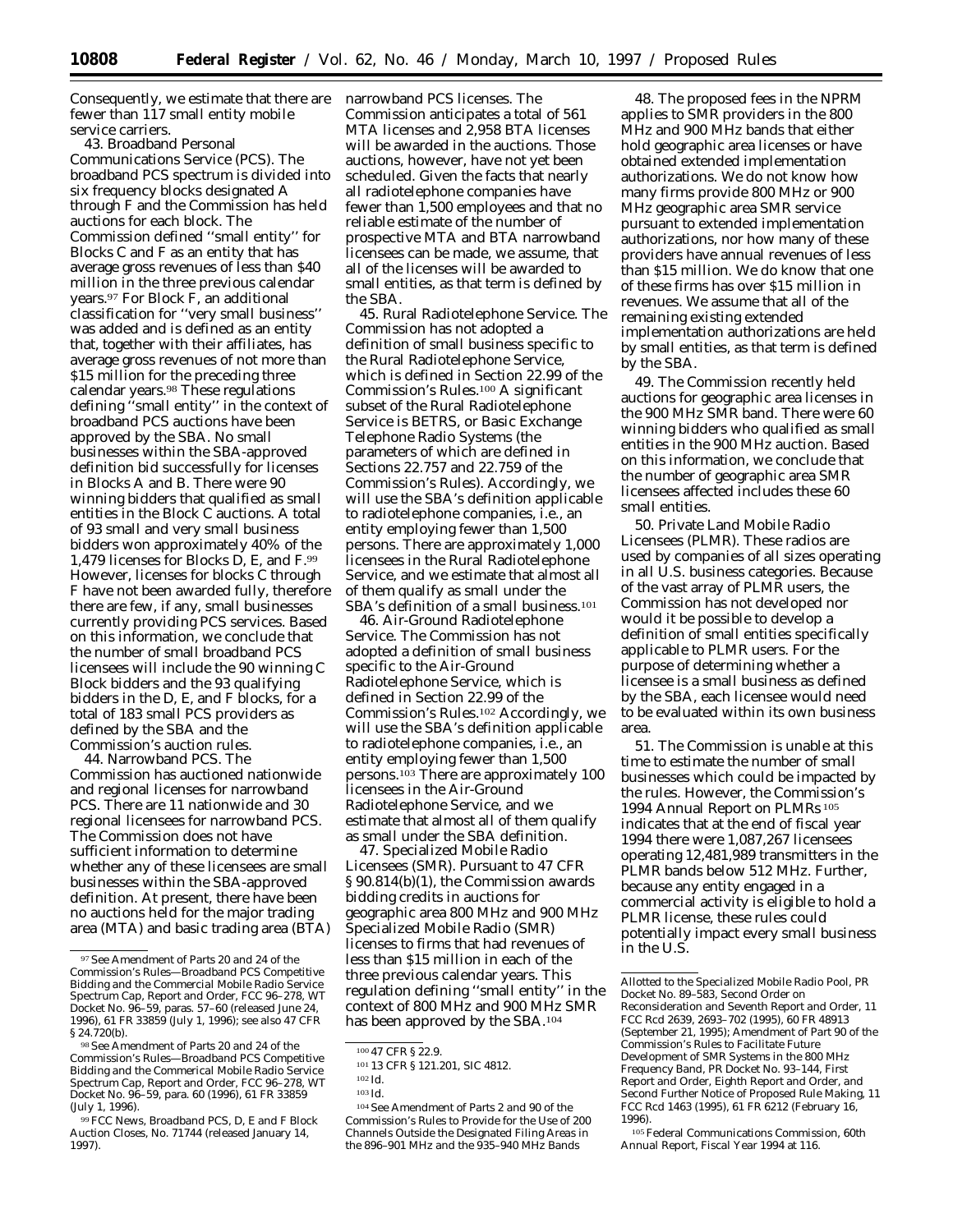Consequently, we estimate that there are fewer than 117 small entity mobile service carriers.

43. Broadband Personal Communications Service (PCS). The broadband PCS spectrum is divided into six frequency blocks designated A through F and the Commission has held auctions for each block. The Commission defined ''small entity'' for Blocks C and F as an entity that has average gross revenues of less than $40 million in the three previous calendar years.[97] For Block F, an additional classification for ''very small business'' was added and is defined as an entity that, together with their affiliates, has average gross revenues of not more than $15 million for the preceding three calendar years.[98] These regulations defining ''small entity'' in the context of broadband PCS auctions have been approved by the SBA. No small businesses within the SBA-approved definition bid successfully for licenses in Blocks A and B. There were 90 winning bidders that qualified as small entities in the Block C auctions. A total of 93 small and very small business bidders won approximately 40% of the 1,479 licenses for Blocks D, E, and F.[99] However, licenses for blocks C through F have not been awarded fully, therefore there are few, if any, small businesses currently providing PCS services. Based on this information, we conclude that the number of small broadband PCS licensees will include the 90 winning C Block bidders and the 93 qualifying bidders in the D, E, and F blocks, for a total of 183 small PCS providers as defined by the SBA and the Commission's auction rules.

44. Narrowband PCS. The Commission has auctioned nationwide and regional licenses for narrowband PCS. There are 11 nationwide and 30 regional licensees for narrowband PCS. The Commission does not have sufficient information to determine whether any of these licensees are small businesses within the SBA-approved definition. At present, there have been no auctions held for the major trading area (MTA) and basic trading area (BTA) narrowband PCS licenses. The Commission anticipates a total of 561 MTA licenses and 2,958 BTA licenses will be awarded in the auctions. Those auctions, however, have not yet been scheduled. Given the facts that nearly all radiotelephone companies have fewer than 1,500 employees and that no reliable estimate of the number of prospective MTA and BTA narrowband licensees can be made, we assume, that all of the licenses will be awarded to small entities, as that term is defined by the SBA.

45. Rural Radiotelephone Service. The Commission has not adopted a definition of small business specific to the Rural Radiotelephone Service, which is defined in Section 22.99 of the Commission's Rules.[100] A significant subset of the Rural Radiotelephone Service is BETRS, or Basic Exchange Telephone Radio Systems (the parameters of which are defined in Sections 22.757 and 22.759 of the Commission's Rules). Accordingly, we will use the SBA's definition applicable to radiotelephone companies, i.e., an entity employing fewer than 1,500 persons. There are approximately 1,000 licensees in the Rural Radiotelephone Service, and we estimate that almost all of them qualify as small under the SBA's definition of a small business.[101]

46. Air-Ground Radiotelephone Service. The Commission has not adopted a definition of small business specific to the Air-Ground Radiotelephone Service, which is defined in Section 22.99 of the Commission's Rules.[102] Accordingly, we will use the SBA's definition applicable to radiotelephone companies, i.e., an entity employing fewer than 1,500 persons.[103] There are approximately 100 licensees in the Air-Ground Radiotelephone Service, and we estimate that almost all of them qualify as small under the SBA definition.

47. Specialized Mobile Radio Licensees (SMR). Pursuant to 47 CFR § 90.814(b)(1), the Commission awards bidding credits in auctions for geographic area 800 MHz and 900 MHz Specialized Mobile Radio (SMR) licenses to firms that had revenues of less than $15 million in each of the three previous calendar years. This regulation defining ''small entity'' in the context of 800 MHz and 900 MHz SMR has been approved by the SBA.[104]

48. The proposed fees in the NPRM applies to SMR providers in the 800 MHz and 900 MHz bands that either hold geographic area licenses or have obtained extended implementation authorizations. We do not know how many firms provide 800 MHz or 900 MHz geographic area SMR service pursuant to extended implementation authorizations, nor how many of these providers have annual revenues of less than $15 million. We do know that one of these firms has over $15 million in revenues. We assume that all of the remaining existing extended implementation authorizations are held by small entities, as that term is defined by the SBA.

49. The Commission recently held auctions for geographic area licenses in the 900 MHz SMR band. There were 60 winning bidders who qualified as small entities in the 900 MHz auction. Based on this information, we conclude that the number of geographic area SMR licensees affected includes these 60 small entities.

50. Private Land Mobile Radio Licensees (PLMR). These radios are used by companies of all sizes operating in all U.S. business categories. Because of the vast array of PLMR users, the Commission has not developed nor would it be possible to develop a definition of small entities specifically applicable to PLMR users. For the purpose of determining whether a licensee is a small business as defined by the SBA, each licensee would need to be evaluated within its own business area.

51. The Commission is unable at this time to estimate the number of small businesses which could be impacted by the rules. However, the Commission's 1994 Annual Report on PLMRs[105] indicates that at the end of fiscal year 1994 there were 1,087,267 licensees operating 12,481,989 transmitters in the PLMR bands below 512 MHz. Further, because any entity engaged in a commercial activity is eligible to hold a PLMR license, these rules could potentially impact every small business in the U.S.

---

[97] See Amendment of Parts 20 and 24 of the Commission's Rules—Broadband PCS Competitive Bidding and the Commercial Mobile Radio Service Spectrum Cap, Report and Order, FCC 96–278, WT Docket No. 96–59, paras. 57–60 (released June 24, 1996), 61 FR 33859 (July 1, 1996); see also 47 CFR § 24.720(b).

[98] See Amendment of Parts 20 and 24 of the Commission's Rules—Broadband PCS Competitive Bidding and the Commerical Mobile Radio Service Spectrum Cap, Report and Order, FCC 96–278, WT Docket No. 96–59, para. 60 (1996), 61 FR 33859 (July 1, 1996).

[99] FCC News, Broadband PCS, D, E and F Block Auction Closes, No. 71744 (released January 14, 1997).

[100] 47 CFR § 22.9.

[101] 13 CFR § 121.201, SIC 4812.

[102] Id.

[103] Id.

[104] See Amendment of Parts 2 and 90 of the Commission's Rules to Provide for the Use of 200 Channels Outside the Designated Filing Areas in the 896–901 MHz and the 935–940 MHz Bands Allotted to the Specialized Mobile Radio Pool, PR Docket No. 89–583, Second Order on Reconsideration and Seventh Report and Order, 11 FCC Rcd 2639, 2693–702 (1995), 60 FR 48913 (September 21, 1995); Amendment of Part 90 of the Commission's Rules to Facilitate Future Development of SMR Systems in the 800 MHz Frequency Band, PR Docket No. 93–144, First Report and Order, Eighth Report and Order, and Second Further Notice of Proposed Rule Making, 11 FCC Rcd 1463 (1995), 61 FR 6212 (February 16, 1996).

[105] Federal Communications Commission, 60th Annual Report, Fiscal Year 1994 at 116.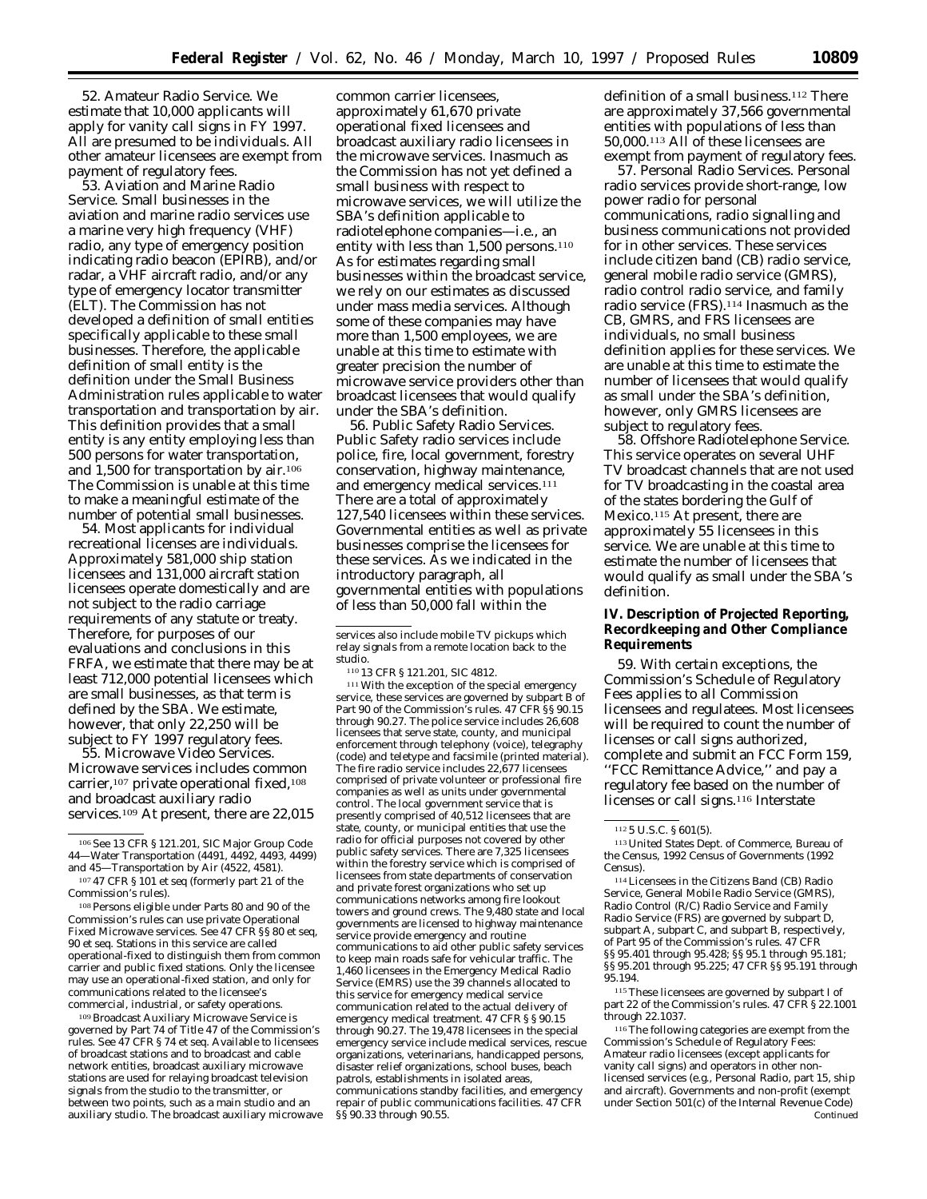52. Amateur Radio Service. We estimate that 10,000 applicants will apply for vanity call signs in FY 1997. All are presumed to be individuals. All other amateur licensees are exempt from payment of regulatory fees.

53. Aviation and Marine Radio Service. Small businesses in the aviation and marine radio services use a marine very high frequency (VHF) radio, any type of emergency position indicating radio beacon (EPIRB), and/or radar, a VHF aircraft radio, and/or any type of emergency locator transmitter (ELT). The Commission has not developed a definition of small entities specifically applicable to these small businesses. Therefore, the applicable definition of small entity is the definition under the Small Business Administration rules applicable to water transportation and transportation by air. This definition provides that a small entity is any entity employing less than 500 persons for water transportation, and 1,500 for transportation by air.[106] The Commission is unable at this time to make a meaningful estimate of the number of potential small businesses.

54. Most applicants for individual recreational licenses are individuals. Approximately 581,000 ship station licensees and 131,000 aircraft station licensees operate domestically and are not subject to the radio carriage requirements of any statute or treaty. Therefore, for purposes of our evaluations and conclusions in this FRFA, we estimate that there may be at least 712,000 potential licensees which are small businesses, as that term is defined by the SBA. We estimate, however, that only 22,250 will be subject to FY 1997 regulatory fees.

55. Microwave Video Services. Microwave services includes common carrier,[107] private operational fixed,[108] and broadcast auxiliary radio services.[109] At present, there are 22,015 common carrier licensees, approximately 61,670 private operational fixed licensees and broadcast auxiliary radio licensees in the microwave services. Inasmuch as the Commission has not yet defined a small business with respect to microwave services, we will utilize the SBA's definition applicable to radiotelephone companies—i.e., an entity with less than 1,500 persons.[110] As for estimates regarding small businesses within the broadcast service, we rely on our estimates as discussed under mass media services. Although some of these companies may have more than 1,500 employees, we are unable at this time to estimate with greater precision the number of microwave service providers other than broadcast licensees that would qualify under the SBA's definition.

56. Public Safety Radio Services. Public Safety radio services include police, fire, local government, forestry conservation, highway maintenance, and emergency medical services.[111] There are a total of approximately 127,540 licensees within these services. Governmental entities as well as private businesses comprise the licensees for these services. As we indicated in the introductory paragraph, all governmental entities with populations of less than 50,000 fall within the definition of a small business.[112] There are approximately 37,566 governmental entities with populations of less than 50,000.[113] All of these licensees are exempt from payment of regulatory fees.

57. Personal Radio Services. Personal radio services provide short-range, low power radio for personal communications, radio signalling and business communications not provided for in other services. These services include citizen band (CB) radio service, general mobile radio service (GMRS), radio control radio service, and family radio service (FRS).[114] Inasmuch as the CB, GMRS, and FRS licensees are individuals, no small business definition applies for these services. We are unable at this time to estimate the number of licensees that would qualify as small under the SBA's definition, however, only GMRS licensees are subject to regulatory fees.

58. Offshore Radiotelephone Service. This service operates on several UHF TV broadcast channels that are not used for TV broadcasting in the coastal area of the states bordering the Gulf of Mexico.[115] At present, there are approximately 55 licensees in this service. We are unable at this time to estimate the number of licensees that would qualify as small under the SBA's definition.

## IV. Description of Projected Reporting, Recordkeeping and Other Compliance Requirements

59. With certain exceptions, the Commission's Schedule of Regulatory Fees applies to all Commission licensees and regulatees. Most licensees will be required to count the number of licenses or call signs authorized, complete and submit an FCC Form 159, "FCC Remittance Advice," and pay a regulatory fee based on the number of licenses or call signs.[116] Interstate

---

[106] See 13 CFR § 121.201, SIC Major Group Code 44—Water Transportation (4491, 4492, 4493, 4499) and 45—Transportation by Air (4522, 4581).

[107] 47 CFR § 101 et seq (formerly part 21 of the Commission's rules).

[108] Persons eligible under Parts 80 and 90 of the Commission's rules can use private Operational Fixed Microwave services. See 47 CFR §§ 80 et seq, 90 et seq. Stations in this service are called operational-fixed to distinguish them from common carrier and public fixed stations. Only the licensee may use an operational-fixed station, and only for communications related to the licensee's commercial, industrial, or safety operations.

[109] Broadcast Auxiliary Microwave Service is governed by Part 74 of Title 47 of the Commission's rules. See 47 CFR § 74 et seq. Available to licensees of broadcast stations and to broadcast and cable network entities, broadcast auxiliary microwave stations are used for relaying broadcast television signals from the studio to the transmitter, or between two points, such as a main studio and an auxiliary studio. The broadcast auxiliary microwave services also include mobile TV pickups which relay signals from a remote location back to the studio.

[110] 13 CFR § 121.201, SIC 4812.

[111] With the exception of the special emergency service, these services are governed by subpart B of Part 90 of the Commission's rules. 47 CFR §§ 90.15 through 90.27. The police service includes 26,608 licensees that serve state, county, and municipal enforcement through telephony (voice), telegraphy (code) and teletype and facsimile (printed material). The fire radio service includes 22,677 licensees comprised of private volunteer or professional fire companies as well as units under governmental control. The local government service that is presently comprised of 40,512 licensees that are state, county, or municipal entities that use the radio for official purposes not covered by other public safety services. There are 7,325 licensees within the forestry service which is comprised of licensees from state departments of conservation and private forest organizations who set up communications networks among fire lookout towers and ground crews. The 9,480 state and local governments are licensed to highway maintenance service provide emergency and routine communications to aid other public safety services to keep main roads safe for vehicular traffic. The 1,460 licensees in the Emergency Medical Radio Service (EMRS) use the 39 channels allocated to this service for emergency medical service communication related to the actual delivery of emergency medical treatment. 47 CFR §§ 90.15 through 90.27. The 19,478 licensees in the special emergency service include medical services, rescue organizations, veterinarians, handicapped persons, disaster relief organizations, school buses, beach patrols, establishments in isolated areas, communications standby facilities, and emergency repair of public communications facilities. 47 CFR §§ 90.33 through 90.55.

[112] 5 U.S.C. § 601(5).

[113] United States Dept. of Commerce, Bureau of the Census, 1992 Census of Governments (1992 Census).

[114] Licensees in the Citizens Band (CB) Radio Service, General Mobile Radio Service (GMRS), Radio Control (R/C) Radio Service and Family Radio Service (FRS) are governed by subpart D, subpart A, subpart C, and subpart B, respectively, of Part 95 of the Commission's rules. 47 CFR §§ 95.401 through 95.428; §§ 95.1 through 95.181; §§ 95.201 through 95.225; 47 CFR §§ 95.191 through 95.194.

[115] These licensees are governed by subpart I of part 22 of the Commission's rules. 47 CFR § 22.1001 through 22.1037.

[116] The following categories are exempt from the Commission's Schedule of Regulatory Fees: Amateur radio licensees (except applicants for vanity call signs) and operators in other non-licensed services (e.g., Personal Radio, part 15, ship and aircraft). Governments and non-profit (exempt under Section 501(c) of the Internal Revenue Code) *Continued*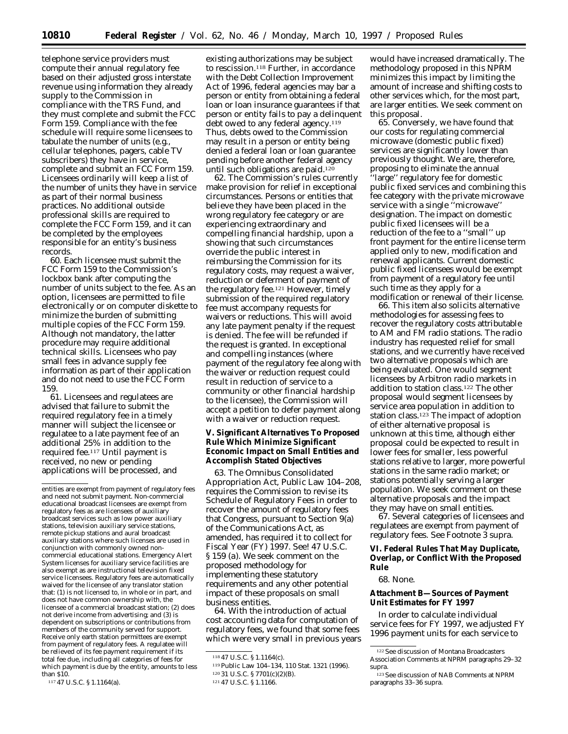telephone service providers must compute their annual regulatory fee based on their adjusted gross interstate revenue using information they already supply to the Commission in compliance with the TRS Fund, and they must complete and submit the FCC Form 159. Compliance with the fee schedule will require some licensees to tabulate the number of units (e.g., cellular telephones, pagers, cable TV subscribers) they have in service, complete and submit an FCC Form 159. Licensees ordinarily will keep a list of the number of units they have in service as part of their normal business practices. No additional outside professional skills are required to complete the FCC Form 159, and it can be completed by the employees responsible for an entity's business records.

60. Each licensee must submit the FCC Form 159 to the Commission's lockbox bank after computing the number of units subject to the fee. As an option, licensees are permitted to file electronically or on computer diskette to minimize the burden of submitting multiple copies of the FCC Form 159. Although not mandatory, the latter procedure may require additional technical skills. Licensees who pay small fees in advance supply fee information as part of their application and do not need to use the FCC Form 159.

61. Licensees and regulatees are advised that failure to submit the required regulatory fee in a timely manner will subject the licensee or regulatee to a late payment fee of an additional 25% in addition to the required fee.[117] Until payment is received, no new or pending applications will be processed, and existing authorizations may be subject to rescission.[118] Further, in accordance with the Debt Collection Improvement Act of 1996, federal agencies may bar a person or entity from obtaining a federal loan or loan insurance guarantees if that person or entity fails to pay a delinquent debt owed to any federal agency.[119] Thus, debts owed to the Commission may result in a person or entity being denied a federal loan or loan guarantee pending before another federal agency until such obligations are paid.[120]

62. The Commission's rules currently make provision for relief in exceptional circumstances. Persons or entities that believe they have been placed in the wrong regulatory fee category or are experiencing extraordinary and compelling financial hardship, upon a showing that such circumstances override the public interest in reimbursing the Commission for its regulatory costs, may request a waiver, reduction or deferment of payment of the regulatory fee.[121] However, timely submission of the required regulatory fee must accompany requests for waivers or reductions. This will avoid any late payment penalty if the request is denied. The fee will be refunded if the request is granted. In exceptional and compelling instances (where payment of the regulatory fee along with the waiver or reduction request could result in reduction of service to a community or other financial hardship to the licensee), the Commission will accept a petition to defer payment along with a waiver or reduction request.

## V. Significant Alternatives To Proposed Rule Which Minimize Significant Economic Impact on Small Entities and Accomplish Stated Objectives

63. The Omnibus Consolidated Appropriation Act, Public Law 104–208, requires the Commission to revise its Schedule of Regulatory Fees in order to recover the amount of regulatory fees that Congress, pursuant to Section 9(a) of the Communications Act, as amended, has required it to collect for Fiscal Year (FY) 1997. See! 47 U.S.C. § 159 (a). We seek comment on the proposed methodology for implementing these statutory requirements and any other potential impact of these proposals on small business entities.

64. With the introduction of actual cost accounting data for computation of regulatory fees, we found that some fees which were very small in previous years would have increased dramatically. The methodology proposed in this NPRM minimizes this impact by limiting the amount of increase and shifting costs to other services which, for the most part, are larger entities. We seek comment on this proposal.

65. Conversely, we have found that our costs for regulating commercial microwave (domestic public fixed) services are significantly lower than previously thought. We are, therefore, proposing to eliminate the annual "large" regulatory fee for domestic public fixed services and combining this fee category with the private microwave service with a single "microwave" designation. The impact on domestic public fixed licensees will be a reduction of the fee to a "small" up front payment for the entire license term applied only to new, modification and renewal applicants. Current domestic public fixed licensees would be exempt from payment of a regulatory fee until such time as they apply for a modification or renewal of their license.

66. This item also solicits alternative methodologies for assessing fees to recover the regulatory costs attributable to AM and FM radio stations. The radio industry has requested relief for small stations, and we currently have received two alternative proposals which are being evaluated. One would segment licensees by Arbitron radio markets in addition to station class.[122] The other proposal would segment licensees by service area population in addition to station class.[123] The impact of adoption of either alternative proposal is unknown at this time, although either proposal could be expected to result in lower fees for smaller, less powerful stations relative to larger, more powerful stations in the same radio market; or stations potentially serving a larger population. We seek comment on these alternative proposals and the impact they may have on small entities.

67. Several categories of licensees and regulatees are exempt from payment of regulatory fees. See Footnote 3 supra.

## VI. Federal Rules That May Duplicate, Overlap, or Conflict With the Proposed Rule

68. None.

## Attachment B—Sources of Payment Unit Estimates for FY 1997

In order to calculate individual service fees for FY 1997, we adjusted FY 1996 payment units for each service to

---

entities are exempt from payment of regulatory fees and need not submit payment. Non-commercial educational broadcast licensees are exempt from regulatory fees as are licensees of auxiliary broadcast services such as low power auxiliary stations, television auxiliary service stations, remote pickup stations and aural broadcast auxiliary stations where such licenses are used in conjunction with commonly owned non-commercial educational stations. Emergency Alert System licenses for auxiliary service facilities are also exempt as are instructional television fixed service licensees. Regulatory fees are automatically waived for the licensee of any translator station that: (1) is not licensed to, in whole or in part, and does not have common ownership with, the licensee of a commercial broadcast station; (2) does not derive income from advertising; and (3) is dependent on subscriptions or contributions from members of the community served for support. Receive only earth station permittees are exempt from payment of regulatory fees. A regulatee will be relieved of its fee payment requirement if its total fee due, including all categories of fees for which payment is due by the entity, amounts to less than $10.

[117] 47 U.S.C. § 1.1164(a).

[118] 47 U.S.C. § 1.1164(c).

[119] Public Law 104–134, 110 Stat. 1321 (1996).

[120] 31 U.S.C. § 7701(c)(2)(B).

[121] 47 U.S.C. § 1.1166.

[122] See discussion of Montana Broadcasters Association Comments at NPRM paragraphs 29–32 supra.

[123] See discussion of NAB Comments at NPRM paragraphs 33–36 supra.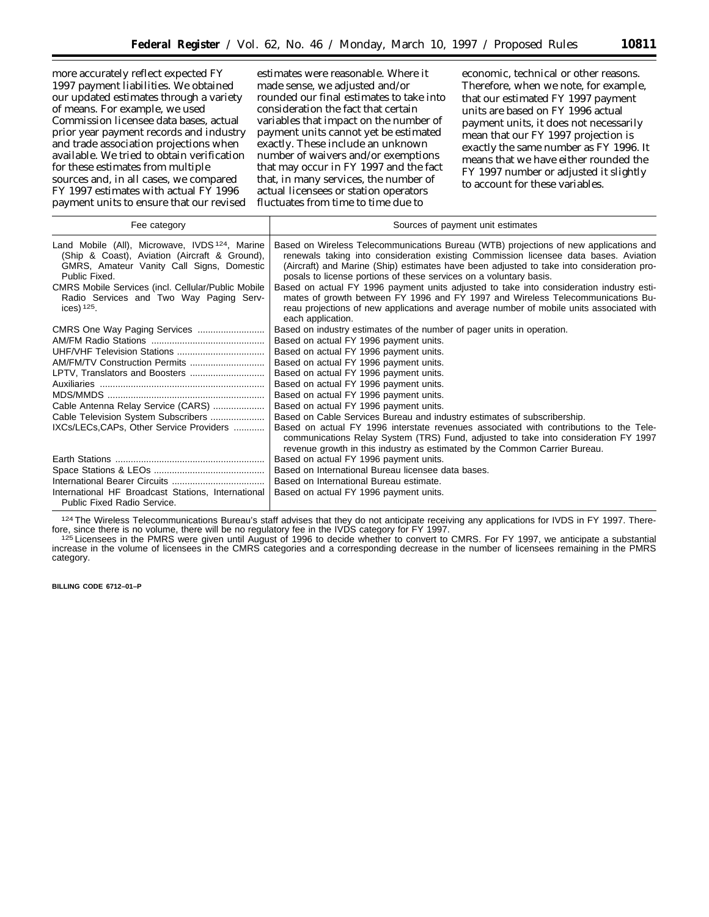more accurately reflect expected FY 1997 payment liabilities. We obtained our updated estimates through a variety of means. For example, we used Commission licensee data bases, actual prior year payment records and industry and trade association projections when available. We tried to obtain verification for these estimates from multiple sources and, in all cases, we compared FY 1997 estimates with actual FY 1996 payment units to ensure that our revised estimates were reasonable. Where it made sense, we adjusted and/or rounded our final estimates to take into consideration the fact that certain variables that impact on the number of payment units cannot yet be estimated exactly. These include an unknown number of waivers and/or exemptions that may occur in FY 1997 and the fact that, in many services, the number of actual licensees or station operators fluctuates from time to time due to economic, technical or other reasons. Therefore, when we note, for example, that our estimated FY 1997 payment units are based on FY 1996 actual payment units, it does not necessarily mean that our FY 1997 projection is exactly the same number as FY 1996. It means that we have either rounded the FY 1997 number or adjusted it slightly to account for these variables.

| Fee category | Sources of payment unit estimates |
|---|---|
| Land Mobile (All), Microwave, IVDS [124], Marine (Ship & Coast), Aviation (Aircraft & Ground), GMRS, Amateur Vanity Call Signs, Domestic Public Fixed. | Based on Wireless Telecommunications Bureau (WTB) projections of new applications and renewals taking into consideration existing Commission licensee data bases. Aviation (Aircraft) and Marine (Ship) estimates have been adjusted to take into consideration proposals to license portions of these services on a voluntary basis. |
| CMRS Mobile Services (incl. Cellular/Public Mobile Radio Services and Two Way Paging Services) [125]. | Based on actual FY 1996 payment units adjusted to take into consideration industry estimates of growth between FY 1996 and FY 1997 and Wireless Telecommunications Bureau projections of new applications and average number of mobile units associated with each application. |
| CMRS One Way Paging Services | Based on industry estimates of the number of pager units in operation. |
| AM/FM Radio Stations | Based on actual FY 1996 payment units. |
| UHF/VHF Television Stations | Based on actual FY 1996 payment units. |
| AM/FM/TV Construction Permits | Based on actual FY 1996 payment units. |
| LPTV, Translators and Boosters | Based on actual FY 1996 payment units. |
| Auxiliaries | Based on actual FY 1996 payment units. |
| MDS/MMDS | Based on actual FY 1996 payment units. |
| Cable Antenna Relay Service (CARS) | Based on actual FY 1996 payment units. |
| Cable Television System Subscribers | Based on Cable Services Bureau and industry estimates of subscribership. |
| IXCs/LECs,CAPs, Other Service Providers | Based on actual FY 1996 interstate revenues associated with contributions to the Telecommunications Relay System (TRS) Fund, adjusted to take into consideration FY 1997 revenue growth in this industry as estimated by the Common Carrier Bureau. |
| Earth Stations | Based on actual FY 1996 payment units. |
| Space Stations & LEOs | Based on International Bureau licensee data bases. |
| International Bearer Circuits | Based on International Bureau estimate. |
| International HF Broadcast Stations, International Public Fixed Radio Service. | Based on actual FY 1996 payment units. |

[124] The Wireless Telecommunications Bureau's staff advises that they do not anticipate receiving any applications for IVDS in FY 1997. Therefore, since there is no volume, there will be no regulatory fee in the IVDS category for FY 1997.

[125] Licensees in the PMRS were given until August of 1996 to decide whether to convert to CMRS. For FY 1997, we anticipate a substantial increase in the volume of licensees in the CMRS categories and a corresponding decrease in the number of licensees remaining in the PMRS category.

BILLING CODE 6712–01–P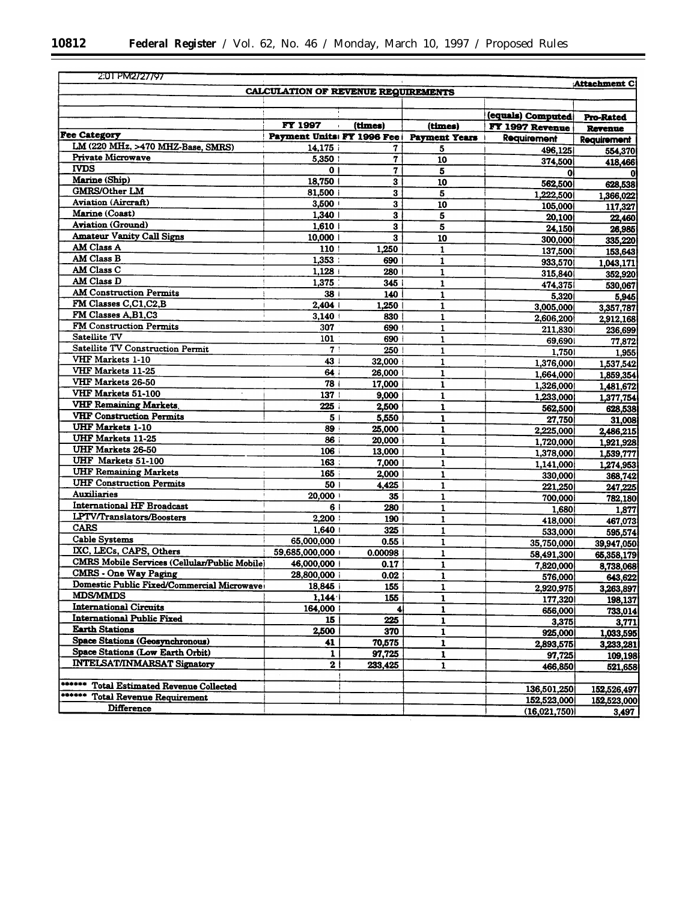2:01 PM2/27/97

Attachment C

## CALCULATION OF REVENUE REQUIREMENTS

| Fee Category | FY 1997 Payment Units | (times) FY 1996 Fee | (times) Payment Years | (equals) Computed FY 1997 Revenue Requirement | Pro-Rated Revenue Requirement |
|---|---|---|---|---|---|
| LM (220 MHz, >470 MHZ-Base, SMRS) | 14,175 | 7 | 5 | 496,125 | 554,370 |
| Private Microwave | 5,350 | 7 | 10 | 374,500 | 418,466 |
| IVDS | 0 | 7 | 5 | 0 | 0 |
| Marine (Ship) | 18,750 | 3 | 10 | 562,500 | 628,538 |
| GMRS/Other LM | 81,500 | 3 | 5 | 1,222,500 | 1,366,022 |
| Aviation (Aircraft) | 3,500 | 3 | 10 | 105,000 | 117,327 |
| Marine (Coast) | 1,340 | 3 | 5 | 20,100 | 22,460 |
| Aviation (Ground) | 1,610 | 3 | 5 | 24,150 | 26,985 |
| Amateur Vanity Call Signs | 10,000 | 3 | 10 | 300,000 | 335,220 |
| AM Class A | 110 | 1,250 | 1 | 137,500 | 153,643 |
| AM Class B | 1,353 | 690 | 1 | 933,570 | 1,043,171 |
| AM Class C | 1,128 | 280 | 1 | 315,840 | 352,920 |
| AM Class D | 1,375 | 345 | 1 | 474,375 | 530,067 |
| AM Construction Permits | 38 | 140 | 1 | 5,320 | 5,945 |
| FM Classes C,C1,C2,B | 2,404 | 1,250 | 1 | 3,005,000 | 3,357,787 |
| FM Classes A,B1,C3 | 3,140 | 830 | 1 | 2,606,200 | 2,912,168 |
| FM Construction Permits | 307 | 690 | 1 | 211,830 | 236,699 |
| Satellite TV | 101 | 690 | 1 | 69,690 | 77,872 |
| Satellite TV Construction Permit | 7 | 250 | 1 | 1,750 | 1,955 |
| VHF Markets 1-10 | 43 | 32,000 | 1 | 1,376,000 | 1,537,542 |
| VHF Markets 11-25 | 64 | 26,000 | 1 | 1,664,000 | 1,859,354 |
| VHF Markets 26-50 | 78 | 17,000 | 1 | 1,326,000 | 1,481,672 |
| VHF Markets 51-100 | 137 | 9,000 | 1 | 1,233,000 | 1,377,754 |
| VHF Remaining Markets | 225 | 2,500 | 1 | 562,500 | 628,538 |
| VHF Construction Permits | 5 | 5,550 | 1 | 27,750 | 31,008 |
| UHF Markets 1-10 | 89 | 25,000 | 1 | 2,225,000 | 2,486,215 |
| UHF Markets 11-25 | 86 | 20,000 | 1 | 1,720,000 | 1,921,928 |
| UHF Markets 26-50 | 106 | 13,000 | 1 | 1,378,000 | 1,539,777 |
| UHF Markets 51-100 | 163 | 7,000 | 1 | 1,141,000 | 1,274,953 |
| UHF Remaining Markets | 165 | 2,000 | 1 | 330,000 | 368,742 |
| UHF Construction Permits | 50 | 4,425 | 1 | 221,250 | 247,225 |
| Auxiliaries | 20,000 | 35 | 1 | 700,000 | 782,180 |
| International HF Broadcast | 6 | 280 | 1 | 1,680 | 1,877 |
| LPTV/Translators/Boosters | 2,200 | 190 | 1 | 418,000 | 467,073 |
| CARS | 1,640 | 325 | 1 | 533,000 | 595,574 |
| Cable Systems | 65,000,000 | 0.55 | 1 | 35,750,000 | 39,947,050 |
| IXC, LECs, CAPS, Others | 59,685,000,000 | 0.00098 | 1 | 58,491,300 | 65,358,179 |
| CMRS Mobile Services (Cellular/Public Mobile) | 46,000,000 | 0.17 | 1 | 7,820,000 | 8,738,068 |
| CMRS - One Way Paging | 28,800,000 | 0.02 | 1 | 576,000 | 643,622 |
| Domestic Public Fixed/Commercial Microwave | 18,845 | 155 | 1 | 2,920,975 | 3,263,897 |
| MDS/MMDS | 1,144 | 155 | 1 | 177,320 | 198,137 |
| International Circuits | 164,000 | 4 | 1 | 656,000 | 733,014 |
| International Public Fixed | 15 | 225 | 1 | 3,375 | 3,771 |
| Earth Stations | 2,500 | 370 | 1 | 925,000 | 1,033,595 |
| Space Stations (Geosynchronous) | 41 | 70,575 | 1 | 2,893,575 | 3,233,281 |
| Space Stations (Low Earth Orbit) | 1 | 97,725 | 1 | 97,725 | 109,198 |
| INTELSAT/INMARSAT Signatory | 2 | 233,425 | 1 | 466,850 | 521,658 |
| | | | | | |
| ****** Total Estimated Revenue Collected | | | | 136,501,250 | 152,526,497 |
| ****** Total Revenue Requirement | | | | 152,523,000 | 152,523,000 |
| Difference | | | | (16,021,750) | 3,497 |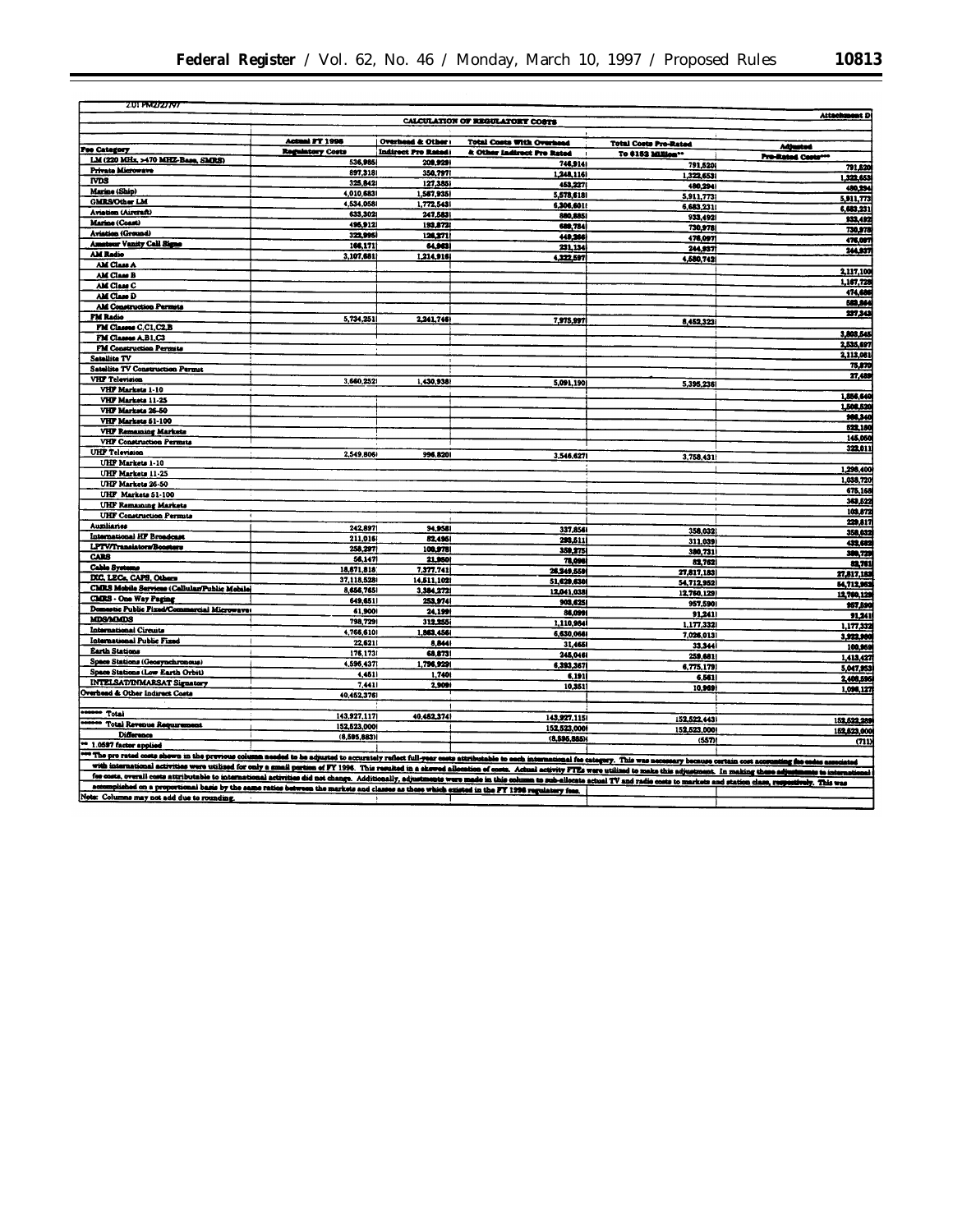2:01 PM2/27/97

**Attachment D**

**CALCULATION OF REGULATORY COSTS**

| Fee Category | Actual FY 1996 Regulatory Costs | Overhead & Other Indirect Pro Rated | Total Costs With Overhead & Other Indirect Pro Rated | Total Costs Pro-Rated To $152 Million** | Adjusted Pro-Rated Costs*** |
|---|---|---|---|---|---|
| LM (220 MHz, >470 MHZ-Base, SMRS) | 536,985 | 208,929 | 745,914 | 791,520 | 791,520 |
| Private Microwave | 897,318 | 350,797 | 1,248,116 | 1,322,653 | 1,322,653 |
| IVDS | 325,842 | 127,385 | 453,227 | 480,294 | 480,294 |
| Marine (Ship) | 4,010,683 | 1,567,935 | 5,578,618 | 5,911,773 | 5,911,773 |
| GMRS/Other LM | 4,534,058 | 1,772,543 | 6,306,601 | 6,683,231 | 6,683,231 |
| Aviation (Aircraft) | 633,302 | 247,583 | 880,885 | 933,492 | 933,492 |
| Marine (Coast) | 495,912 | 193,872 | 689,784 | 730,978 | 730,978 |
| Aviation (Ground) | 322,995 | 126,271 | 449,266 | 476,097 | 476,097 |
| Amateur Vanity Call Signs | 166,171 | 64,963 | 231,134 | 244,937 | 244,937 |
| AM Radio | 3,107,681 | 1,214,916 | 4,322,597 | 4,580,742 | |
| AM Class A | | | | | 2,117,100 |
| AM Class B | | | | | 1,167,728 |
| AM Class C | | | | | 474,686 |
| AM Class D | | | | | 583,984 |
| AM Construction Permits | | | | | 237,243 |
| FM Radio | 5,734,251 | 2,241,746 | 7,975,997 | 8,452,323 | |
| FM Classes C,C1,C2,B | | | | | 3,803,545 |
| FM Classes A,B1,C3 | | | | | 2,535,697 |
| FM Construction Permits | | | | | 2,113,081 |
| Satellite TV | | | | | 75,870 |
| Satellite TV Construction Permit | | | | | 27,489 |
| VHF Television | 3,660,252 | 1,430,938 | 5,091,190 | 5,395,236 | |
| VHF Markets 1-10 | | | | | 1,856,640 |
| VHF Markets 11-25 | | | | | 1,508,520 |
| VHF Markets 26-50 | | | | | 986,340 |
| VHF Markets 51-100 | | | | | 522,180 |
| VHF Remaining Markets | | | | | 145,050 |
| VHF Construction Permits | | | | | 322,011 |
| UHF Television | 2,549,806 | 996,820 | 3,546,627 | 3,758,431 | |
| UHF Markets 1-10 | | | | | 1,298,400 |
| UHF Markets 11-25 | | | | | 1,038,720 |
| UHF Markets 26-50 | | | | | 675,168 |
| UHF Markets 51-100 | | | | | 363,522 |
| UHF Remaining Markets | | | | | 103,872 |
| UHF Construction Permits | | | | | 229,817 |
| Auxiliaries | 242,897 | 94,958 | 337,856 | 358,032 | 358,032 |
| International HF Broadcast | 211,016 | 82,495 | 293,511 | 311,039 | 433,693 |
| LPTV/Translators/Boosters | 258,297 | 100,978 | 359,275 | 380,731 | 380,729 |
| CARS | 56,147 | 21,950 | 78,098 | 82,762 | 82,761 |
| Cable Systems | 18,871,818 | 7,377,741 | 26,249,559 | 27,817,183 | 27,817,183 |
| IXC, LECs, CAPS, Others | 37,118,528 | 14,511,102 | 51,629,630 | 54,712,952 | 54,712,952 |
| CMRS Mobile Services (Cellular/Public Mobile) | 8,656,765 | 3,384,272 | 12,041,038 | 12,760,129 | 12,760,129 |
| CMRS - One Way Paging | 649,651 | 253,974 | 903,625 | 957,590 | 957,590 |
| Domestic Public Fixed/Commercial Microwave | 61,900 | 24,199 | 86,099 | 91,241 | 91,241 |
| MDS/MMDS | 798,729 | 312,255 | 1,110,984 | 1,177,332 | 1,177,332 |
| International Circuits | 4,766,610 | 1,863,456 | 6,630,066 | 7,026,013 | 3,922,980 |
| International Public Fixed | 22,621 | 8,844 | 31,465 | 33,344 | 100,959 |
| Earth Stations | 176,173 | 68,873 | 245,046 | 259,681 | 1,413,427 |
| Space Stations (Geosynchronous) | 4,596,437 | 1,796,929 | 6,393,367 | 6,775,179 | 5,047,953 |
| Space Stations (Low Earth Orbit) | 4,451 | 1,740 | 6,191 | 6,561 | 2,406,596 |
| INTELSAT/INMARSAT Signatory | 7,441 | 2,909 | 10,351 | 10,969 | 1,098,127 |
| Overhead & Other Indirect Costs | 40,452,376 | | | | |
| | | | | | |
| ****** Total | 143,927,117 | 40,452,374 | 143,927,115 | 152,522,443 | 152,522,289 |
| ****** Total Revenue Requirement | 152,523,000 | | 152,523,000 | 152,523,000 | 152,523,000 |
| Difference | (8,595,883) | | (8,595,885) | (557) | (711) |

** 1.0597 factor applied

*** The pro rated costs shown in the previous column needed to be adjusted to accurately reflect full-year costs attributable to each international fee category. This was necessary because certain cost accounting fee codes associated with international activities were utilized for only a small portion of FY 1996. This resulted in a skewed allocation of costs. Actual activity FTEs were utilized to make this adjustment. In making these adjustments to international fee costs, overall costs attributable to international activities did not change. Additionally, adjustments were made in this column to sub-allocate actual TV and radio costs to markets and station class, respectively. This was accomplished on a proportional basis by the same ratios between the markets and classes as those which existed in the FY 1996 regulatory fees.

Note: Columns may not add due to rounding.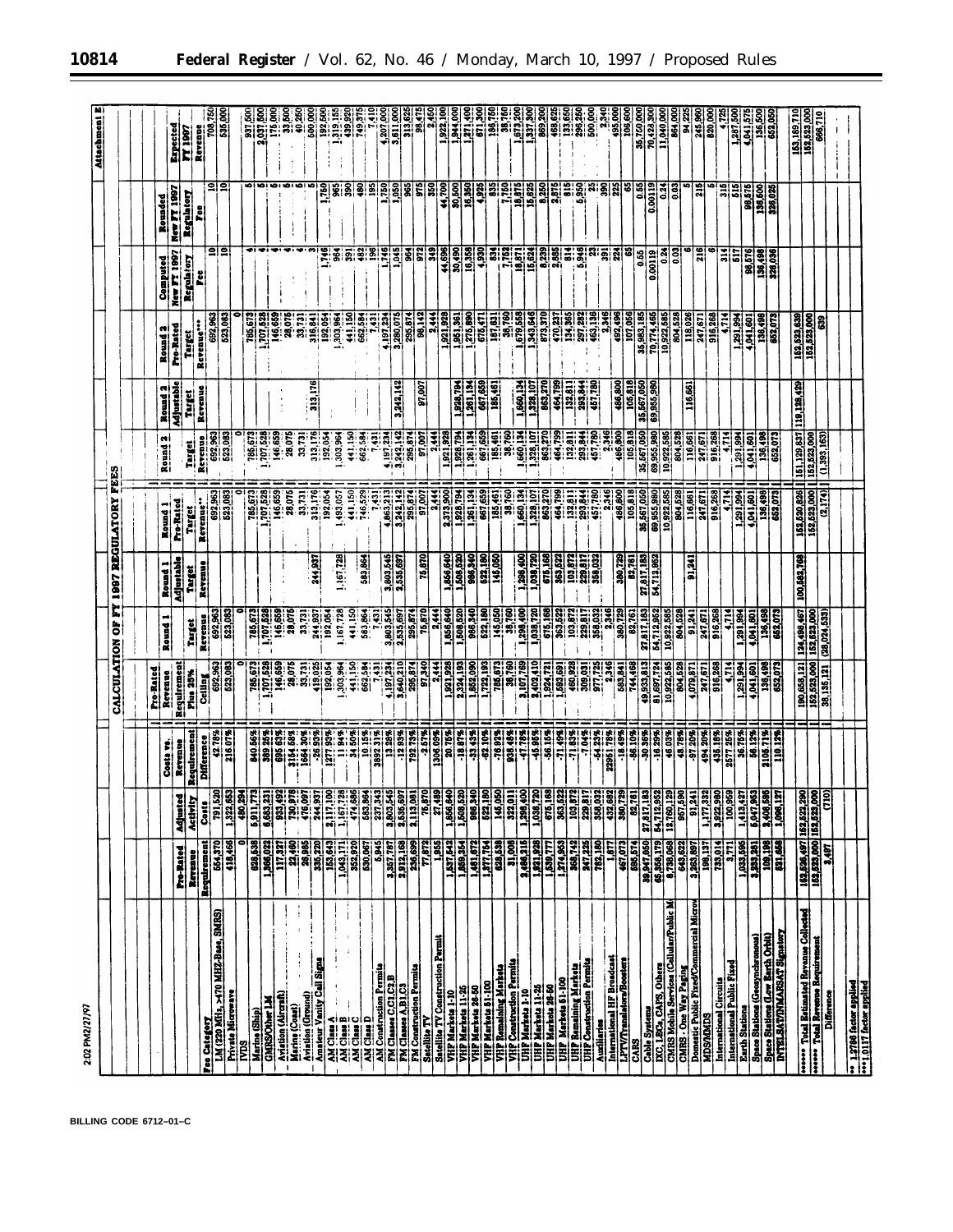2:02 PM2/27/97

Attachment E

# CALCULATION OF FY 1997 REGULATORY FEES

| Fee Category | Pro-Rated Revenue Requirement | Adjusted Activity Costs | Costs vs. Revenue Requirement Difference | Pro-Rated Revenue Requirement Plus 25% Ceiling | Round 1 Target Revenue | Round 1 Adjustable Target Revenue | Round 1 Pro-Rated Target Revenue** | Round 2 Target Revenue | Round 2 Adjustable Target Revenue | Round 2 Pro-Rated Target Revenue*** | Computed New FY 1997 Regulatory Fee | Rounded New FY 1997 Regulatory Fee | Expected FY 1997 Revenue |
|---|---|---|---|---|---|---|---|---|---|---|---|---|---|
| LM (220 MHz, >470 MHZ-Base, SMRS) | 554,370 | 791,520 | 42.78% | 692,963 | 692,963 | | 692,963 | 692,963 | | 692,963 | 10 | 10 | 708,750 |
| Private Microwave | 418,466 | 1,322,653 | 216.07% | 523,083 | 523,083 | | 523,083 | 523,083 | | 523,083 | 10 | 10 | 535,000 |
| IVDS | 0 | 480,294 | | 0 | 0 | | 0 | 0 | | 0 | | | |
| Marine (Ship) | 628,538 | 5,911,773 | 840.56% | 785,673 | 785,673 | | 785,673 | 785,673 | | 785,673 | 4 | 5 | 937,500 |
| GMRS/Other LM | 1,366,022 | 6,683,231 | 389.25% | 1,707,528 | 1,707,528 | | 1,707,528 | 1,707,528 | | 1,707,528 | 4 | 5 | 2,037,500 |
| Aviation (Aircraft) | 117,327 | 933,492 | 695.63% | 146,659 | 146,659 | | 146,659 | 146,659 | | 146,659 | 4 | 5 | 175,000 |
| Marine (Coast) | 22,460 | 730,978 | 3154.58% | 28,075 | 28,075 | | 28,075 | 28,075 | | 28,075 | 4 | 5 | 33,500 |
| Aviation (Ground) | 26,985 | 476,097 | 1664.30% | 33,731 | 33,731 | | 33,731 | 33,731 | | 33,731 | 4 | 5 | 40,250 |
| Amateur Vanity Call Signs | 335,220 | 244,937 | -26.93% | 419,025 | 244,937 | 244,937 | 313,176 | 313,176 | 313,176 | 316,841 | 3 | 5 | 500,000 |
| AM Class A | 153,643 | 2,117,100 | 1277.93% | 192,054 | 192,054 | | 192,054 | 192,054 | | 192,054 | 1,746 | 1,750 | 192,500 |
| AM Class B | 1,043,171 | 1,167,728 | 11.94% | 1,303,964 | 1,167,728 | 1,167,728 | 1,493,057 | 1,303,964 | | 1,303,964 | 964 | 965 | 1,319,155 |
| AM Class C | 352,920 | 474,686 | 34.50% | 441,150 | 441,150 | | 441,150 | 441,150 | | 441,150 | 391 | 390 | 439,920 |
| AM Class D | 530,067 | 583,864 | 10.15% | 662,584 | 583,864 | 583,864 | 746,529 | 662,584 | | 662,584 | 482 | 480 | 749,375 |
| AM Construction Permits | 5,945 | 237,343 | 3892.31% | 7,431 | 7,431 | | 7,431 | 7,431 | | 7,431 | 196 | 195 | 7,410 |
| FM Classes C,C1,C2,B | 3,357,787 | 3,803,545 | 13.28% | 4,197,234 | 3,803,545 | 3,803,545 | 4,863,213 | 4,197,234 | | 4,197,234 | 1,746 | 1,750 | 4,207,000 |
| FM Classes A,B1,C3 | 2,912,168 | 2,535,697 | -12.93% | 3,640,210 | 2,535,697 | 2,535,697 | 3,242,142 | 3,242,142 | 3,242,142 | 3,280,075 | 1,045 | 1,050 | 3,611,000 |
| FM Construction Permits | 236,699 | 2,113,081 | 792.73% | 295,874 | 295,874 | | 295,874 | 295,874 | | 295,874 | 964 | 965 | 313,625 |
| Satellite TV | 77,872 | 75,870 | -2.57% | 97,340 | 75,870 | 75,870 | 97,007 | 97,007 | 97,007 | 98,142 | 972 | 975 | 98,475 |
| Satellite TV Construction Permit | 1,955 | 27,489 | 1306.09% | 2,444 | 2,444 | | 2,444 | 2,444 | | 2,444 | 349 | 350 | 2,450 |
| VHF Markets 1-10 | 1,537,542 | 1,856,640 | 20.75% | 1,921,928 | 1,856,640 | 1,856,640 | 2,373,900 | 1,921,928 | | 1,921,928 | 44,696 | 44,700 | 1,922,100 |
| VHF Markets 11-25 | 1,859,354 | 1,508,520 | -18.87% | 2,324,193 | 1,508,520 | 1,508,520 | 1,928,794 | 1,928,794 | 1,928,794 | 1,951,361 | 30,490 | 30,500 | 1,944,000 |
| VHF Markets 26-50 | 1,451,672 | 966,340 | -33.43% | 1,852,090 | 966,340 | 966,340 | 1,261,134 | 1,261,134 | 1,261,134 | 1,275,890 | 16,358 | 16,350 | 1,271,400 |
| VHF Markets 51-100 | 1,377,754 | 522,180 | -62.10% | 1,722,193 | 522,180 | 522,180 | 667,659 | 667,659 | 667,659 | 675,471 | 4,930 | 4,925 | 671,300 |
| VHF Remaining Markets | 628,538 | 145,050 | -76.92% | 785,673 | 145,050 | 145,050 | 185,461 | 185,461 | 185,461 | 187,631 | 834 | 835 | 186,750 |
| VHF Construction Permits | 31,008 | 322,011 | 938.48% | 38,760 | 38,760 | | 38,760 | 38,760 | | 38,760 | 7,752 | 7,750 | 38,750 |
| UHF Markets 1-10 | 2,486,215 | 1,298,400 | -47.78% | 3,107,769 | 1,298,400 | 1,298,400 | 1,660,134 | 1,660,134 | 1,660,134 | 1,679,558 | 18,871 | 18,875 | 1,673,200 |
| UHF Markets 11-25 | 1,921,928 | 1,038,720 | -45.95% | 2,402,410 | 1,038,720 | 1,038,720 | 1,328,107 | 1,328,107 | 1,328,107 | 1,343,646 | 15,624 | 15,625 | 1,337,500 |
| UHF Markets 26-50 | 1,539,777 | 675,168 | -56.15% | 1,924,721 | 675,168 | 675,168 | 863,270 | 863,270 | 863,270 | 873,370 | 8,239 | 8,250 | 869,200 |
| UHF Markets 51-100 | 1,274,953 | 363,522 | -71.49% | 1,593,691 | 363,522 | 363,522 | 464,799 | 464,799 | 464,799 | 470,237 | 2,885 | 2,875 | 468,625 |
| UHF Remaining Markets | 368,742 | 103,872 | -71.83% | 460,928 | 103,872 | 103,872 | 132,811 | 132,811 | 132,811 | 134,365 | 834 | 815 | 133,650 |
| UHF Construction Permits | 247,225 | 229,817 | -7.04% | 309,031 | 229,817 | 229,817 | 293,844 | 293,844 | 293,844 | 297,282 | 5,945 | 5,950 | 296,250 |
| Auxiliaries | 782,180 | 358,032 | -54.23% | 977,725 | 358,032 | 358,032 | 457,780 | 457,780 | 457,780 | 463,136 | 23 | 25 | 500,000 |
| International HF Broadcast | 1,877 | 432,882 | 22951.79% | 2,346 | 2,346 | | 2,346 | 2,346 | | 2,346 | 391 | 390 | 2,340 |
| LPTV/Translators/Boosters | 467,073 | 380,729 | -18.49% | 583,841 | 380,729 | 380,729 | 486,800 | 486,800 | 486,800 | 492,496 | 224 | 225 | 495,000 |
| CARS | 595,574 | 82,761 | -86.10% | 744,468 | 82,761 | 82,761 | 105,818 | 105,818 | 105,818 | 107,056 | 65 | 65 | 106,600 |
| Cable Systems | 39,947,050 | 27,817,183 | -30.36% | 49,933,813 | 27,817,183 | 27,817,183 | 35,567,050 | 35,567,050 | 35,567,050 | 35,983,185 | 0.55 | 0.55 | 35,750,000 |
| IXC, LECs, CAPS, Others | 65,358,179 | 54,712,952 | -16.29% | 81,697,724 | 54,712,952 | 54,712,952 | 69,955,980 | 69,955,980 | 69,955,980 | 70,774,465 | 0.00119 | 0.00119 | 70,423,300 |
| CMRS Mobile Services (Cellular/Public M | 8,738,068 | 12,760,129 | 46.03% | 10,922,585 | 10,922,585 | | 10,922,585 | 10,922,585 | | 10,922,585 | 0.24 | 0.24 | 11,040,000 |
| CMRS - One Way Paging | 643,622 | 957,590 | 48.78% | 804,528 | 804,528 | | 804,528 | 804,528 | | 804,528 | 0.03 | 0.03 | 864,000 |
| Domestic Public Fixed/Commercial Microw | 3,263,897 | 91,241 | -97.20% | 4,079,871 | 91,241 | 91,241 | 116,661 | 116,661 | 116,661 | 118,026 | 6 | 5 | 94,225 |
| MDS/MMDS | 198,137 | 1,177,332 | 494.20% | 247,671 | 247,671 | | 247,671 | 247,671 | | 247,671 | 216 | 215 | 245,960 |
| International Circuits | 733,014 | 3,922,980 | 435.18% | 916,268 | 916,268 | | 916,268 | 916,268 | | 916,268 | 6 | 5 | 820,000 |
| International Public Fixed | 3,771 | 100,959 | 2577.25% | 4,714 | 4,714 | | 4,714 | 4,714 | | 4,714 | 314 | 315 | 4,725 |
| Earth Stations | 1,033,595 | 1,413,427 | 36.75% | 1,291,994 | 1,291,994 | | 1,291,994 | 1,291,994 | | 1,291,994 | 517 | 515 | 1,287,500 |
| Space Stations (Geosynchronous) | 3,233,281 | 5,047,563 | 56.12% | 4,041,601 | 4,041,601 | | 4,041,601 | 4,041,601 | | 4,041,601 | 98,576 | 98,575 | 4,041,575 |
| Space Stations (Low Earth Orbit) | 109,198 | 3,406,595 | 2105.71% | 136,498 | 136,498 | | 136,498 | 136,498 | | 136,498 | 136,498 | 136,500 | 136,500 |
| INTELSAT/INMARSAT Signatory | 521,658 | 1,096,127 | 110.12% | 652,073 | 652,073 | | 652,073 | 652,073 | | 652,073 | 326,036 | 326,025 | 652,050 |
| ****** Total Estimated Revenue Collected | 152,526,497 | 152,532,290 | | 190,658,121 | 124,498,467 | 100,583,768 | 152,520,826 | 151,129,837 | 119,128,429 | 152,523,639 | | | 153,189,710 |
| ****** Total Revenue Requirement | 152,523,000 | 152,523,000 | | 152,523,000 | 152,523,000 | | 152,523,000 | 152,523,000 | | 152,523,000 | | | 152,523,000 |
| Difference | 3,497 | (710) | | 38,135,121 | (28,024,533) | | (2,174) | (1,393,163) | | 639 | | | 666,710 |

** 1.2786 factor applied

*** 1.0117 factor applied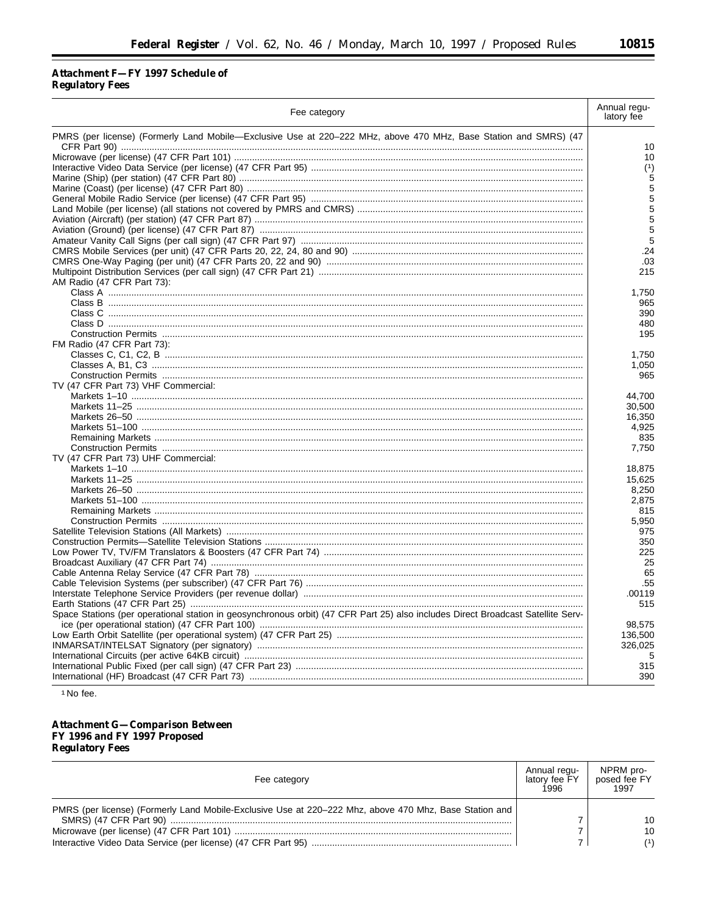### Attachment F—FY 1997 Schedule of Regulatory Fees

| Fee category | Annual regulatory fee |
|---|---|
| PMRS (per license) (Formerly Land Mobile—Exclusive Use at 220–222 MHz, above 470 MHz, Base Station and SMRS) (47 CFR Part 90) | 10 |
| Microwave (per license) (47 CFR Part 101) | 10 |
| Interactive Video Data Service (per license) (47 CFR Part 95) | [1] |
| Marine (Ship) (per station) (47 CFR Part 80) | 5 |
| Marine (Coast) (per license) (47 CFR Part 80) | 5 |
| General Mobile Radio Service (per license) (47 CFR Part 95) | 5 |
| Land Mobile (per license) (all stations not covered by PMRS and CMRS) | 5 |
| Aviation (Aircraft) (per station) (47 CFR Part 87) | 5 |
| Aviation (Ground) (per license) (47 CFR Part 87) | 5 |
| Amateur Vanity Call Signs (per call sign) (47 CFR Part 97) | 5 |
| CMRS Mobile Services (per unit) (47 CFR Parts 20, 22, 24, 80 and 90) | .24 |
| CMRS One-Way Paging (per unit) (47 CFR Parts 20, 22 and 90) | .03 |
| Multipoint Distribution Services (per call sign) (47 CFR Part 21) | 215 |
| AM Radio (47 CFR Part 73): | |
| Class A | 1,750 |
| Class B | 965 |
| Class C | 390 |
| Class D | 480 |
| Construction Permits | 195 |
| FM Radio (47 CFR Part 73): | |
| Classes C, C1, C2, B | 1,750 |
| Classes A, B1, C3 | 1,050 |
| Construction Permits | 965 |
| TV (47 CFR Part 73) VHF Commercial: | |
| Markets 1–10 | 44,700 |
| Markets 11–25 | 30,500 |
| Markets 26–50 | 16,350 |
| Markets 51–100 | 4,925 |
| Remaining Markets | 835 |
| Construction Permits | 7,750 |
| TV (47 CFR Part 73) UHF Commercial: | |
| Markets 1–10 | 18,875 |
| Markets 11–25 | 15,625 |
| Markets 26–50 | 8,250 |
| Markets 51–100 | 2,875 |
| Remaining Markets | 815 |
| Construction Permits | 5,950 |
| Satellite Television Stations (All Markets) | 975 |
| Construction Permits—Satellite Television Stations | 350 |
| Low Power TV, TV/FM Translators & Boosters (47 CFR Part 74) | 225 |
| Broadcast Auxiliary (47 CFR Part 74) | 25 |
| Cable Antenna Relay Service (47 CFR Part 78) | 65 |
| Cable Television Systems (per subscriber) (47 CFR Part 76) | .55 |
| Interstate Telephone Service Providers (per revenue dollar) | .00119 |
| Earth Stations (47 CFR Part 25) | 515 |
| Space Stations (per operational station in geosynchronous orbit) (47 CFR Part 25) also includes Direct Broadcast Satellite Service (per operational station) (47 CFR Part 100) | 98,575 |
| Low Earth Orbit Satellite (per operational system) (47 CFR Part 25) | 136,500 |
| INMARSAT/INTELSAT Signatory (per signatory) | 326,025 |
| International Circuits (per active 64KB circuit) | 5 |
| International Public Fixed (per call sign) (47 CFR Part 23) | 315 |
| International (HF) Broadcast (47 CFR Part 73) | 390 |

[1] No fee.

### Attachment G—Comparison Between FY 1996 and FY 1997 Proposed Regulatory Fees

| Fee category | Annual regulatory fee FY 1996 | NPRM proposed fee FY 1997 |
|---|---|---|
| PMRS (per license) (Formerly Land Mobile-Exclusive Use at 220–222 Mhz, above 470 Mhz, Base Station and SMRS) (47 CFR Part 90) | 7 | 10 |
| Microwave (per license) (47 CFR Part 101) | 7 | 10 |
| Interactive Video Data Service (per license) (47 CFR Part 95) | 7 | [1] |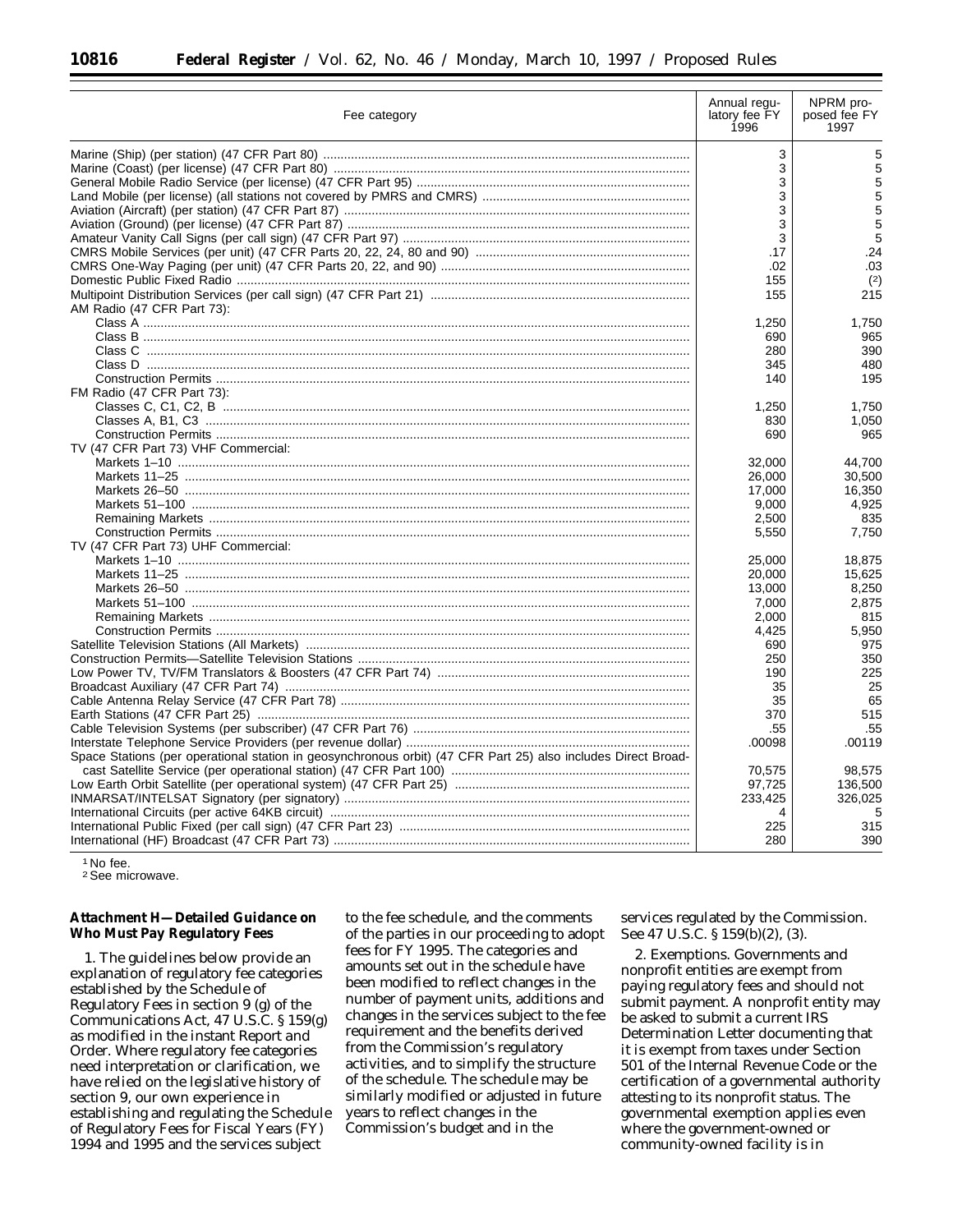| Fee category | Annual regulatory fee FY 1996 | NPRM proposed fee FY 1997 |
|---|---|---|
| Marine (Ship) (per station) (47 CFR Part 80) | 3 | 5 |
| Marine (Coast) (per license) (47 CFR Part 80) | 3 | 5 |
| General Mobile Radio Service (per license) (47 CFR Part 95) | 3 | 5 |
| Land Mobile (per license) (all stations not covered by PMRS and CMRS) | 3 | 5 |
| Aviation (Aircraft) (per station) (47 CFR Part 87) | 3 | 5 |
| Aviation (Ground) (per license) (47 CFR Part 87) | 3 | 5 |
| Amateur Vanity Call Signs (per call sign) (47 CFR Part 97) | 3 | 5 |
| CMRS Mobile Services (per unit) (47 CFR Parts 20, 22, 24, 80 and 90) | .17 | .24 |
| CMRS One-Way Paging (per unit) (47 CFR Parts 20, 22, and 90) | .02 | .03 |
| Domestic Public Fixed Radio | 155 | (2) |
| Multipoint Distribution Services (per call sign) (47 CFR Part 21) | 155 | 215 |
| AM Radio (47 CFR Part 73): | | |
| Class A | 1,250 | 1,750 |
| Class B | 690 | 965 |
| Class C | 280 | 390 |
| Class D | 345 | 480 |
| Construction Permits | 140 | 195 |
| FM Radio (47 CFR Part 73): | | |
| Classes C, C1, C2, B | 1,250 | 1,750 |
| Classes A, B1, C3 | 830 | 1,050 |
| Construction Permits | 690 | 965 |
| TV (47 CFR Part 73) VHF Commercial: | | |
| Markets 1–10 | 32,000 | 44,700 |
| Markets 11–25 | 26,000 | 30,500 |
| Markets 26–50 | 17,000 | 16,350 |
| Markets 51–100 | 9,000 | 4,925 |
| Remaining Markets | 2,500 | 835 |
| Construction Permits | 5,550 | 7,750 |
| TV (47 CFR Part 73) UHF Commercial: | | |
| Markets 1–10 | 25,000 | 18,875 |
| Markets 11–25 | 20,000 | 15,625 |
| Markets 26–50 | 13,000 | 8,250 |
| Markets 51–100 | 7,000 | 2,875 |
| Remaining Markets | 2,000 | 815 |
| Construction Permits | 4,425 | 5,950 |
| Satellite Television Stations (All Markets) | 690 | 975 |
| Construction Permits—Satellite Television Stations | 250 | 350 |
| Low Power TV, TV/FM Translators & Boosters (47 CFR Part 74) | 190 | 225 |
| Broadcast Auxiliary (47 CFR Part 74) | 35 | 25 |
| Cable Antenna Relay Service (47 CFR Part 78) | 35 | 65 |
| Earth Stations (47 CFR Part 25) | 370 | 515 |
| Cable Television Systems (per subscriber) (47 CFR Part 76) | .55 | .55 |
| Interstate Telephone Service Providers (per revenue dollar) | .00098 | .00119 |
| Space Stations (per operational station in geosynchronous orbit) (47 CFR Part 25) also includes Direct Broadcast Satellite Service (per operational station) (47 CFR Part 100) | 70,575 | 98,575 |
| Low Earth Orbit Satellite (per operational system) (47 CFR Part 25) | 97,725 | 136,500 |
| INMARSAT/INTELSAT Signatory (per signatory) | 233,425 | 326,025 |
| International Circuits (per active 64KB circuit) | 4 | 5 |
| International Public Fixed (per call sign) (47 CFR Part 23) | 225 | 315 |
| International (HF) Broadcast (47 CFR Part 73) | 280 | 390 |

[1] No fee.

[2] See microwave.

**Attachment H—Detailed Guidance on Who Must Pay Regulatory Fees**

1. The guidelines below provide an explanation of regulatory fee categories established by the Schedule of Regulatory Fees in section 9 (g) of the Communications Act, 47 U.S.C. § 159(g) as modified in the instant Report and Order. Where regulatory fee categories need interpretation or clarification, we have relied on the legislative history of section 9, our own experience in establishing and regulating the Schedule of Regulatory Fees for Fiscal Years (FY) 1994 and 1995 and the services subject to the fee schedule, and the comments of the parties in our proceeding to adopt fees for FY 1995. The categories and amounts set out in the schedule have been modified to reflect changes in the number of payment units, additions and changes in the services subject to the fee requirement and the benefits derived from the Commission's regulatory activities, and to simplify the structure of the schedule. The schedule may be similarly modified or adjusted in future years to reflect changes in the Commission's budget and in the services regulated by the Commission. See 47 U.S.C. § 159(b)(2), (3).

2. Exemptions. Governments and nonprofit entities are exempt from paying regulatory fees and should not submit payment. A nonprofit entity may be asked to submit a current IRS Determination Letter documenting that it is exempt from taxes under Section 501 of the Internal Revenue Code or the certification of a governmental authority attesting to its nonprofit status. The governmental exemption applies even where the government-owned or community-owned facility is in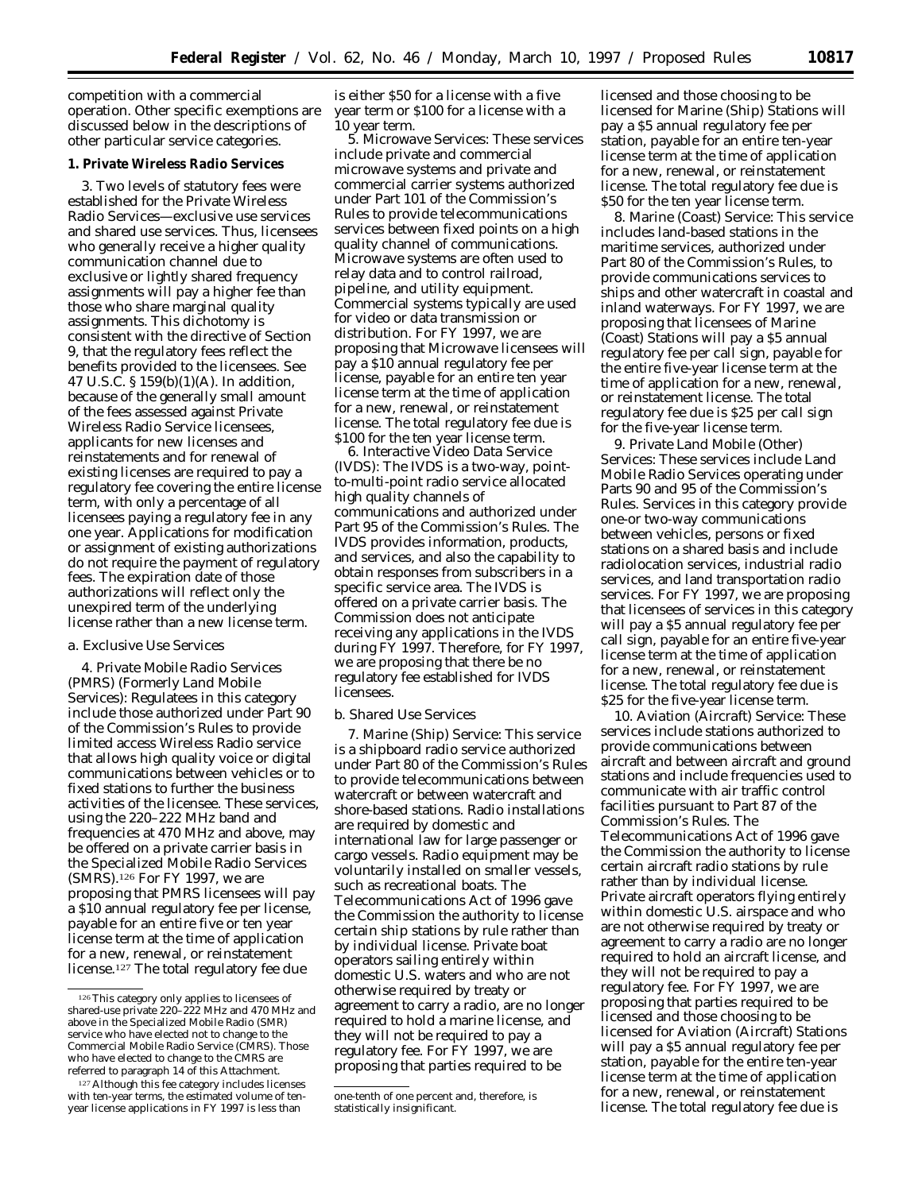competition with a commercial operation. Other specific exemptions are discussed below in the descriptions of other particular service categories.

**1. Private Wireless Radio Services**

3. Two levels of statutory fees were established for the Private Wireless Radio Services—exclusive use services and shared use services. Thus, licensees who generally receive a higher quality communication channel due to exclusive or lightly shared frequency assignments will pay a higher fee than those who share marginal quality assignments. This dichotomy is consistent with the directive of Section 9, that the regulatory fees reflect the benefits provided to the licensees. See 47 U.S.C. § 159(b)(1)(A). In addition, because of the generally small amount of the fees assessed against Private Wireless Radio Service licensees, applicants for new licenses and reinstatements and for renewal of existing licenses are required to pay a regulatory fee covering the entire license term, with only a percentage of all licensees paying a regulatory fee in any one year. Applications for modification or assignment of existing authorizations do not require the payment of regulatory fees. The expiration date of those authorizations will reflect only the unexpired term of the underlying license rather than a new license term.

*a. Exclusive Use Services*

4. *Private Mobile Radio Services (PMRS) (Formerly Land Mobile Services):* Regulatees in this category include those authorized under Part 90 of the Commission's Rules to provide limited access Wireless Radio service that allows high quality voice or digital communications between vehicles or to fixed stations to further the business activities of the licensee. These services, using the 220–222 MHz band and frequencies at 470 MHz and above, may be offered on a private carrier basis in the Specialized Mobile Radio Services (SMRS).[126] For FY 1997, we are proposing that PMRS licensees will pay a $10 annual regulatory fee per license, payable for an entire five or ten year license term at the time of application for a new, renewal, or reinstatement license.[127] The total regulatory fee due is either $50 for a license with a five year term or $100 for a license with a 10 year term.

5. *Microwave Services:* These services include private and commercial microwave systems and private and commercial carrier systems authorized under Part 101 of the Commission's Rules to provide telecommunications services between fixed points on a high quality channel of communications. Microwave systems are often used to relay data and to control railroad, pipeline, and utility equipment. Commercial systems typically are used for video or data transmission or distribution. For FY 1997, we are proposing that Microwave licensees will pay a $10 annual regulatory fee per license, payable for an entire ten year license term at the time of application for a new, renewal, or reinstatement license. The total regulatory fee due is $100 for the ten year license term.

6. *Interactive Video Data Service (IVDS):* The IVDS is a two-way, point-to-multi-point radio service allocated high quality channels of communications and authorized under Part 95 of the Commission's Rules. The IVDS provides information, products, and services, and also the capability to obtain responses from subscribers in a specific service area. The IVDS is offered on a private carrier basis. The Commission does not anticipate receiving any applications in the IVDS during FY 1997. Therefore, for FY 1997, we are proposing that there be no regulatory fee established for IVDS licensees.

*b. Shared Use Services*

7. *Marine (Ship) Service:* This service is a shipboard radio service authorized under Part 80 of the Commission's Rules to provide telecommunications between watercraft or between watercraft and shore-based stations. Radio installations are required by domestic and international law for large passenger or cargo vessels. Radio equipment may be voluntarily installed on smaller vessels, such as recreational boats. The Telecommunications Act of 1996 gave the Commission the authority to license certain ship stations by rule rather than by individual license. Private boat operators sailing entirely within domestic U.S. waters and who are not otherwise required by treaty or agreement to carry a radio, are no longer required to hold a marine license, and they will not be required to pay a regulatory fee. For FY 1997, we are proposing that parties required to be licensed and those choosing to be licensed for Marine (Ship) Stations will pay a $5 annual regulatory fee per station, payable for an entire ten-year license term at the time of application for a new, renewal, or reinstatement license. The total regulatory fee due is $50 for the ten year license term.

8. *Marine (Coast) Service:* This service includes land-based stations in the maritime services, authorized under Part 80 of the Commission's Rules, to provide communications services to ships and other watercraft in coastal and inland waterways. For FY 1997, we are proposing that licensees of Marine (Coast) Stations will pay a $5 annual regulatory fee per call sign, payable for the entire five-year license term at the time of application for a new, renewal, or reinstatement license. The total regulatory fee due is $25 per call sign for the five-year license term.

9. *Private Land Mobile (Other) Services:* These services include Land Mobile Radio Services operating under Parts 90 and 95 of the Commission's Rules. Services in this category provide one-or two-way communications between vehicles, persons or fixed stations on a shared basis and include radiolocation services, industrial radio services, and land transportation radio services. For FY 1997, we are proposing that licensees of services in this category will pay a $5 annual regulatory fee per call sign, payable for an entire five-year license term at the time of application for a new, renewal, or reinstatement license. The total regulatory fee due is $25 for the five-year license term.

10. *Aviation (Aircraft) Service:* These services include stations authorized to provide communications between aircraft and between aircraft and ground stations and include frequencies used to communicate with air traffic control facilities pursuant to Part 87 of the Commission's Rules. The Telecommunications Act of 1996 gave the Commission the authority to license certain aircraft radio stations by rule rather than by individual license. Private aircraft operators flying entirely within domestic U.S. airspace and who are not otherwise required by treaty or agreement to carry a radio are no longer required to hold an aircraft license, and they will not be required to pay a regulatory fee. For FY 1997, we are proposing that parties required to be licensed and those choosing to be licensed for Aviation (Aircraft) Stations will pay a $5 annual regulatory fee per station, payable for the entire ten-year license term at the time of application for a new, renewal, or reinstatement license. The total regulatory fee due is

---

[126] This category only applies to licensees of shared-use private 220–222 MHz and 470 MHz and above in the Specialized Mobile Radio (SMR) service who have elected not to change to the Commercial Mobile Radio Service (CMRS). Those who have elected to change to the CMRS are referred to paragraph 14 of this Attachment.

[127] Although this fee category includes licenses with ten-year terms, the estimated volume of ten-year license applications in FY 1997 is less than one-tenth of one percent and, therefore, is statistically insignificant.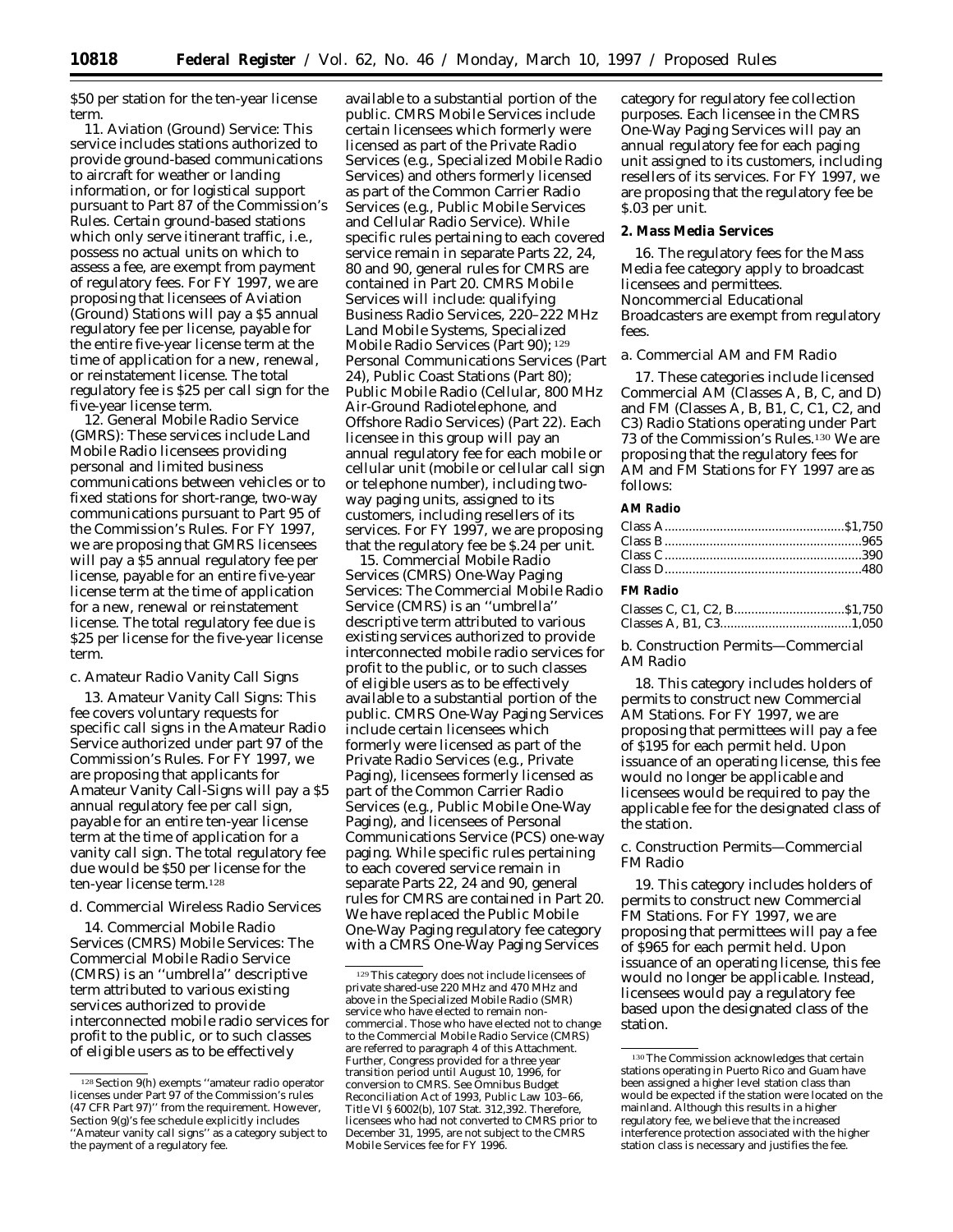$50 per station for the ten-year license term.

11. *Aviation (Ground) Service:* This service includes stations authorized to provide ground-based communications to aircraft for weather or landing information, or for logistical support pursuant to Part 87 of the Commission's Rules. Certain ground-based stations which only serve itinerant traffic, i.e., possess no actual units on which to assess a fee, are exempt from payment of regulatory fees. For FY 1997, we are proposing that licensees of Aviation (Ground) Stations will pay a $5 annual regulatory fee per license, payable for the entire five-year license term at the time of application for a new, renewal, or reinstatement license. The total regulatory fee is $25 per call sign for the five-year license term.

12. *General Mobile Radio Service (GMRS):* These services include Land Mobile Radio licensees providing personal and limited business communications between vehicles or to fixed stations for short-range, two-way communications pursuant to Part 95 of the Commission's Rules. For FY 1997, we are proposing that GMRS licensees will pay a $5 annual regulatory fee per license, payable for an entire five-year license term at the time of application for a new, renewal or reinstatement license. The total regulatory fee due is $25 per license for the five-year license term.

*c. Amateur Radio Vanity Call Signs*

13. *Amateur Vanity Call Signs:* This fee covers voluntary requests for specific call signs in the Amateur Radio Service authorized under part 97 of the Commission's Rules. For FY 1997, we are proposing that applicants for Amateur Vanity Call-Signs will pay a $5 annual regulatory fee per call sign, payable for an entire ten-year license term at the time of application for a vanity call sign. The total regulatory fee due would be $50 per license for the ten-year license term.[128]

*d. Commercial Wireless Radio Services*

14. *Commercial Mobile Radio Services (CMRS) Mobile Services:* The Commercial Mobile Radio Service (CMRS) is an ''umbrella'' descriptive term attributed to various existing services authorized to provide interconnected mobile radio services for profit to the public, or to such classes of eligible users as to be effectively available to a substantial portion of the public. CMRS Mobile Services include certain licensees which formerly were licensed as part of the Private Radio Services (e.g., Specialized Mobile Radio Services) and others formerly licensed as part of the Common Carrier Radio Services (e.g., Public Mobile Services and Cellular Radio Service). While specific rules pertaining to each covered service remain in separate Parts 22, 24, 80 and 90, general rules for CMRS are contained in Part 20. CMRS Mobile Services will include: qualifying Business Radio Services, 220–222 MHz Land Mobile Systems, Specialized Mobile Radio Services (Part 90);[129] Personal Communications Services (Part 24), Public Coast Stations (Part 80); Public Mobile Radio (Cellular, 800 MHz Air-Ground Radiotelephone, and Offshore Radio Services) (Part 22). Each licensee in this group will pay an annual regulatory fee for each mobile or cellular unit (mobile or cellular call sign or telephone number), including two-way paging units, assigned to its customers, including resellers of its services. For FY 1997, we are proposing that the regulatory fee be $.24 per unit.

15. *Commercial Mobile Radio Services (CMRS) One-Way Paging Services:* The Commercial Mobile Radio Service (CMRS) is an ''umbrella'' descriptive term attributed to various existing services authorized to provide interconnected mobile radio services for profit to the public, or to such classes of eligible users as to be effectively available to a substantial portion of the public. CMRS One-Way Paging Services include certain licensees which formerly were licensed as part of the Private Radio Services (e.g., Private Paging), licensees formerly licensed as part of the Common Carrier Radio Services (e.g., Public Mobile One-Way Paging), and licensees of Personal Communications Service (PCS) one-way paging. While specific rules pertaining to each covered service remain in separate Parts 22, 24 and 90, general rules for CMRS are contained in Part 20. We have replaced the Public Mobile One-Way Paging regulatory fee category with a CMRS One-Way Paging Services category for regulatory fee collection purposes. Each licensee in the CMRS One-Way Paging Services will pay an annual regulatory fee for each paging unit assigned to its customers, including resellers of its services. For FY 1997, we are proposing that the regulatory fee be $.03 per unit.

**2. Mass Media Services**

16. The regulatory fees for the Mass Media fee category apply to broadcast licensees and permittees. Noncommercial Educational Broadcasters are exempt from regulatory fees.

*a. Commercial AM and FM Radio*

17. These categories include licensed Commercial AM (Classes A, B, C, and D) and FM (Classes A, B, B1, C, C1, C2, and C3) Radio Stations operating under Part 73 of the Commission's Rules.[130] We are proposing that the regulatory fees for AM and FM Stations for FY 1997 are as follows:

**AM Radio**

| | |
|---|---|
| Class A | $1,750 |
| Class B | 965 |
| Class C | 390 |
| Class D | 480 |

**FM Radio**

| | |
|---|---|
| Classes C, C1, C2, B | $1,750 |
| Classes A, B1, C3 | 1,050 |

*b. Construction Permits—Commercial AM Radio*

18. This category includes holders of permits to construct new Commercial AM Stations. For FY 1997, we are proposing that permittees will pay a fee of $195 for each permit held. Upon issuance of an operating license, this fee would no longer be applicable and licensees would be required to pay the applicable fee for the designated class of the station.

*c. Construction Permits—Commercial FM Radio*

19. This category includes holders of permits to construct new Commercial FM Stations. For FY 1997, we are proposing that permittees will pay a fee of $965 for each permit held. Upon issuance of an operating license, this fee would no longer be applicable. Instead, licensees would pay a regulatory fee based upon the designated class of the station.

---

[128] Section 9(h) exempts ''amateur radio operator licenses under Part 97 of the Commission's rules (47 CFR Part 97)'' from the requirement. However, Section 9(g)'s fee schedule explicitly includes ''Amateur vanity call signs'' as a category subject to the payment of a regulatory fee.

[129] This category does not include licensees of private shared-use 220 MHz and 470 MHz and above in the Specialized Mobile Radio (SMR) service who have elected to remain non-commercial. Those who have elected not to change to the Commercial Mobile Radio Service (CMRS) are referred to paragraph 4 of this Attachment. Further, Congress provided for a three year transition period until August 10, 1996, for conversion to CMRS. See Omnibus Budget Reconciliation Act of 1993, Public Law 103–66, Title VI § 6002(b), 107 Stat. 312,392. Therefore, licensees who had not converted to CMRS prior to December 31, 1995, are not subject to the CMRS Mobile Services fee for FY 1996.

[130] The Commission acknowledges that certain stations operating in Puerto Rico and Guam have been assigned a higher level station class than would be expected if the station were located on the mainland. Although this results in a higher regulatory fee, we believe that the increased interference protection associated with the higher station class is necessary and justifies the fee.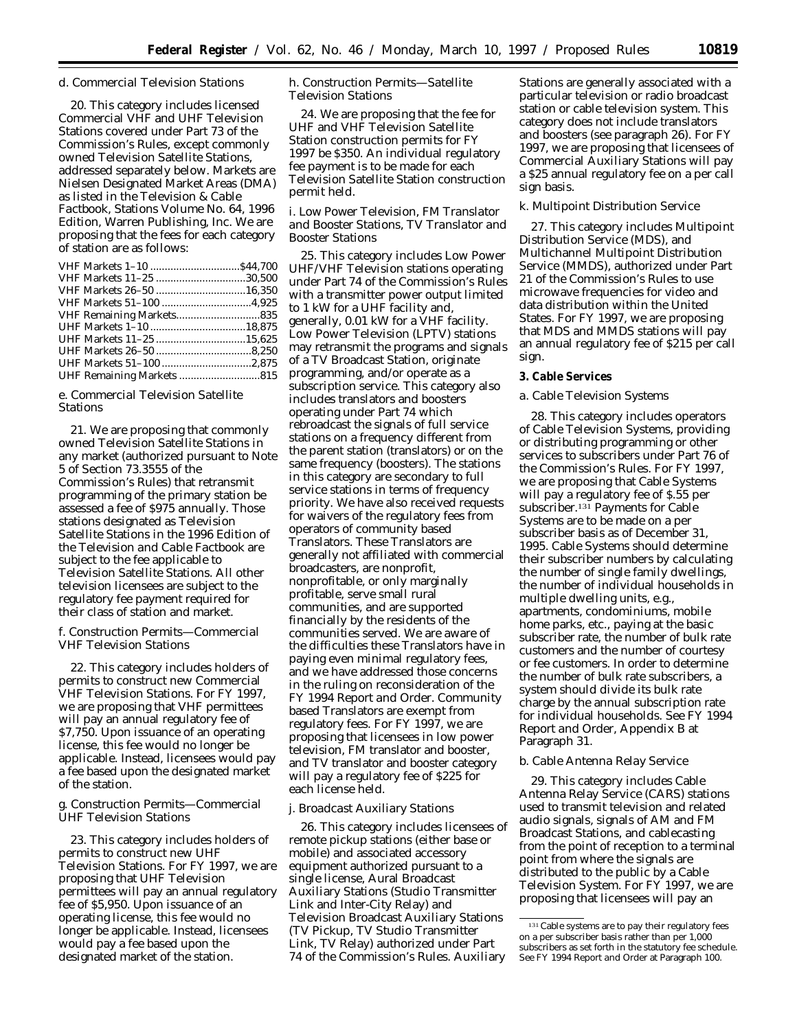d. Commercial Television Stations

20. This category includes licensed Commercial VHF and UHF Television Stations covered under Part 73 of the Commission's Rules, except commonly owned Television Satellite Stations, addressed separately below. Markets are Nielsen Designated Market Areas (DMA) as listed in the Television & Cable Factbook, Stations Volume No. 64, 1996 Edition, Warren Publishing, Inc. We are proposing that the fees for each category of station are as follows:

| | |
|---|---|
| VHF Markets 1–10 | $44,700 |
| VHF Markets 11–25 | 30,500 |
| VHF Markets 26–50 | 16,350 |
| VHF Markets 51–100 | 4,925 |
| VHF Remaining Markets | 835 |
| UHF Markets 1–10 | 18,875 |
| UHF Markets 11–25 | 15,625 |
| UHF Markets 26–50 | 8,250 |
| UHF Markets 51–100 | 2,875 |
| UHF Remaining Markets | 815 |

e. Commercial Television Satellite Stations

21. We are proposing that commonly owned Television Satellite Stations in any market (authorized pursuant to Note 5 of Section 73.3555 of the Commission's Rules) that retransmit programming of the primary station be assessed a fee of $975 annually. Those stations designated as Television Satellite Stations in the 1996 Edition of the Television and Cable Factbook are subject to the fee applicable to Television Satellite Stations. All other television licensees are subject to the regulatory fee payment required for their class of station and market.

f. Construction Permits—Commercial VHF Television Stations

22. This category includes holders of permits to construct new Commercial VHF Television Stations. For FY 1997, we are proposing that VHF permittees will pay an annual regulatory fee of $7,750. Upon issuance of an operating license, this fee would no longer be applicable. Instead, licensees would pay a fee based upon the designated market of the station.

g. Construction Permits—Commercial UHF Television Stations

23. This category includes holders of permits to construct new UHF Television Stations. For FY 1997, we are proposing that UHF Television permittees will pay an annual regulatory fee of $5,950. Upon issuance of an operating license, this fee would no longer be applicable. Instead, licensees would pay a fee based upon the designated market of the station.

h. Construction Permits—Satellite Television Stations

24. We are proposing that the fee for UHF and VHF Television Satellite Station construction permits for FY 1997 be $350. An individual regulatory fee payment is to be made for each Television Satellite Station construction permit held.

i. Low Power Television, FM Translator and Booster Stations, TV Translator and Booster Stations

25. This category includes Low Power UHF/VHF Television stations operating under Part 74 of the Commission's Rules with a transmitter power output limited to 1 kW for a UHF facility and, generally, 0.01 kW for a VHF facility. Low Power Television (LPTV) stations may retransmit the programs and signals of a TV Broadcast Station, originate programming, and/or operate as a subscription service. This category also includes translators and boosters operating under Part 74 which rebroadcast the signals of full service stations on a frequency different from the parent station (translators) or on the same frequency (boosters). The stations in this category are secondary to full service stations in terms of frequency priority. We have also received requests for waivers of the regulatory fees from operators of community based Translators. These Translators are generally not affiliated with commercial broadcasters, are nonprofit, nonprofitable, or only marginally profitable, serve small rural communities, and are supported financially by the residents of the communities served. We are aware of the difficulties these Translators have in paying even minimal regulatory fees, and we have addressed those concerns in the ruling on reconsideration of the FY 1994 *Report and Order*. Community based Translators are exempt from regulatory fees. For FY 1997, we are proposing that licensees in low power television, FM translator and booster, and TV translator and booster category will pay a regulatory fee of $225 for each license held.

j. Broadcast Auxiliary Stations

26. This category includes licensees of remote pickup stations (either base or mobile) and associated accessory equipment authorized pursuant to a single license, Aural Broadcast Auxiliary Stations (Studio Transmitter Link and Inter-City Relay) and Television Broadcast Auxiliary Stations (TV Pickup, TV Studio Transmitter Link, TV Relay) authorized under Part 74 of the Commission's Rules. Auxiliary Stations are generally associated with a particular television or radio broadcast station or cable television system. This category does not include translators and boosters (see paragraph 26). For FY 1997, we are proposing that licensees of Commercial Auxiliary Stations will pay a $25 annual regulatory fee on a per call sign basis.

k. Multipoint Distribution Service

27. This category includes Multipoint Distribution Service (MDS), and Multichannel Multipoint Distribution Service (MMDS), authorized under Part 21 of the Commission's Rules to use microwave frequencies for video and data distribution within the United States. For FY 1997, we are proposing that MDS and MMDS stations will pay an annual regulatory fee of $215 per call sign.

**3. Cable Services**

a. Cable Television Systems

28. This category includes operators of Cable Television Systems, providing or distributing programming or other services to subscribers under Part 76 of the Commission's Rules. For FY 1997, we are proposing that Cable Systems will pay a regulatory fee of $.55 per subscriber.[131] Payments for Cable Systems are to be made on a per subscriber basis as of December 31, 1995. Cable Systems should determine their subscriber numbers by calculating the number of single family dwellings, the number of individual households in multiple dwelling units, e.g., apartments, condominiums, mobile home parks, etc., paying at the basic subscriber rate, the number of bulk rate customers and the number of courtesy or fee customers. In order to determine the number of bulk rate subscribers, a system should divide its bulk rate charge by the annual subscription rate for individual households. See FY 1994 *Report and Order*, Appendix B at Paragraph 31.

b. Cable Antenna Relay Service

29. This category includes Cable Antenna Relay Service (CARS) stations used to transmit television and related audio signals, signals of AM and FM Broadcast Stations, and cablecasting from the point of reception to a terminal point from where the signals are distributed to the public by a Cable Television System. For FY 1997, we are proposing that licensees will pay an

[131] Cable systems are to pay their regulatory fees on a per subscriber basis rather than per 1,000 subscribers as set forth in the statutory fee schedule. See FY 1994 *Report and Order* at Paragraph 100.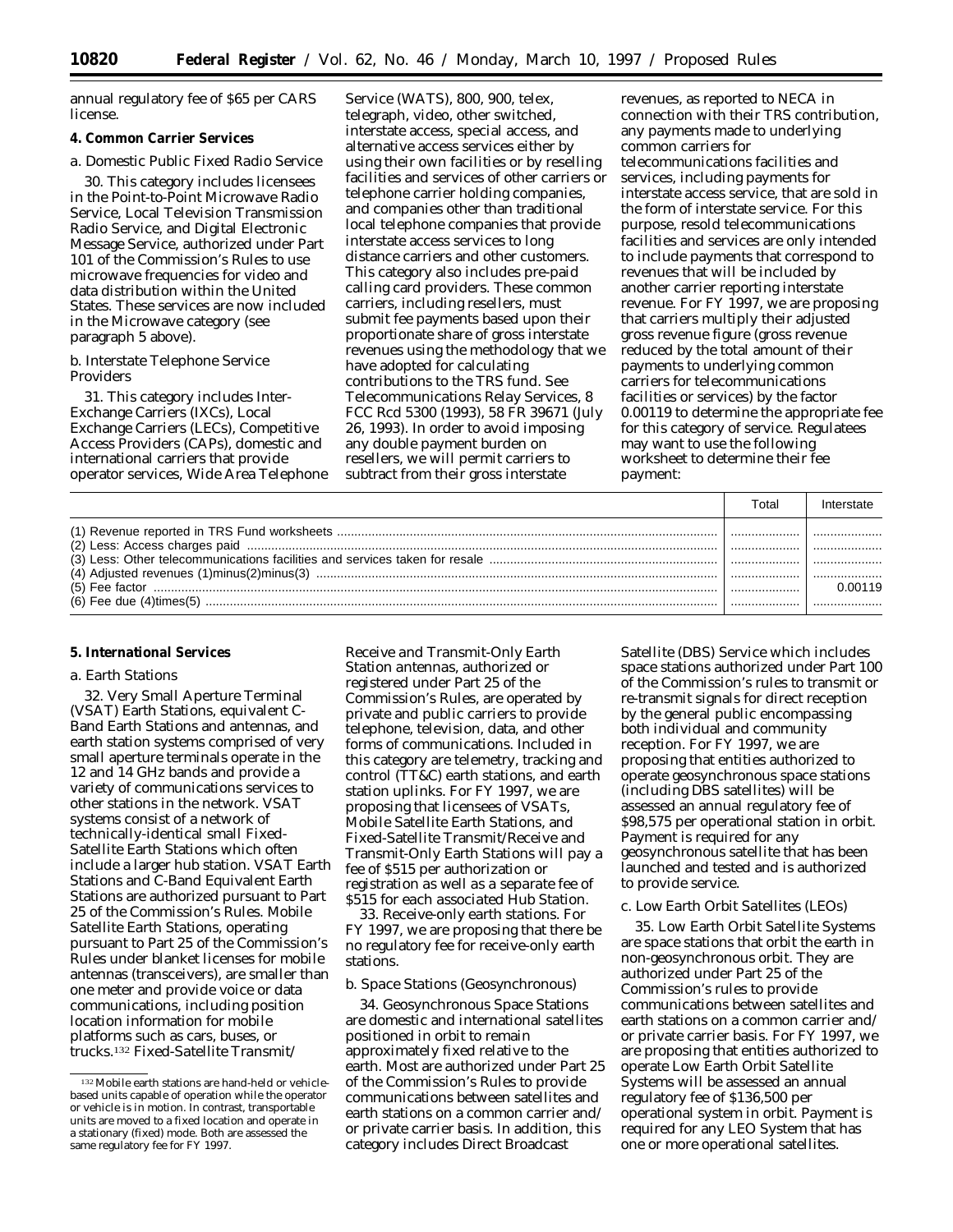annual regulatory fee of $65 per CARS license.

### 4. Common Carrier Services

*a. Domestic Public Fixed Radio Service*

30. This category includes licensees in the Point-to-Point Microwave Radio Service, Local Television Transmission Radio Service, and Digital Electronic Message Service, authorized under Part 101 of the Commission's Rules to use microwave frequencies for video and data distribution within the United States. These services are now included in the Microwave category (see paragraph 5 above).

*b. Interstate Telephone Service Providers*

31. This category includes Inter-Exchange Carriers (IXCs), Local Exchange Carriers (LECs), Competitive Access Providers (CAPs), domestic and international carriers that provide operator services, Wide Area Telephone Service (WATS), 800, 900, telex, telegraph, video, other switched, interstate access, special access, and alternative access services either by using their own facilities or by reselling facilities and services of other carriers or telephone carrier holding companies, and companies other than traditional local telephone companies that provide interstate access services to long distance carriers and other customers. This category also includes pre-paid calling card providers. These common carriers, including resellers, must submit fee payments based upon their proportionate share of gross interstate revenues using the methodology that we have adopted for calculating contributions to the TRS fund. See Telecommunications Relay Services, 8 FCC Rcd 5300 (1993), 58 FR 39671 (July 26, 1993). In order to avoid imposing any double payment burden on resellers, we will permit carriers to subtract from their gross interstate revenues, as reported to NECA in connection with their TRS contribution, any payments made to underlying common carriers for telecommunications facilities and services, including payments for interstate access service, that are sold in the form of interstate service. For this purpose, resold telecommunications facilities and services are only intended to include payments that correspond to revenues that will be included by another carrier reporting interstate revenue. For FY 1997, we are proposing that carriers multiply their adjusted gross revenue figure (gross revenue reduced by the total amount of their payments to underlying common carriers for telecommunications facilities or services) by the factor 0.00119 to determine the appropriate fee for this category of service. Regulatees may want to use the following worksheet to determine their fee payment:

| | Total | Interstate |
|---|---|---|
| (1) Revenue reported in TRS Fund worksheets | .................... | .................... |
| (2) Less: Access charges paid | .................... | .................... |
| (3) Less: Other telecommunications facilities and services taken for resale | .................... | .................... |
| (4) Adjusted revenues (1)minus(2)minus(3) | .................... | .................... |
| (5) Fee factor | .................... | 0.00119 |
| (6) Fee due (4)times(5) | .................... | .................... |

### 5. International Services

*a. Earth Stations*

32. Very Small Aperture Terminal (VSAT) Earth Stations, equivalent C-Band Earth Stations and antennas, and earth station systems comprised of very small aperture terminals operate in the 12 and 14 GHz bands and provide a variety of communications services to other stations in the network. VSAT systems consist of a network of technically-identical small Fixed-Satellite Earth Stations which often include a larger hub station. VSAT Earth Stations and C-Band Equivalent Earth Stations are authorized pursuant to Part 25 of the Commission's Rules. Mobile Satellite Earth Stations, operating pursuant to Part 25 of the Commission's Rules under blanket licenses for mobile antennas (transceivers), are smaller than one meter and provide voice or data communications, including position location information for mobile platforms such as cars, buses, or trucks.[132] Fixed-Satellite Transmit/Receive and Transmit-Only Earth Station antennas, authorized or registered under Part 25 of the Commission's Rules, are operated by private and public carriers to provide telephone, television, data, and other forms of communications. Included in this category are telemetry, tracking and control (TT&C) earth stations, and earth station uplinks. For FY 1997, we are proposing that licensees of VSATs, Mobile Satellite Earth Stations, and Fixed-Satellite Transmit/Receive and Transmit-Only Earth Stations will pay a fee of $515 per authorization or registration as well as a separate fee of $515 for each associated Hub Station.

33. Receive-only earth stations. For FY 1997, we are proposing that there be no regulatory fee for receive-only earth stations.

*b. Space Stations (Geosynchronous)*

34. Geosynchronous Space Stations are domestic and international satellites positioned in orbit to remain approximately fixed relative to the earth. Most are authorized under Part 25 of the Commission's Rules to provide communications between satellites and earth stations on a common carrier and/or private carrier basis. In addition, this category includes Direct Broadcast Satellite (DBS) Service which includes space stations authorized under Part 100 of the Commission's rules to transmit or re-transmit signals for direct reception by the general public encompassing both individual and community reception. For FY 1997, we are proposing that entities authorized to operate geosynchronous space stations (including DBS satellites) will be assessed an annual regulatory fee of $98,575 per operational station in orbit. Payment is required for any geosynchronous satellite that has been launched and tested and is authorized to provide service.

*c. Low Earth Orbit Satellites (LEOs)*

35. Low Earth Orbit Satellite Systems are space stations that orbit the earth in non-geosynchronous orbit. They are authorized under Part 25 of the Commission's rules to provide communications between satellites and earth stations on a common carrier and/or private carrier basis. For FY 1997, we are proposing that entities authorized to operate Low Earth Orbit Satellite Systems will be assessed an annual regulatory fee of $136,500 per operational system in orbit. Payment is required for any LEO System that has one or more operational satellites.

[132] Mobile earth stations are hand-held or vehicle-based units capable of operation while the operator or vehicle is in motion. In contrast, transportable units are moved to a fixed location and operate in a stationary (fixed) mode. Both are assessed the same regulatory fee for FY 1997.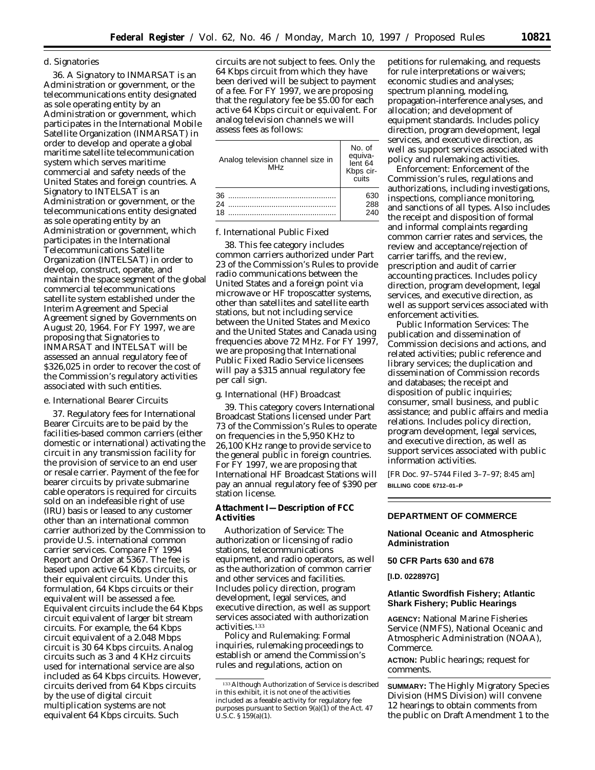*d. Signatories*

36. A Signatory to INMARSAT is an Administration or government, or the telecommunications entity designated as sole operating entity by an Administration or government, which participates in the International Mobile Satellite Organization (INMARSAT) in order to develop and operate a global maritime satellite telecommunication system which serves maritime commercial and safety needs of the United States and foreign countries. A Signatory to INTELSAT is an Administration or government, or the telecommunications entity designated as sole operating entity by an Administration or government, which participates in the International Telecommunications Satellite Organization (INTELSAT) in order to develop, construct, operate, and maintain the space segment of the global commercial telecommunications satellite system established under the Interim Agreement and Special Agreement signed by Governments on August 20, 1964. For FY 1997, we are proposing that Signatories to INMARSAT and INTELSAT will be assessed an annual regulatory fee of $326,025 in order to recover the cost of the Commission's regulatory activities associated with such entities.

*e. International Bearer Circuits*

37. Regulatory fees for International Bearer Circuits are to be paid by the facilities-based common carriers (either domestic or international) activating the circuit in any transmission facility for the provision of service to an end user or resale carrier. Payment of the fee for bearer circuits by private submarine cable operators is required for circuits sold on an indefeasible right of use (IRU) basis or leased to any customer other than an international common carrier authorized by the Commission to provide U.S. international common carrier services. Compare *FY 1994 Report and Order* at 5367. The fee is based upon active 64 Kbps circuits, or their equivalent circuits. Under this formulation, 64 Kbps circuits or their equivalent will be assessed a fee. Equivalent circuits include the 64 Kbps circuit equivalent of larger bit stream circuits. For example, the 64 Kbps circuit equivalent of a 2.048 Mbps circuit is 30 64 Kbps circuits. Analog circuits such as 3 and 4 KHz circuits used for international service are also included as 64 Kbps circuits. However, circuits derived from 64 Kbps circuits by the use of digital circuit multiplication systems are not equivalent 64 Kbps circuits. Such circuits are not subject to fees. Only the 64 Kbps circuit from which they have been derived will be subject to payment of a fee. For FY 1997, we are proposing that the regulatory fee be $5.00 for each active 64 Kbps circuit or equivalent. For analog television channels we will assess fees as follows:

| Analog television channel size in MHz | No. of equivalent 64 Kbps circuits |
|---|---|
| 36 | 630 |
| 24 | 288 |
| 18 | 240 |

*f. International Public Fixed*

38. This fee category includes common carriers authorized under Part 23 of the Commission's Rules to provide radio communications between the United States and a foreign point via microwave or HF troposcatter systems, other than satellites and satellite earth stations, but not including service between the United States and Mexico and the United States and Canada using frequencies above 72 MHz. For FY 1997, we are proposing that International Public Fixed Radio Service licensees will pay a $315 annual regulatory fee per call sign.

*g. International (HF) Broadcast*

39. This category covers International Broadcast Stations licensed under Part 73 of the Commission's Rules to operate on frequencies in the 5,950 KHz to 26,100 KHz range to provide service to the general public in foreign countries. For FY 1997, we are proposing that International HF Broadcast Stations will pay an annual regulatory fee of $390 per station license.

**Attachment I—Description of FCC Activities**

*Authorization of Service:* The authorization or licensing of radio stations, telecommunications equipment, and radio operators, as well as the authorization of common carrier and other services and facilities. Includes policy direction, program development, legal services, and executive direction, as well as support services associated with authorization activities.[133]

*Policy and Rulemaking:* Formal inquiries, rulemaking proceedings to establish or amend the Commission's rules and regulations, action on petitions for rulemaking, and requests for rule interpretations or waivers; economic studies and analyses; spectrum planning, modeling, propagation-interference analyses, and allocation; and development of equipment standards. Includes policy direction, program development, legal services, and executive direction, as well as support services associated with policy and rulemaking activities.

*Enforcement:* Enforcement of the Commission's rules, regulations and authorizations, including investigations, inspections, compliance monitoring, and sanctions of all types. Also includes the receipt and disposition of formal and informal complaints regarding common carrier rates and services, the review and acceptance/rejection of carrier tariffs, and the review, prescription and audit of carrier accounting practices. Includes policy direction, program development, legal services, and executive direction, as well as support services associated with enforcement activities.

*Public Information Services:* The publication and dissemination of Commission decisions and actions, and related activities; public reference and library services; the duplication and dissemination of Commission records and databases; the receipt and disposition of public inquiries; consumer, small business, and public assistance; and public affairs and media relations. Includes policy direction, program development, legal services, and executive direction, as well as support services associated with public information activities.

[133] Although Authorization of Service is described in this exhibit, it is not one of the activities included as a feeable activity for regulatory fee purposes pursuant to Section 9(a)(1) of the Act. 47 U.S.C. § 159(a)(1).

[FR Doc. 97–5744 Filed 3–7–97; 8:45 am]

**BILLING CODE 6712–01–P**

---

**DEPARTMENT OF COMMERCE**

**National Oceanic and Atmospheric Administration**

**50 CFR Parts 630 and 678**

**[I.D. 022897G]**

**Atlantic Swordfish Fishery; Atlantic Shark Fishery; Public Hearings**

**AGENCY:** National Marine Fisheries Service (NMFS), National Oceanic and Atmospheric Administration (NOAA), Commerce.

**ACTION:** Public hearings; request for comments.

**SUMMARY:** The Highly Migratory Species Division (HMS Division) will convene 12 hearings to obtain comments from the public on Draft Amendment 1 to the